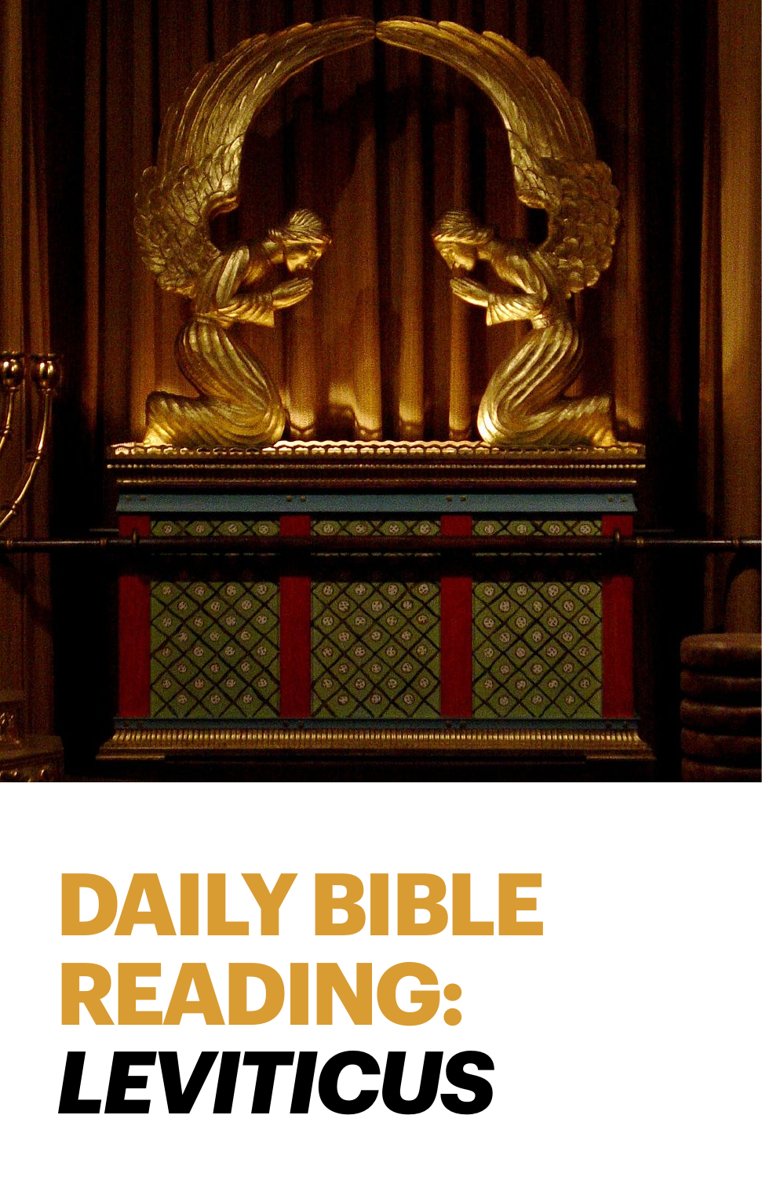# DAILY BIBLE READING: *LEVITICUS*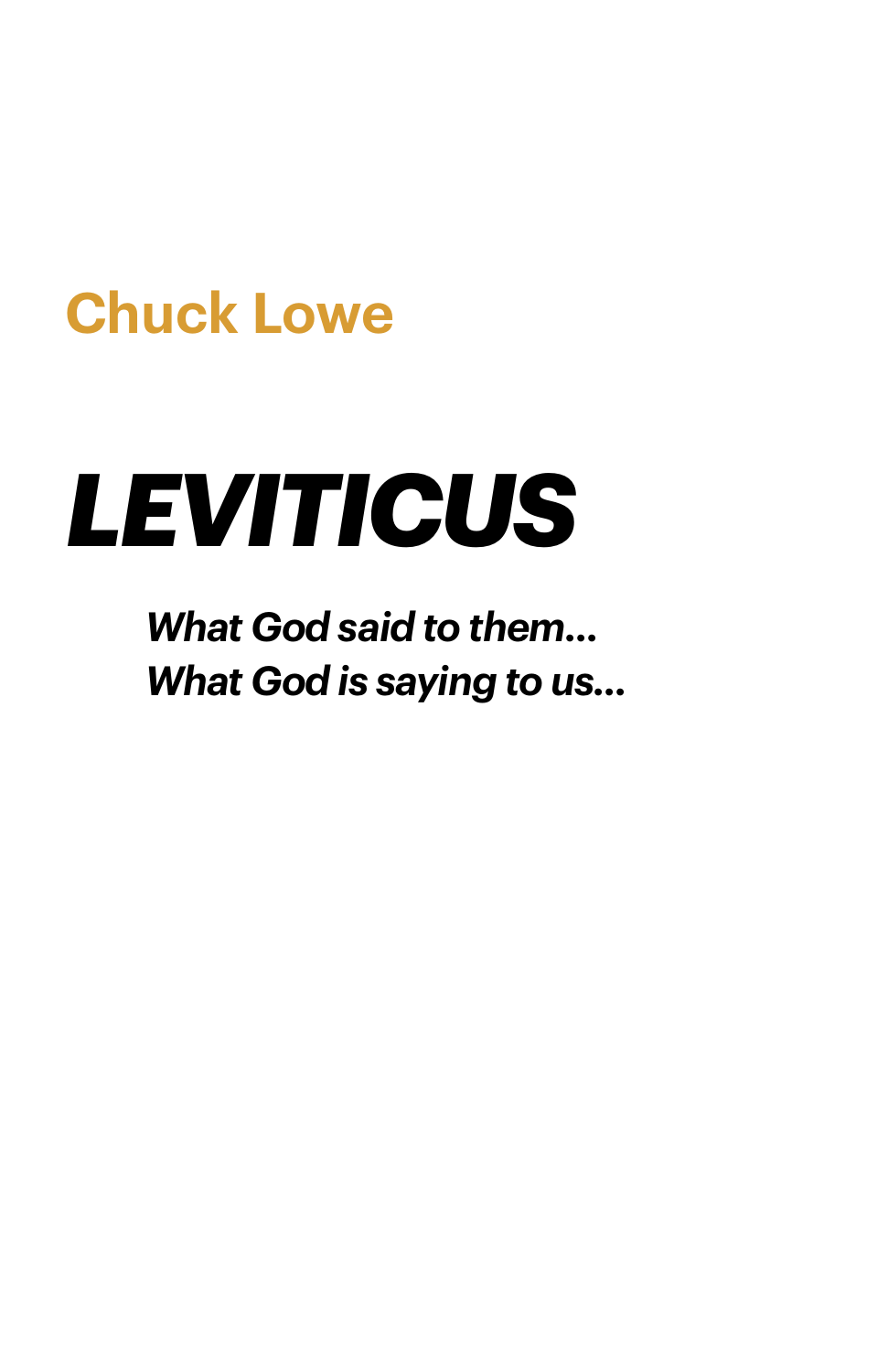Chuck Lowe

# *LEVITICUS*

***What God said to them...***
***What God is saying to us...***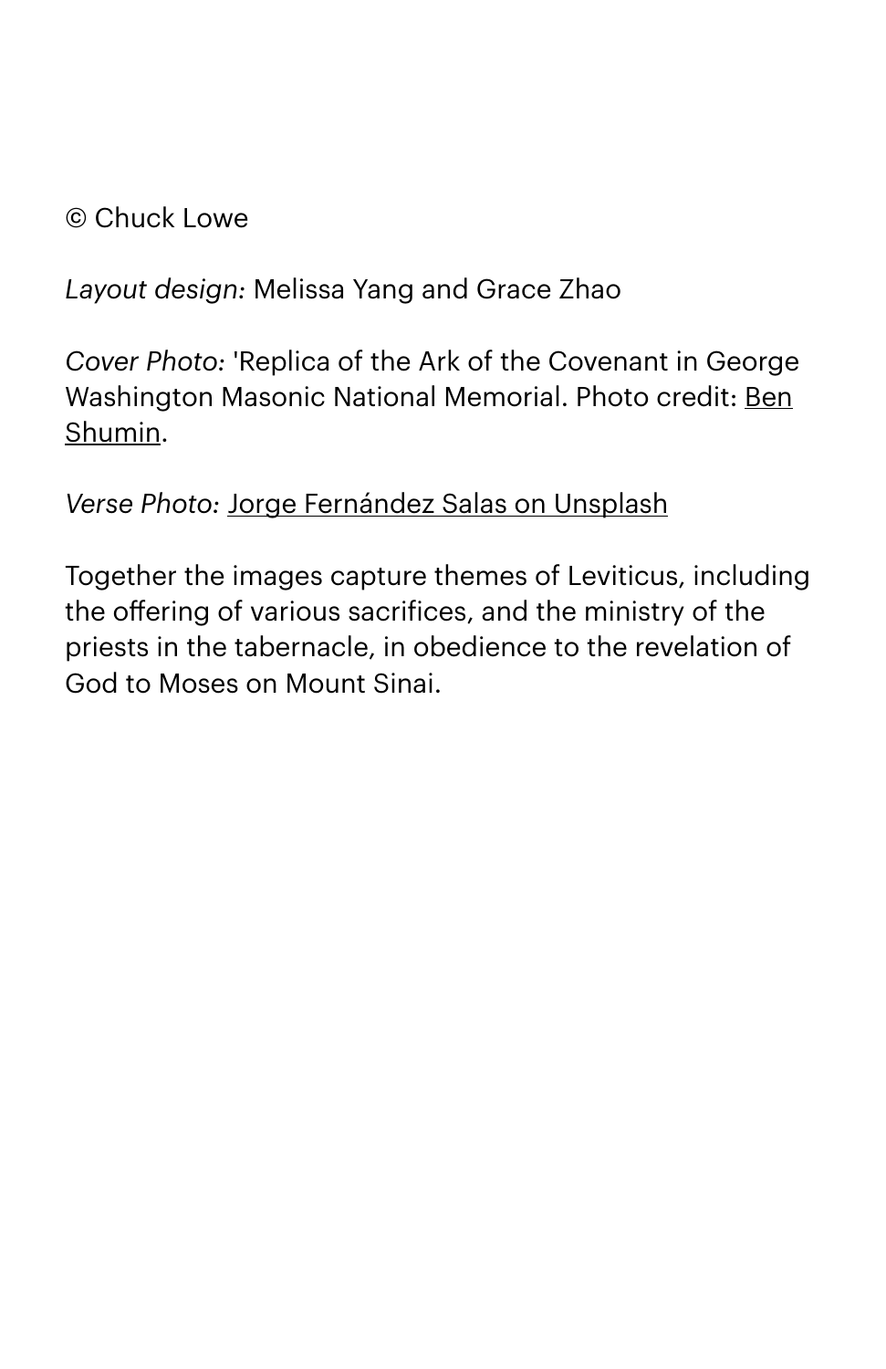© Chuck Lowe

*Layout design:* Melissa Yang and Grace Zhao

*Cover Photo:* 'Replica of the Ark of the Covenant in George Washington Masonic National Memorial. Photo credit: Ben Shumin.

*Verse Photo:* Jorge Fernández Salas on Unsplash

Together the images capture themes of Leviticus, including the offering of various sacrifices, and the ministry of the priests in the tabernacle, in obedience to the revelation of God to Moses on Mount Sinai.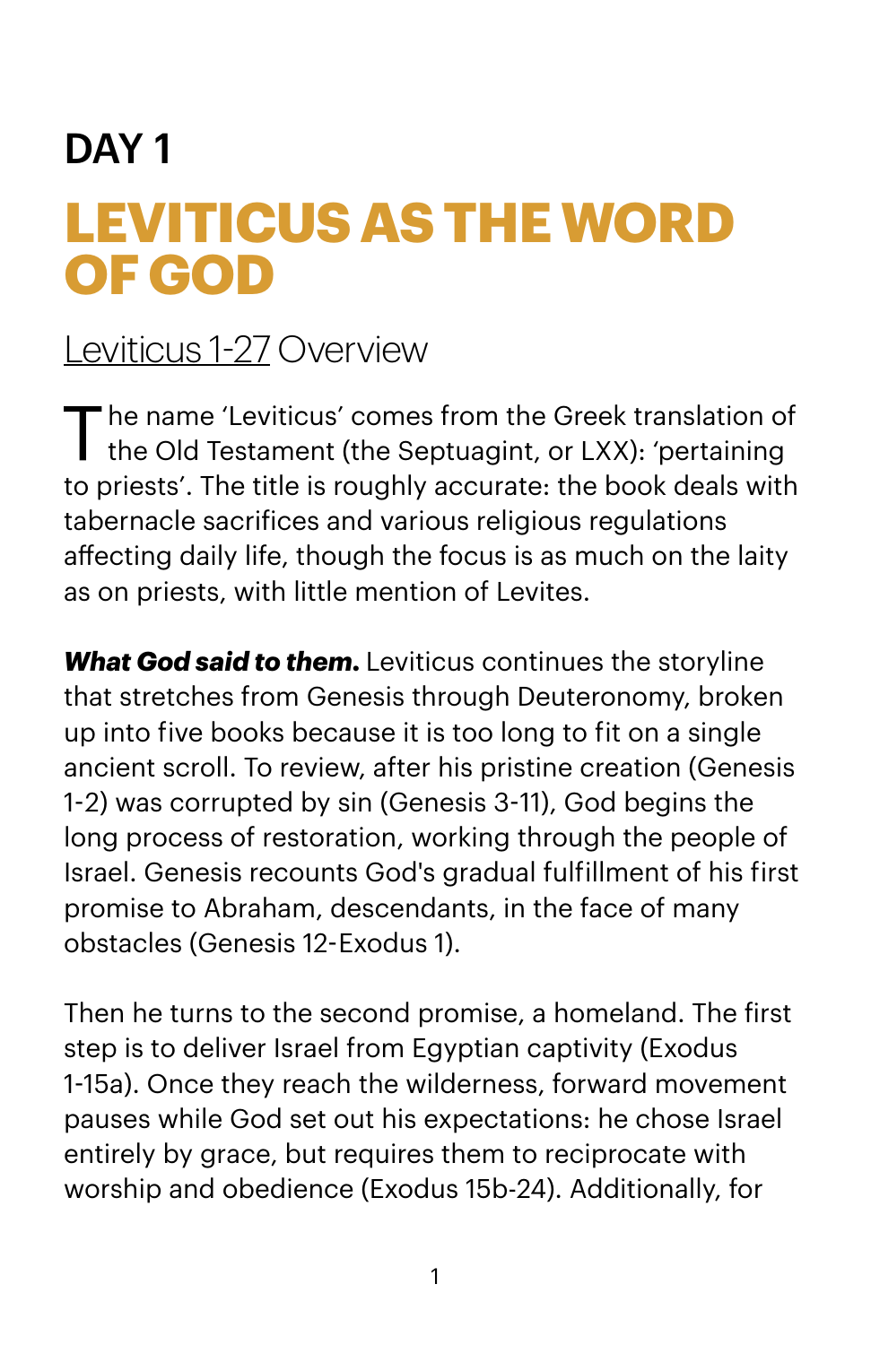# DAY 1

## LEVITICUS AS THE WORD OF GOD

### Leviticus 1-27 Overview

The name 'Leviticus' comes from the Greek translation of the Old Testament (the Septuagint, or LXX): 'pertaining to priests'. The title is roughly accurate: the book deals with tabernacle sacrifices and various religious regulations affecting daily life, though the focus is as much on the laity as on priests, with little mention of Levites.

***What God said to them.*** Leviticus continues the storyline that stretches from Genesis through Deuteronomy, broken up into five books because it is too long to fit on a single ancient scroll. To review, after his pristine creation (Genesis 1-2) was corrupted by sin (Genesis 3-11), God begins the long process of restoration, working through the people of Israel. Genesis recounts God's gradual fulfillment of his first promise to Abraham, descendants, in the face of many obstacles (Genesis 12-Exodus 1).

Then he turns to the second promise, a homeland. The first step is to deliver Israel from Egyptian captivity (Exodus 1-15a). Once they reach the wilderness, forward movement pauses while God set out his expectations: he chose Israel entirely by grace, but requires them to reciprocate with worship and obedience (Exodus 15b-24). Additionally, for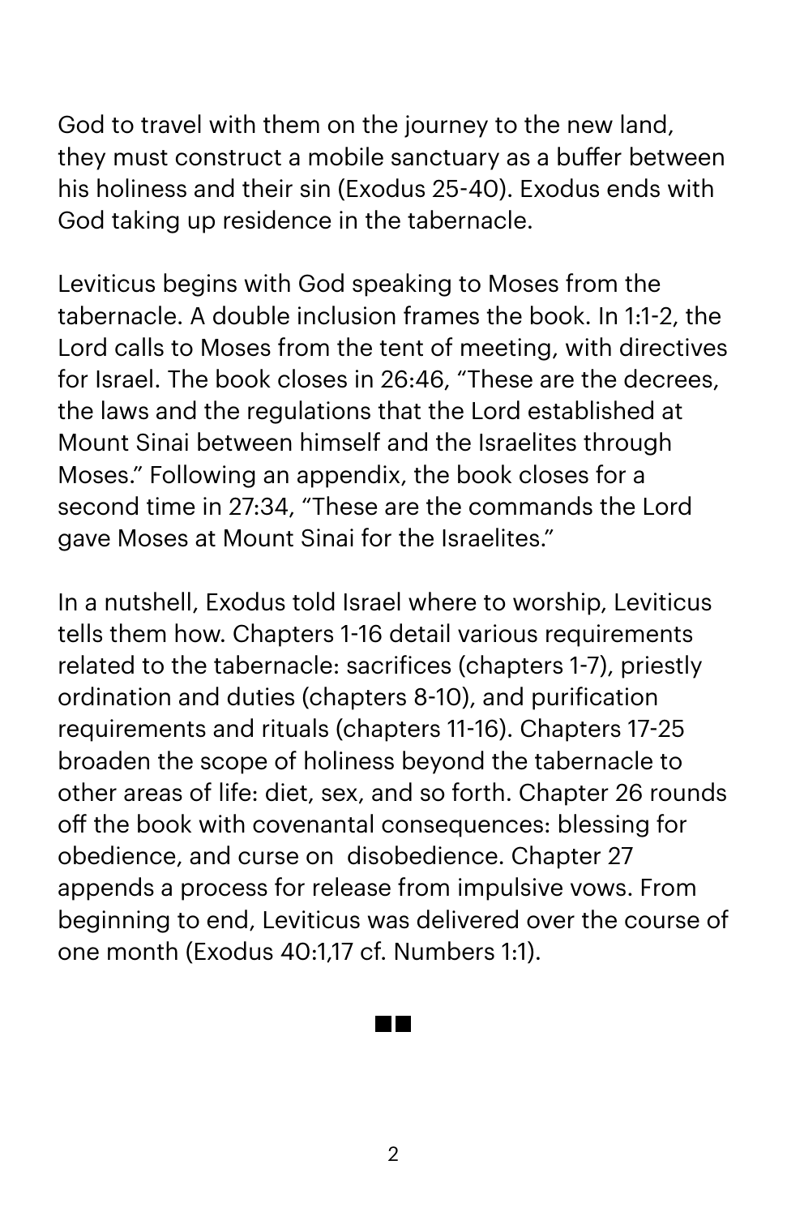God to travel with them on the journey to the new land, they must construct a mobile sanctuary as a buffer between his holiness and their sin (Exodus 25-40). Exodus ends with God taking up residence in the tabernacle.

Leviticus begins with God speaking to Moses from the tabernacle. A double inclusion frames the book. In 1:1-2, the Lord calls to Moses from the tent of meeting, with directives for Israel. The book closes in 26:46, "These are the decrees, the laws and the regulations that the Lord established at Mount Sinai between himself and the Israelites through Moses." Following an appendix, the book closes for a second time in 27:34, "These are the commands the Lord gave Moses at Mount Sinai for the Israelites."

In a nutshell, Exodus told Israel where to worship, Leviticus tells them how. Chapters 1-16 detail various requirements related to the tabernacle: sacrifices (chapters 1-7), priestly ordination and duties (chapters 8-10), and purification requirements and rituals (chapters 11-16). Chapters 17-25 broaden the scope of holiness beyond the tabernacle to other areas of life: diet, sex, and so forth. Chapter 26 rounds off the book with covenantal consequences: blessing for obedience, and curse on disobedience. Chapter 27 appends a process for release from impulsive vows. From beginning to end, Leviticus was delivered over the course of one month (Exodus 40:1,17 cf. Numbers 1:1).

■■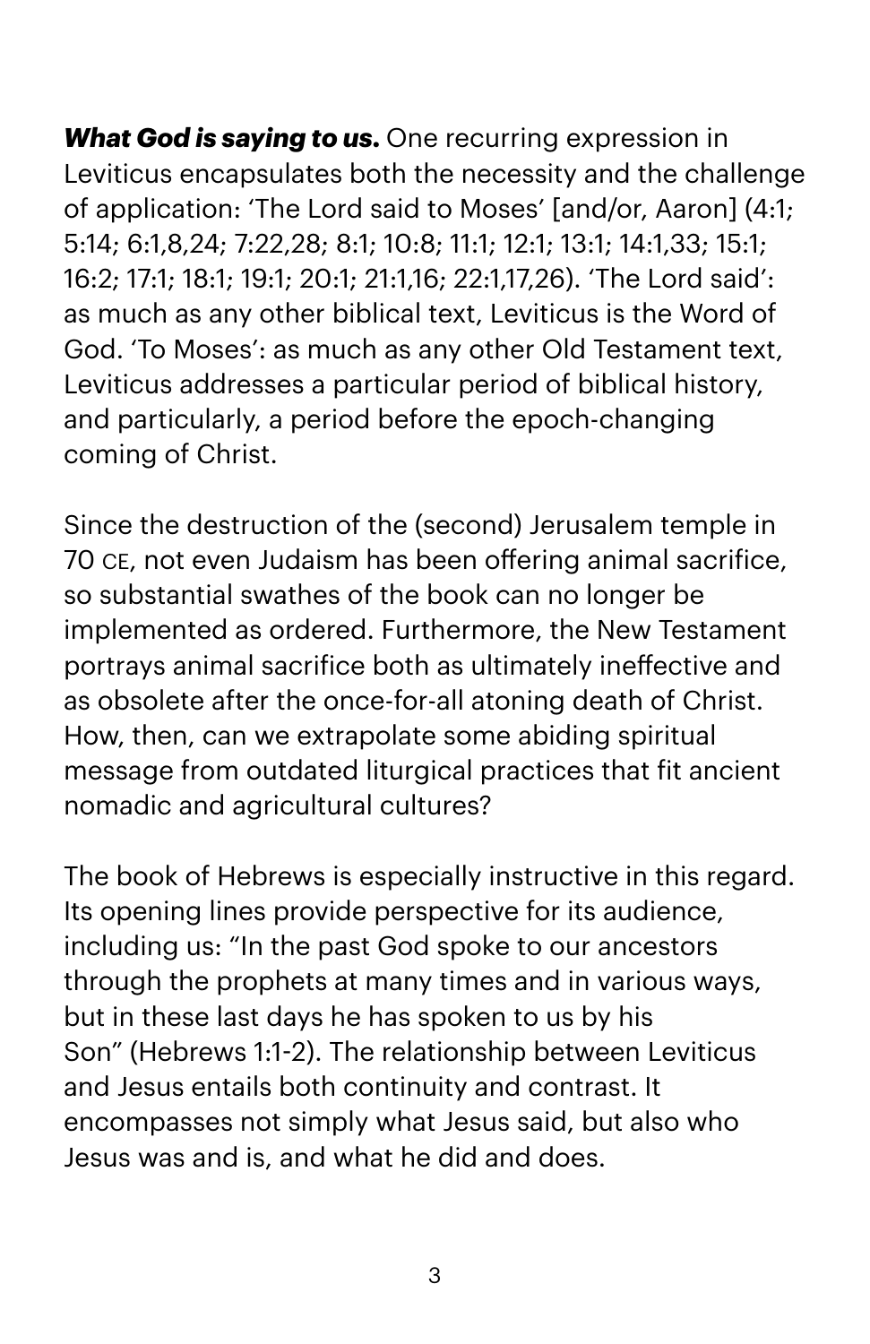***What God is saying to us.*** One recurring expression in Leviticus encapsulates both the necessity and the challenge of application: 'The Lord said to Moses' [and/or, Aaron] (4:1; 5:14; 6:1,8,24; 7:22,28; 8:1; 10:8; 11:1; 12:1; 13:1; 14:1,33; 15:1; 16:2; 17:1; 18:1; 19:1; 20:1; 21:1,16; 22:1,17,26). 'The Lord said': as much as any other biblical text, Leviticus is the Word of God. 'To Moses': as much as any other Old Testament text, Leviticus addresses a particular period of biblical history, and particularly, a period before the epoch-changing coming of Christ.

Since the destruction of the (second) Jerusalem temple in 70 CE, not even Judaism has been offering animal sacrifice, so substantial swathes of the book can no longer be implemented as ordered. Furthermore, the New Testament portrays animal sacrifice both as ultimately ineffective and as obsolete after the once-for-all atoning death of Christ. How, then, can we extrapolate some abiding spiritual message from outdated liturgical practices that fit ancient nomadic and agricultural cultures?

The book of Hebrews is especially instructive in this regard. Its opening lines provide perspective for its audience, including us: "In the past God spoke to our ancestors through the prophets at many times and in various ways, but in these last days he has spoken to us by his Son" (Hebrews 1:1-2). The relationship between Leviticus and Jesus entails both continuity and contrast. It encompasses not simply what Jesus said, but also who Jesus was and is, and what he did and does.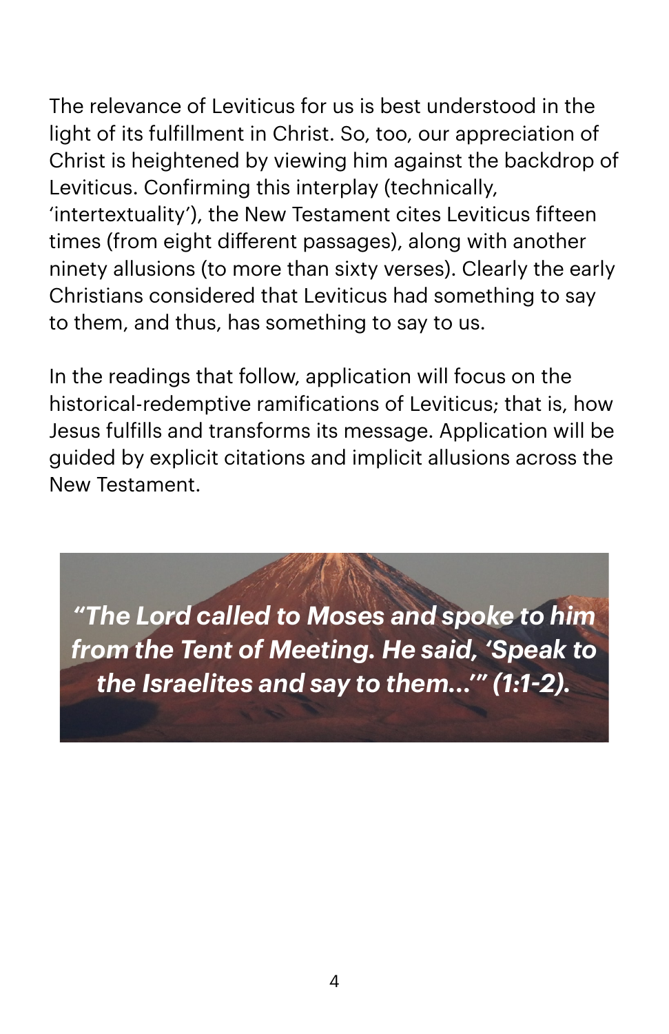The relevance of Leviticus for us is best understood in the light of its fulfillment in Christ. So, too, our appreciation of Christ is heightened by viewing him against the backdrop of Leviticus. Confirming this interplay (technically, 'intertextuality'), the New Testament cites Leviticus fifteen times (from eight different passages), along with another ninety allusions (to more than sixty verses). Clearly the early Christians considered that Leviticus had something to say to them, and thus, has something to say to us.

In the readings that follow, application will focus on the historical-redemptive ramifications of Leviticus; that is, how Jesus fulfills and transforms its message. Application will be guided by explicit citations and implicit allusions across the New Testament.

***"The Lord called to Moses and spoke to him from the Tent of Meeting. He said, 'Speak to the Israelites and say to them...'" (1:1-2).***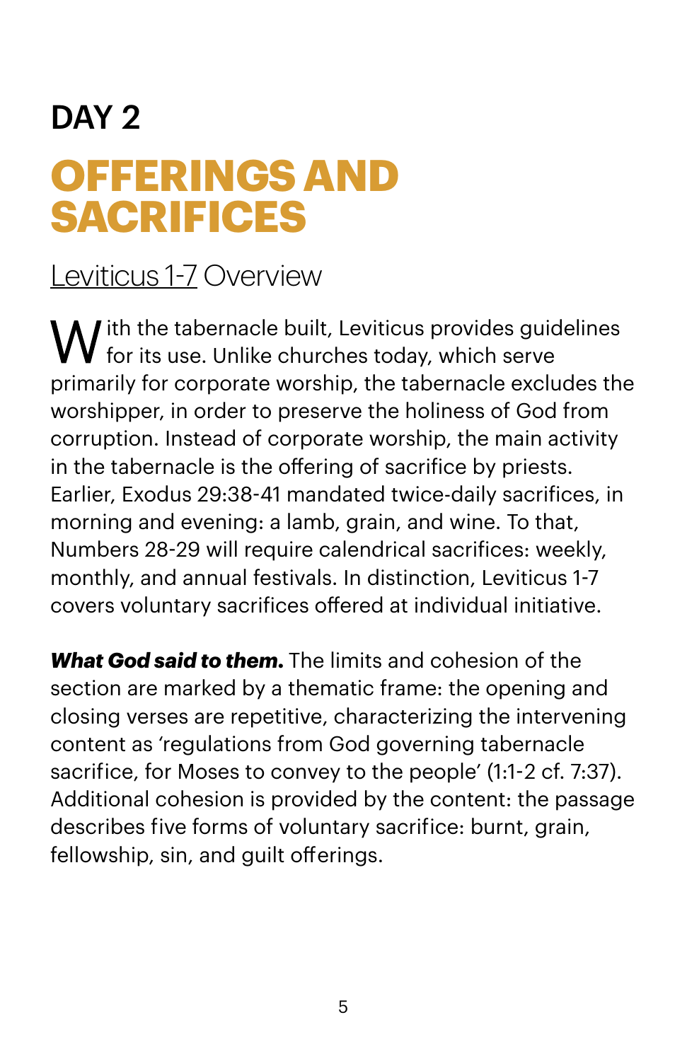## DAY 2

# OFFERINGS AND SACRIFICES

Leviticus 1-7 Overview

With the tabernacle built, Leviticus provides guidelines for its use. Unlike churches today, which serve primarily for corporate worship, the tabernacle excludes the worshipper, in order to preserve the holiness of God from corruption. Instead of corporate worship, the main activity in the tabernacle is the offering of sacrifice by priests. Earlier, Exodus 29:38-41 mandated twice-daily sacrifices, in morning and evening: a lamb, grain, and wine. To that, Numbers 28-29 will require calendrical sacrifices: weekly, monthly, and annual festivals. In distinction, Leviticus 1-7 covers voluntary sacrifices offered at individual initiative.

***What God said to them.*** The limits and cohesion of the section are marked by a thematic frame: the opening and closing verses are repetitive, characterizing the intervening content as 'regulations from God governing tabernacle sacrifice, for Moses to convey to the people' (1:1-2 cf. 7:37). Additional cohesion is provided by the content: the passage describes five forms of voluntary sacrifice: burnt, grain, fellowship, sin, and guilt offerings.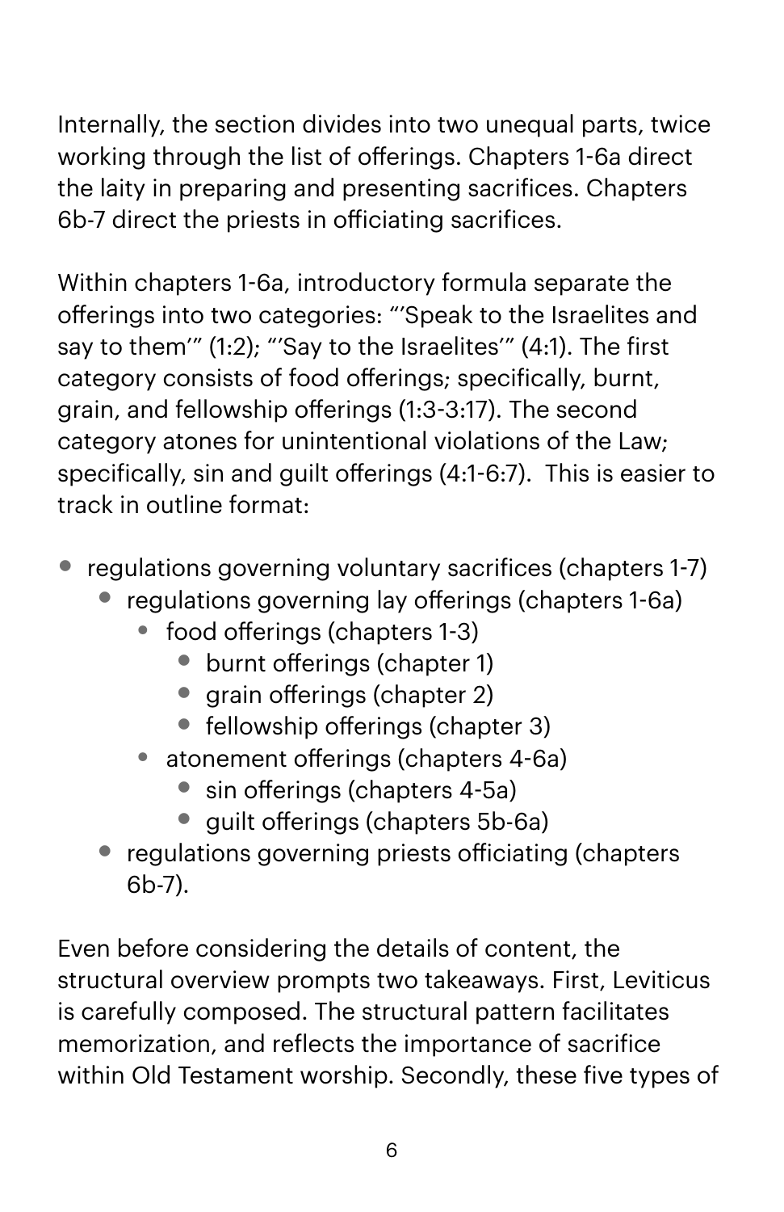Internally, the section divides into two unequal parts, twice working through the list of offerings. Chapters 1-6a direct the laity in preparing and presenting sacrifices. Chapters 6b-7 direct the priests in officiating sacrifices.

Within chapters 1-6a, introductory formula separate the offerings into two categories: "'Speak to the Israelites and say to them'" (1:2); "'Say to the Israelites'" (4:1). The first category consists of food offerings; specifically, burnt, grain, and fellowship offerings (1:3-3:17). The second category atones for unintentional violations of the Law; specifically, sin and guilt offerings (4:1-6:7). This is easier to track in outline format:

- regulations governing voluntary sacrifices (chapters 1-7)
  - regulations governing lay offerings (chapters 1-6a)
    - food offerings (chapters 1-3)
      - burnt offerings (chapter 1)
      - grain offerings (chapter 2)
      - fellowship offerings (chapter 3)
    - atonement offerings (chapters 4-6a)
      - sin offerings (chapters 4-5a)
      - guilt offerings (chapters 5b-6a)
  - regulations governing priests officiating (chapters 6b-7).

Even before considering the details of content, the structural overview prompts two takeaways. First, Leviticus is carefully composed. The structural pattern facilitates memorization, and reflects the importance of sacrifice within Old Testament worship. Secondly, these five types of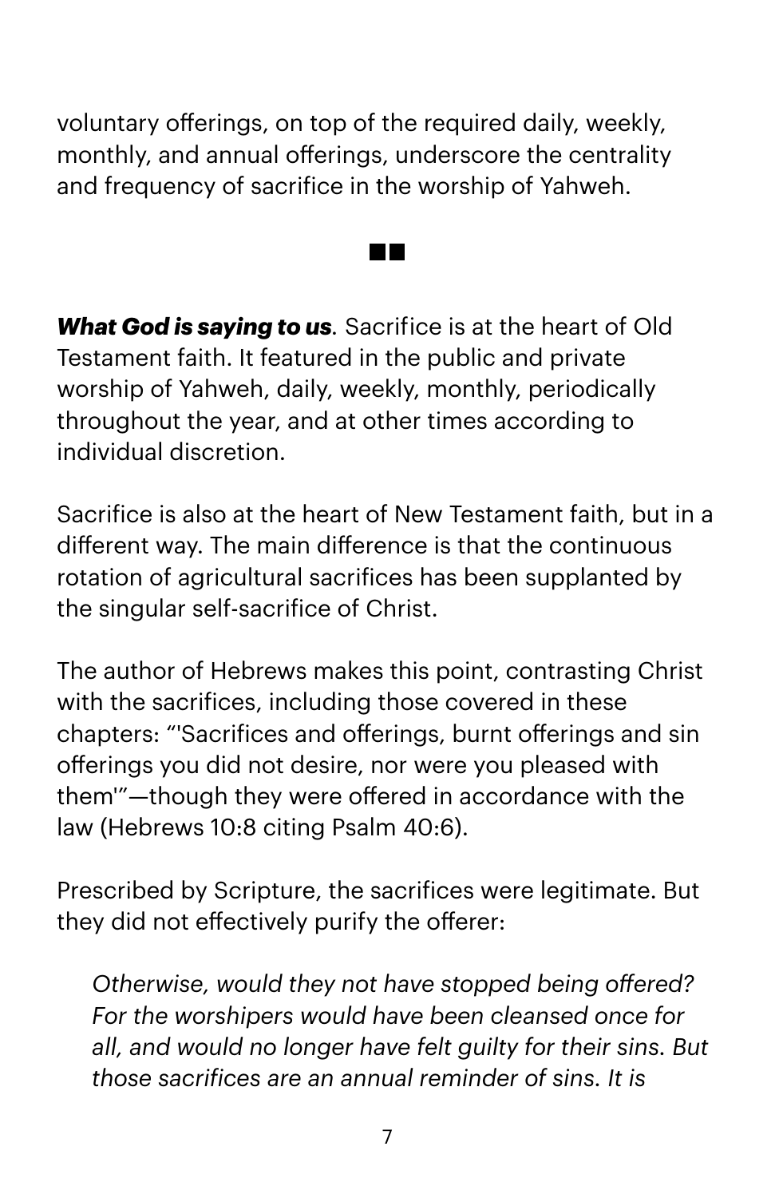voluntary offerings, on top of the required daily, weekly, monthly, and annual offerings, underscore the centrality and frequency of sacrifice in the worship of Yahweh.

■■

***What God is saying to us***. Sacrifice is at the heart of Old Testament faith. It featured in the public and private worship of Yahweh, daily, weekly, monthly, periodically throughout the year, and at other times according to individual discretion.

Sacrifice is also at the heart of New Testament faith, but in a different way. The main difference is that the continuous rotation of agricultural sacrifices has been supplanted by the singular self-sacrifice of Christ.

The author of Hebrews makes this point, contrasting Christ with the sacrifices, including those covered in these chapters: "'Sacrifices and offerings, burnt offerings and sin offerings you did not desire, nor were you pleased with them'"—though they were offered in accordance with the law (Hebrews 10:8 citing Psalm 40:6).

Prescribed by Scripture, the sacrifices were legitimate. But they did not effectively purify the offerer:

> *Otherwise, would they not have stopped being offered? For the worshipers would have been cleansed once for all, and would no longer have felt guilty for their sins. But those sacrifices are an annual reminder of sins. It is*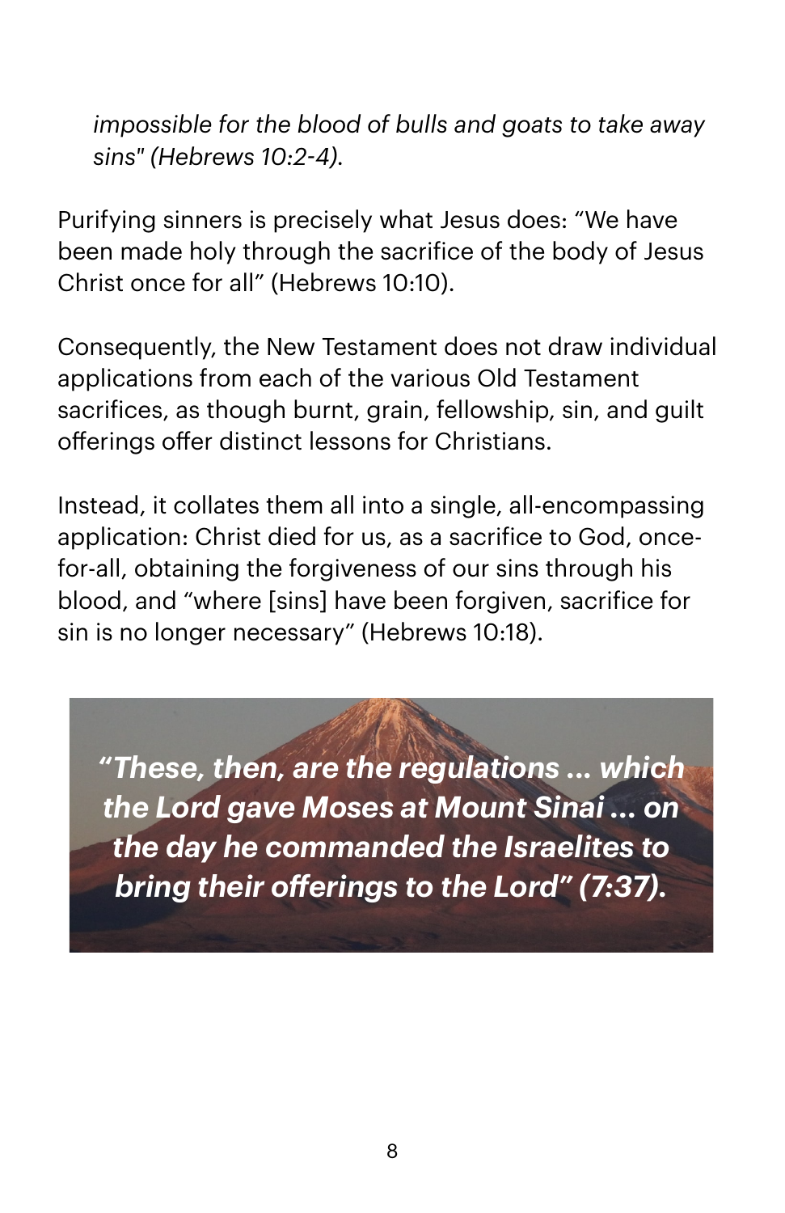*impossible for the blood of bulls and goats to take away sins" (Hebrews 10:2-4).*

Purifying sinners is precisely what Jesus does: “We have been made holy through the sacrifice of the body of Jesus Christ once for all” (Hebrews 10:10).

Consequently, the New Testament does not draw individual applications from each of the various Old Testament sacrifices, as though burnt, grain, fellowship, sin, and guilt offerings offer distinct lessons for Christians.

Instead, it collates them all into a single, all-encompassing application: Christ died for us, as a sacrifice to God, once-for-all, obtaining the forgiveness of our sins through his blood, and “where [sins] have been forgiven, sacrifice for sin is no longer necessary” (Hebrews 10:18).

***“These, then, are the regulations … which the Lord gave Moses at Mount Sinai … on the day he commanded the Israelites to bring their offerings to the Lord” (7:37).***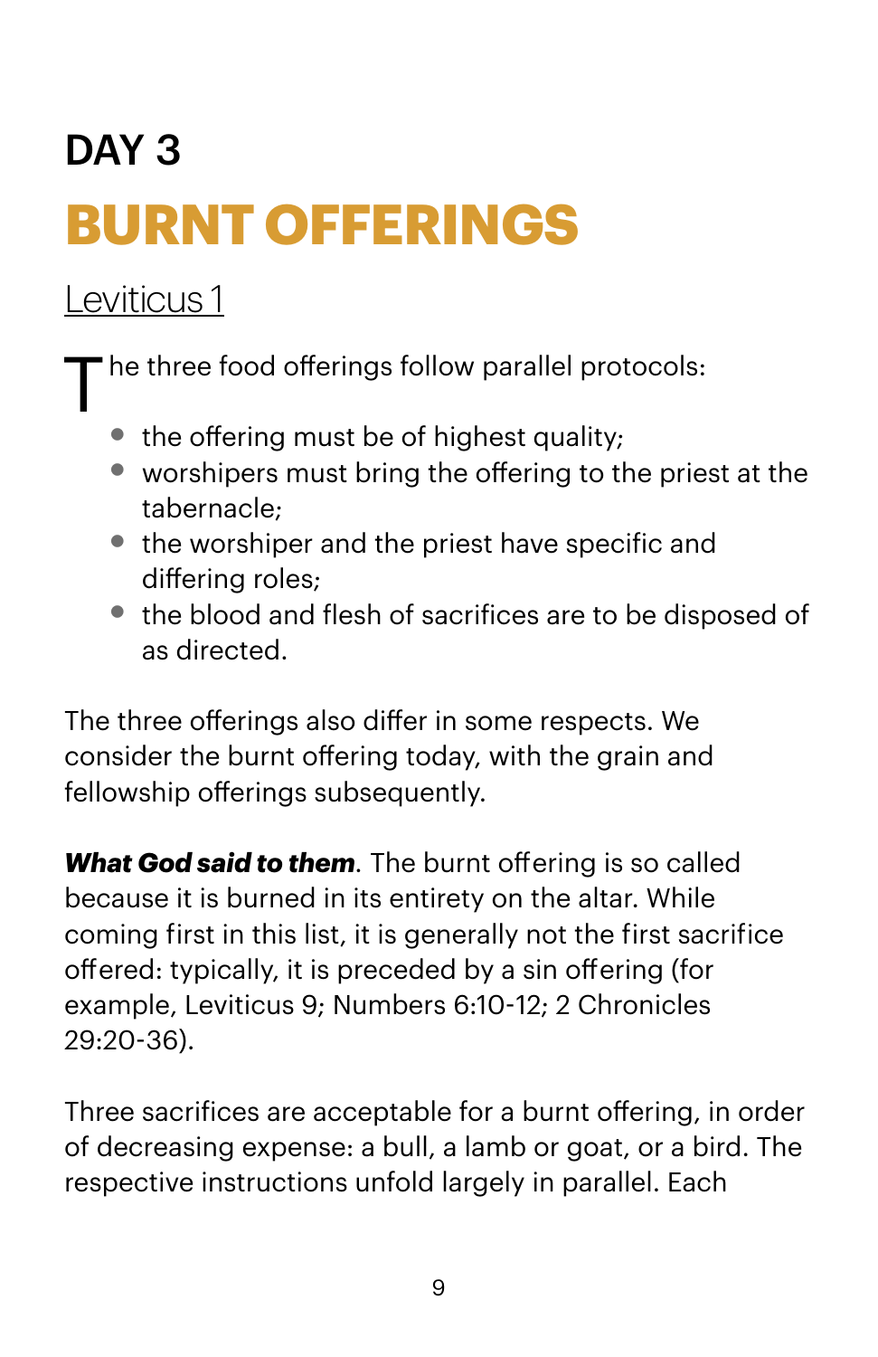# DAY 3

## BURNT OFFERINGS

Leviticus 1

The three food offerings follow parallel protocols:

- the offering must be of highest quality;
- worshipers must bring the offering to the priest at the tabernacle;
- the worshiper and the priest have specific and differing roles;
- the blood and flesh of sacrifices are to be disposed of as directed.

The three offerings also differ in some respects. We consider the burnt offering today, with the grain and fellowship offerings subsequently.

***What God said to them***. The burnt offering is so called because it is burned in its entirety on the altar. While coming first in this list, it is generally not the first sacrifice offered: typically, it is preceded by a sin offering (for example, Leviticus 9; Numbers 6:10-12; 2 Chronicles 29:20-36).

Three sacrifices are acceptable for a burnt offering, in order of decreasing expense: a bull, a lamb or goat, or a bird. The respective instructions unfold largely in parallel. Each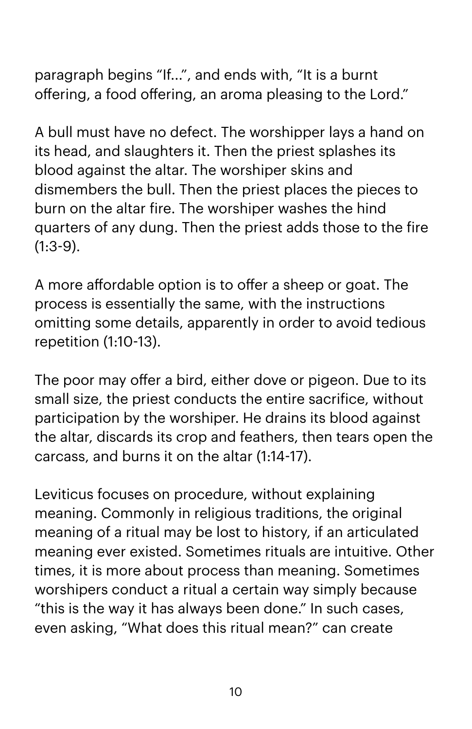paragraph begins "If...", and ends with, "It is a burnt offering, a food offering, an aroma pleasing to the Lord."

A bull must have no defect. The worshipper lays a hand on its head, and slaughters it. Then the priest splashes its blood against the altar. The worshiper skins and dismembers the bull. Then the priest places the pieces to burn on the altar fire. The worshiper washes the hind quarters of any dung. Then the priest adds those to the fire (1:3-9).

A more affordable option is to offer a sheep or goat. The process is essentially the same, with the instructions omitting some details, apparently in order to avoid tedious repetition (1:10-13).

The poor may offer a bird, either dove or pigeon. Due to its small size, the priest conducts the entire sacrifice, without participation by the worshiper. He drains its blood against the altar, discards its crop and feathers, then tears open the carcass, and burns it on the altar (1:14-17).

Leviticus focuses on procedure, without explaining meaning. Commonly in religious traditions, the original meaning of a ritual may be lost to history, if an articulated meaning ever existed. Sometimes rituals are intuitive. Other times, it is more about process than meaning. Sometimes worshipers conduct a ritual a certain way simply because "this is the way it has always been done." In such cases, even asking, "What does this ritual mean?" can create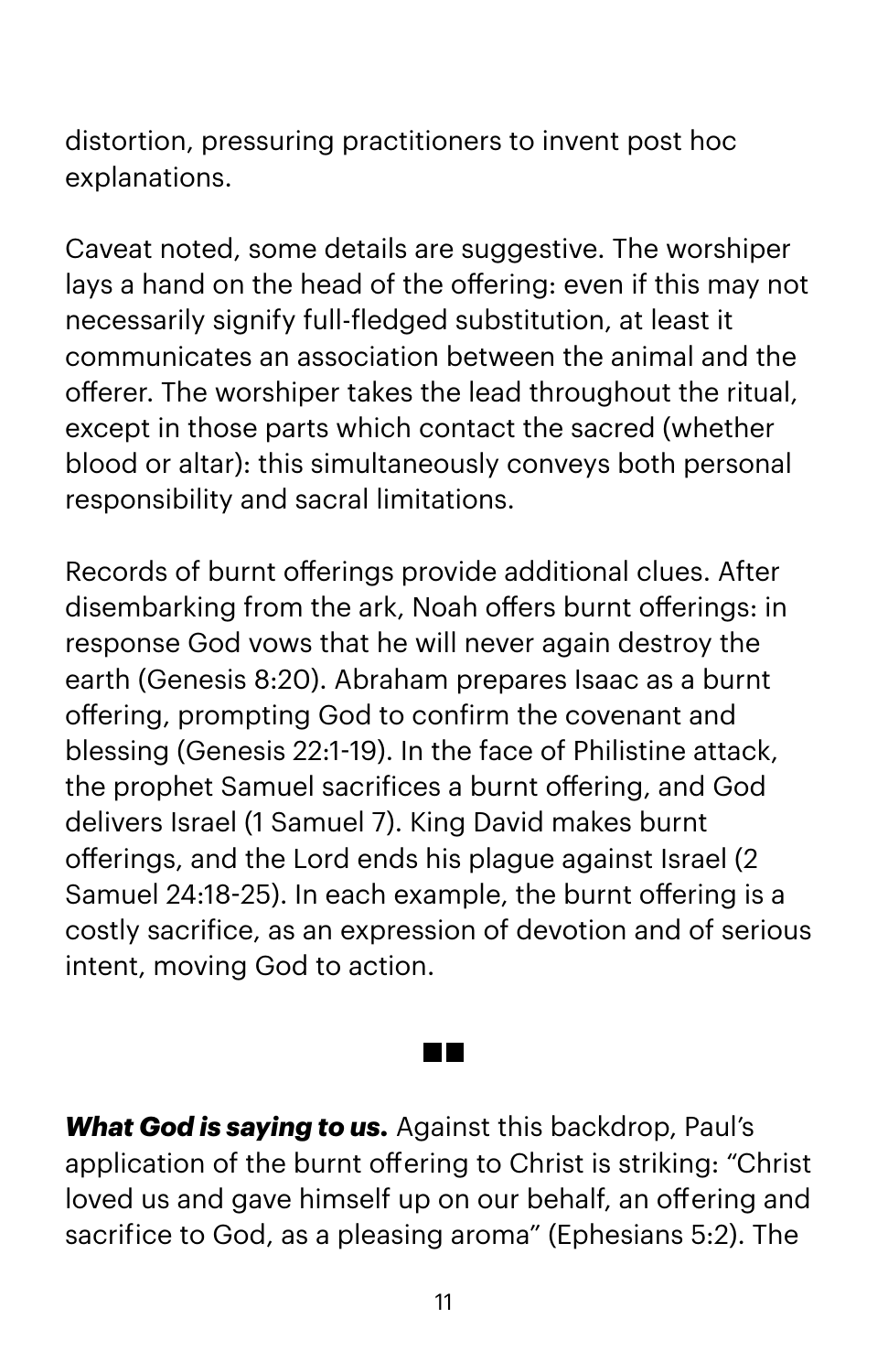distortion, pressuring practitioners to invent post hoc explanations.

Caveat noted, some details are suggestive. The worshiper lays a hand on the head of the offering: even if this may not necessarily signify full-fledged substitution, at least it communicates an association between the animal and the offerer. The worshiper takes the lead throughout the ritual, except in those parts which contact the sacred (whether blood or altar): this simultaneously conveys both personal responsibility and sacral limitations.

Records of burnt offerings provide additional clues. After disembarking from the ark, Noah offers burnt offerings: in response God vows that he will never again destroy the earth (Genesis 8:20). Abraham prepares Isaac as a burnt offering, prompting God to confirm the covenant and blessing (Genesis 22:1-19). In the face of Philistine attack, the prophet Samuel sacrifices a burnt offering, and God delivers Israel (1 Samuel 7). King David makes burnt offerings, and the Lord ends his plague against Israel (2 Samuel 24:18-25). In each example, the burnt offering is a costly sacrifice, as an expression of devotion and of serious intent, moving God to action.

■■

***What God is saying to us.*** Against this backdrop, Paul's application of the burnt offering to Christ is striking: "Christ loved us and gave himself up on our behalf, an offering and sacrifice to God, as a pleasing aroma" (Ephesians 5:2). The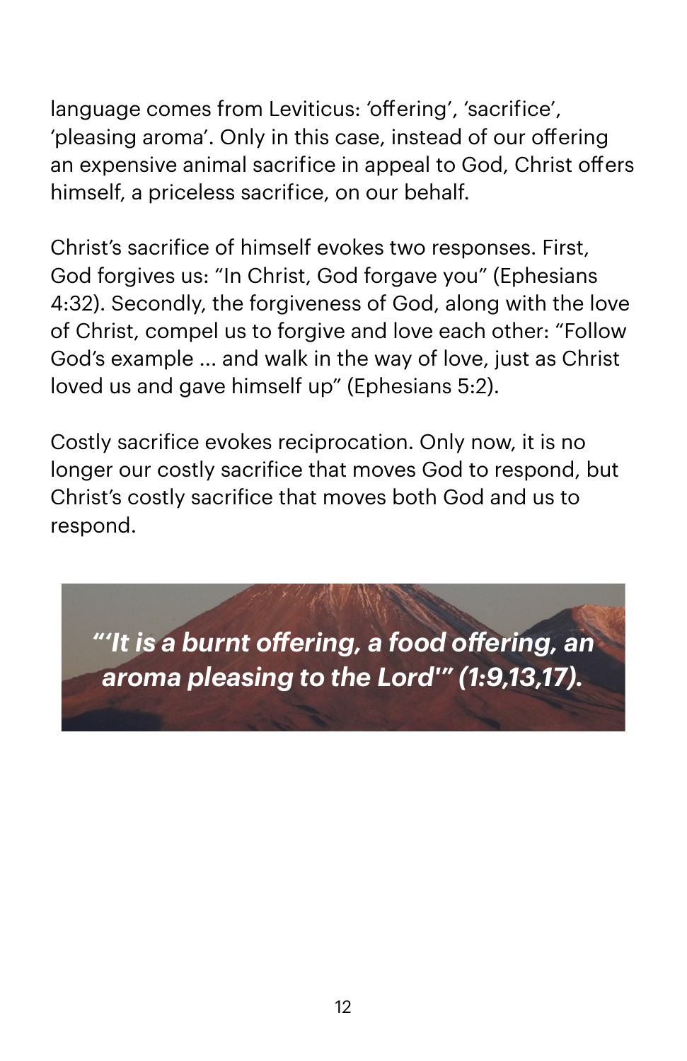language comes from Leviticus: 'offering', 'sacrifice', 'pleasing aroma'. Only in this case, instead of our offering an expensive animal sacrifice in appeal to God, Christ offers himself, a priceless sacrifice, on our behalf.

Christ's sacrifice of himself evokes two responses. First, God forgives us: "In Christ, God forgave you" (Ephesians 4:32). Secondly, the forgiveness of God, along with the love of Christ, compel us to forgive and love each other: "Follow God's example ... and walk in the way of love, just as Christ loved us and gave himself up" (Ephesians 5:2).

Costly sacrifice evokes reciprocation. Only now, it is no longer our costly sacrifice that moves God to respond, but Christ's costly sacrifice that moves both God and us to respond.

***"'It is a burnt offering, a food offering, an aroma pleasing to the Lord'" (1:9,13,17).***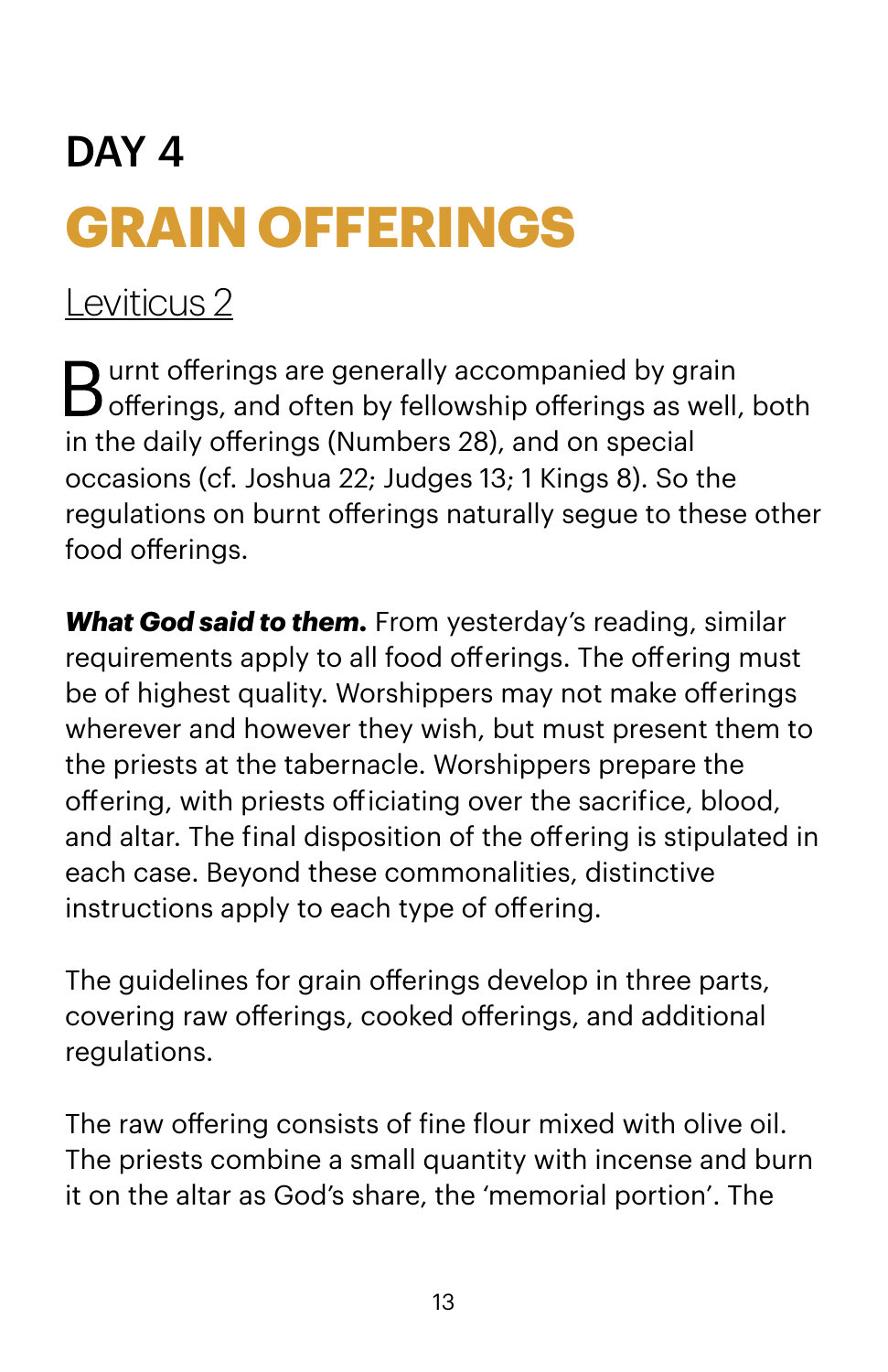# DAY 4

## GRAIN OFFERINGS

Leviticus 2

Burnt offerings are generally accompanied by grain offerings, and often by fellowship offerings as well, both in the daily offerings (Numbers 28), and on special occasions (cf. Joshua 22; Judges 13; 1 Kings 8). So the regulations on burnt offerings naturally segue to these other food offerings.

***What God said to them.*** From yesterday's reading, similar requirements apply to all food offerings. The offering must be of highest quality. Worshippers may not make offerings wherever and however they wish, but must present them to the priests at the tabernacle. Worshippers prepare the offering, with priests officiating over the sacrifice, blood, and altar. The final disposition of the offering is stipulated in each case. Beyond these commonalities, distinctive instructions apply to each type of offering.

The guidelines for grain offerings develop in three parts, covering raw offerings, cooked offerings, and additional regulations.

The raw offering consists of fine flour mixed with olive oil. The priests combine a small quantity with incense and burn it on the altar as God's share, the 'memorial portion'. The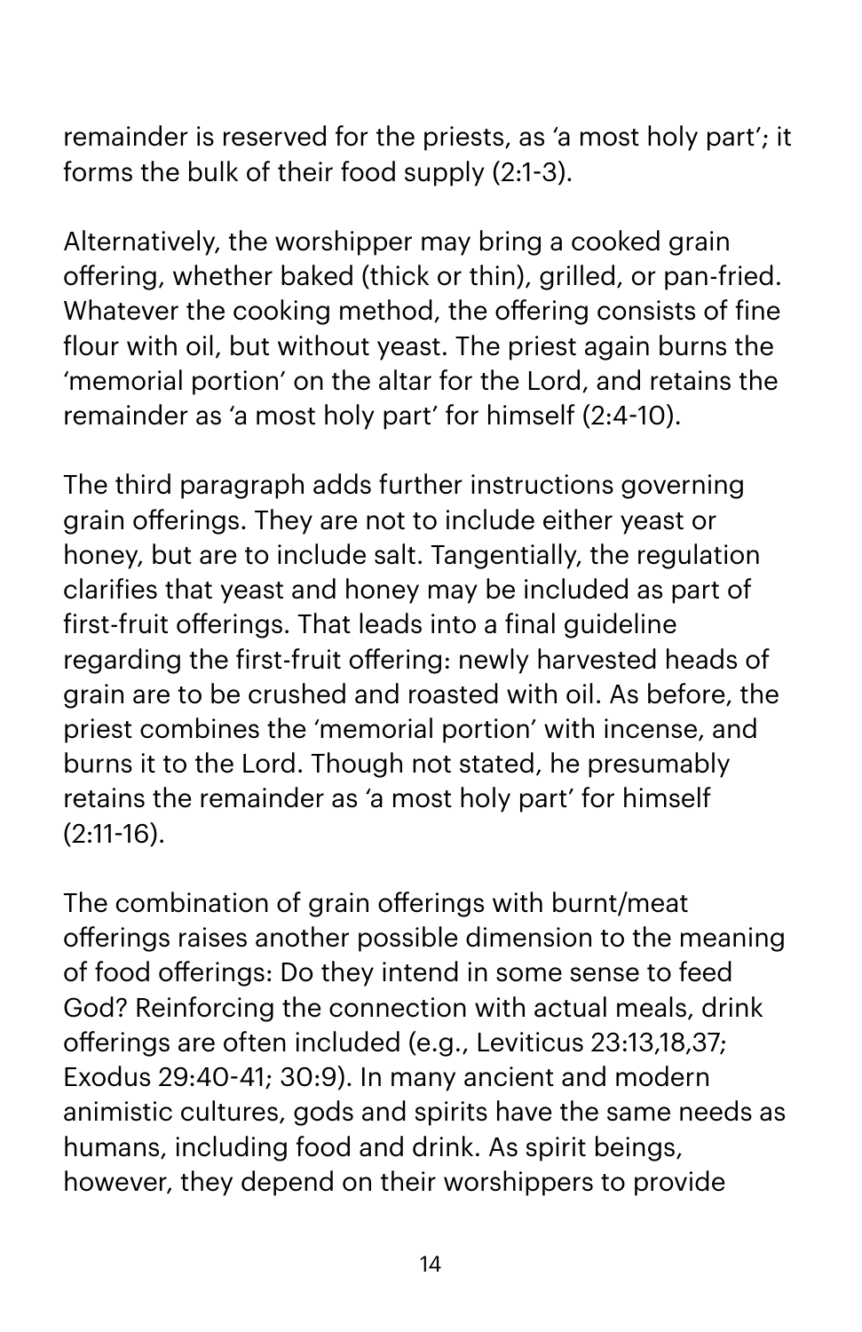remainder is reserved for the priests, as 'a most holy part'; it forms the bulk of their food supply (2:1-3).

Alternatively, the worshipper may bring a cooked grain offering, whether baked (thick or thin), grilled, or pan-fried. Whatever the cooking method, the offering consists of fine flour with oil, but without yeast. The priest again burns the 'memorial portion' on the altar for the Lord, and retains the remainder as 'a most holy part' for himself (2:4-10).

The third paragraph adds further instructions governing grain offerings. They are not to include either yeast or honey, but are to include salt. Tangentially, the regulation clarifies that yeast and honey may be included as part of first-fruit offerings. That leads into a final guideline regarding the first-fruit offering: newly harvested heads of grain are to be crushed and roasted with oil. As before, the priest combines the 'memorial portion' with incense, and burns it to the Lord. Though not stated, he presumably retains the remainder as 'a most holy part' for himself (2:11-16).

The combination of grain offerings with burnt/meat offerings raises another possible dimension to the meaning of food offerings: Do they intend in some sense to feed God? Reinforcing the connection with actual meals, drink offerings are often included (e.g., Leviticus 23:13,18,37; Exodus 29:40-41; 30:9). In many ancient and modern animistic cultures, gods and spirits have the same needs as humans, including food and drink. As spirit beings, however, they depend on their worshippers to provide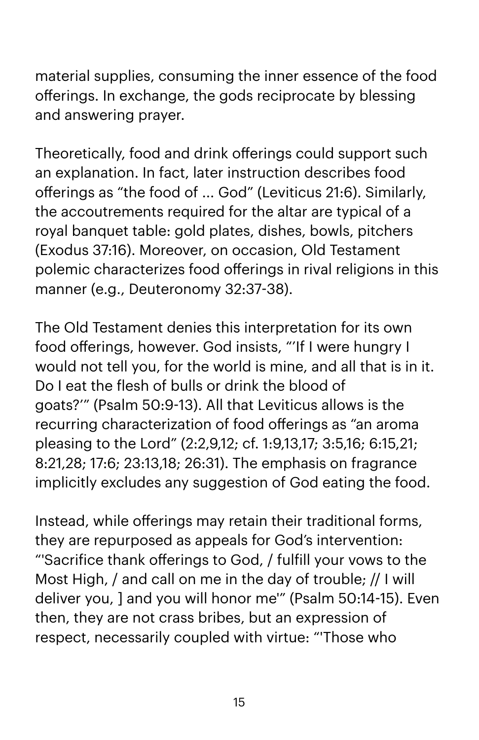material supplies, consuming the inner essence of the food offerings. In exchange, the gods reciprocate by blessing and answering prayer.

Theoretically, food and drink offerings could support such an explanation. In fact, later instruction describes food offerings as "the food of ... God" (Leviticus 21:6). Similarly, the accoutrements required for the altar are typical of a royal banquet table: gold plates, dishes, bowls, pitchers (Exodus 37:16). Moreover, on occasion, Old Testament polemic characterizes food offerings in rival religions in this manner (e.g., Deuteronomy 32:37-38).

The Old Testament denies this interpretation for its own food offerings, however. God insists, "'If I were hungry I would not tell you, for the world is mine, and all that is in it. Do I eat the flesh of bulls or drink the blood of goats?'" (Psalm 50:9-13). All that Leviticus allows is the recurring characterization of food offerings as "an aroma pleasing to the Lord" (2:2,9,12; cf. 1:9,13,17; 3:5,16; 6:15,21; 8:21,28; 17:6; 23:13,18; 26:31). The emphasis on fragrance implicitly excludes any suggestion of God eating the food.

Instead, while offerings may retain their traditional forms, they are repurposed as appeals for God's intervention: "'Sacrifice thank offerings to God, / fulfill your vows to the Most High, / and call on me in the day of trouble; // I will deliver you, ] and you will honor me'" (Psalm 50:14-15). Even then, they are not crass bribes, but an expression of respect, necessarily coupled with virtue: "'Those who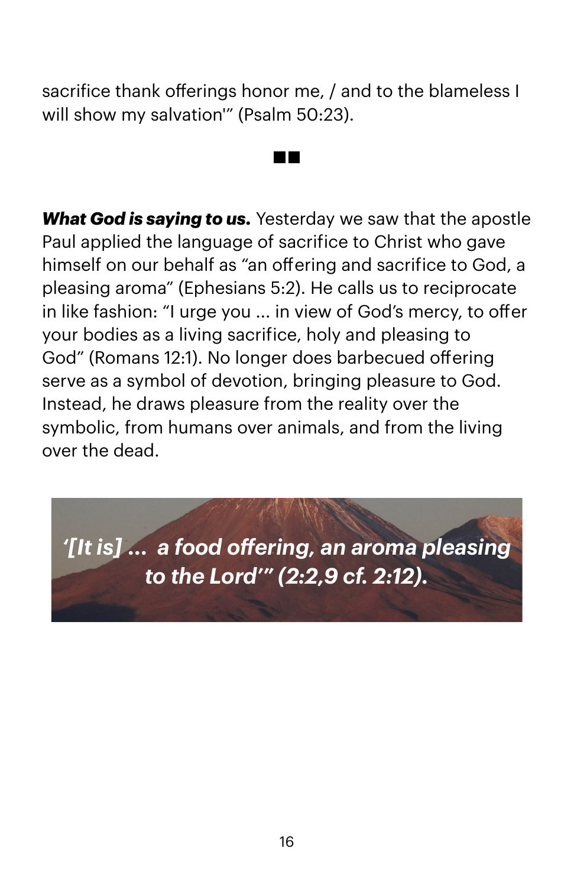sacrifice thank offerings honor me, / and to the blameless I will show my salvation'" (Psalm 50:23).

■■

***What God is saying to us.*** Yesterday we saw that the apostle Paul applied the language of sacrifice to Christ who gave himself on our behalf as "an offering and sacrifice to God, a pleasing aroma" (Ephesians 5:2). He calls us to reciprocate in like fashion: "I urge you ... in view of God's mercy, to offer your bodies as a living sacrifice, holy and pleasing to God" (Romans 12:1). No longer does barbecued offering serve as a symbol of devotion, bringing pleasure to God. Instead, he draws pleasure from the reality over the symbolic, from humans over animals, and from the living over the dead.

***'[It is] ... a food offering, an aroma pleasing to the Lord'" (2:2,9 cf. 2:12).***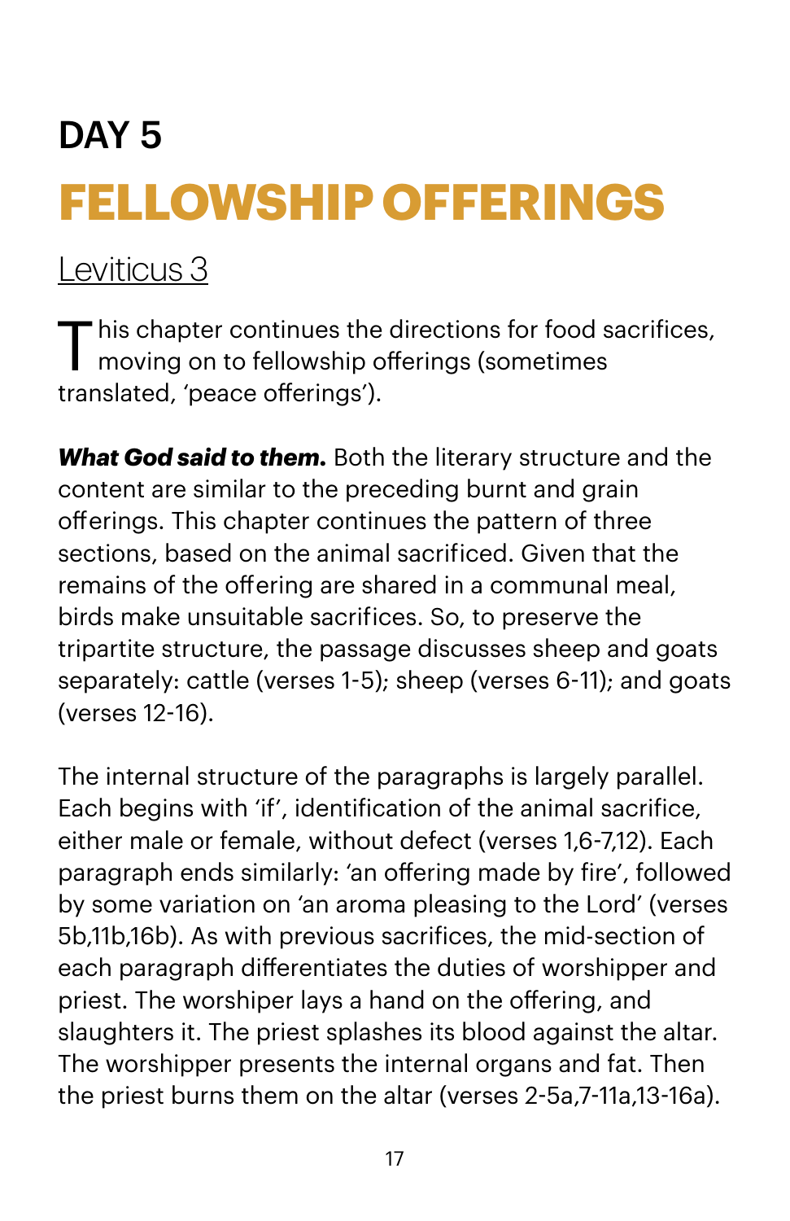# DAY 5

# FELLOWSHIP OFFERINGS

Leviticus 3

This chapter continues the directions for food sacrifices, moving on to fellowship offerings (sometimes translated, 'peace offerings').

***What God said to them.*** Both the literary structure and the content are similar to the preceding burnt and grain offerings. This chapter continues the pattern of three sections, based on the animal sacrificed. Given that the remains of the offering are shared in a communal meal, birds make unsuitable sacrifices. So, to preserve the tripartite structure, the passage discusses sheep and goats separately: cattle (verses 1-5); sheep (verses 6-11); and goats (verses 12-16).

The internal structure of the paragraphs is largely parallel. Each begins with 'if', identification of the animal sacrifice, either male or female, without defect (verses 1,6-7,12). Each paragraph ends similarly: 'an offering made by fire', followed by some variation on 'an aroma pleasing to the Lord' (verses 5b,11b,16b). As with previous sacrifices, the mid-section of each paragraph differentiates the duties of worshipper and priest. The worshiper lays a hand on the offering, and slaughters it. The priest splashes its blood against the altar. The worshipper presents the internal organs and fat. Then the priest burns them on the altar (verses 2-5a,7-11a,13-16a).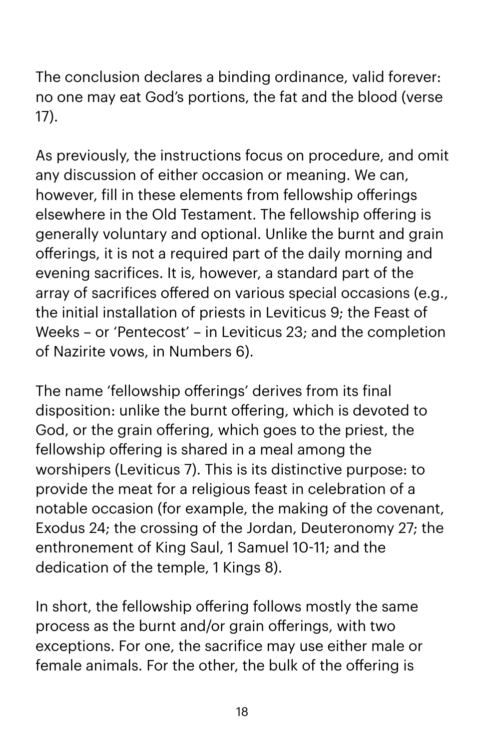The conclusion declares a binding ordinance, valid forever: no one may eat God's portions, the fat and the blood (verse 17).

As previously, the instructions focus on procedure, and omit any discussion of either occasion or meaning. We can, however, fill in these elements from fellowship offerings elsewhere in the Old Testament. The fellowship offering is generally voluntary and optional. Unlike the burnt and grain offerings, it is not a required part of the daily morning and evening sacrifices. It is, however, a standard part of the array of sacrifices offered on various special occasions (e.g., the initial installation of priests in Leviticus 9; the Feast of Weeks – or 'Pentecost' – in Leviticus 23; and the completion of Nazirite vows, in Numbers 6).

The name 'fellowship offerings' derives from its final disposition: unlike the burnt offering, which is devoted to God, or the grain offering, which goes to the priest, the fellowship offering is shared in a meal among the worshipers (Leviticus 7). This is its distinctive purpose: to provide the meat for a religious feast in celebration of a notable occasion (for example, the making of the covenant, Exodus 24; the crossing of the Jordan, Deuteronomy 27; the enthronement of King Saul, 1 Samuel 10-11; and the dedication of the temple, 1 Kings 8).

In short, the fellowship offering follows mostly the same process as the burnt and/or grain offerings, with two exceptions. For one, the sacrifice may use either male or female animals. For the other, the bulk of the offering is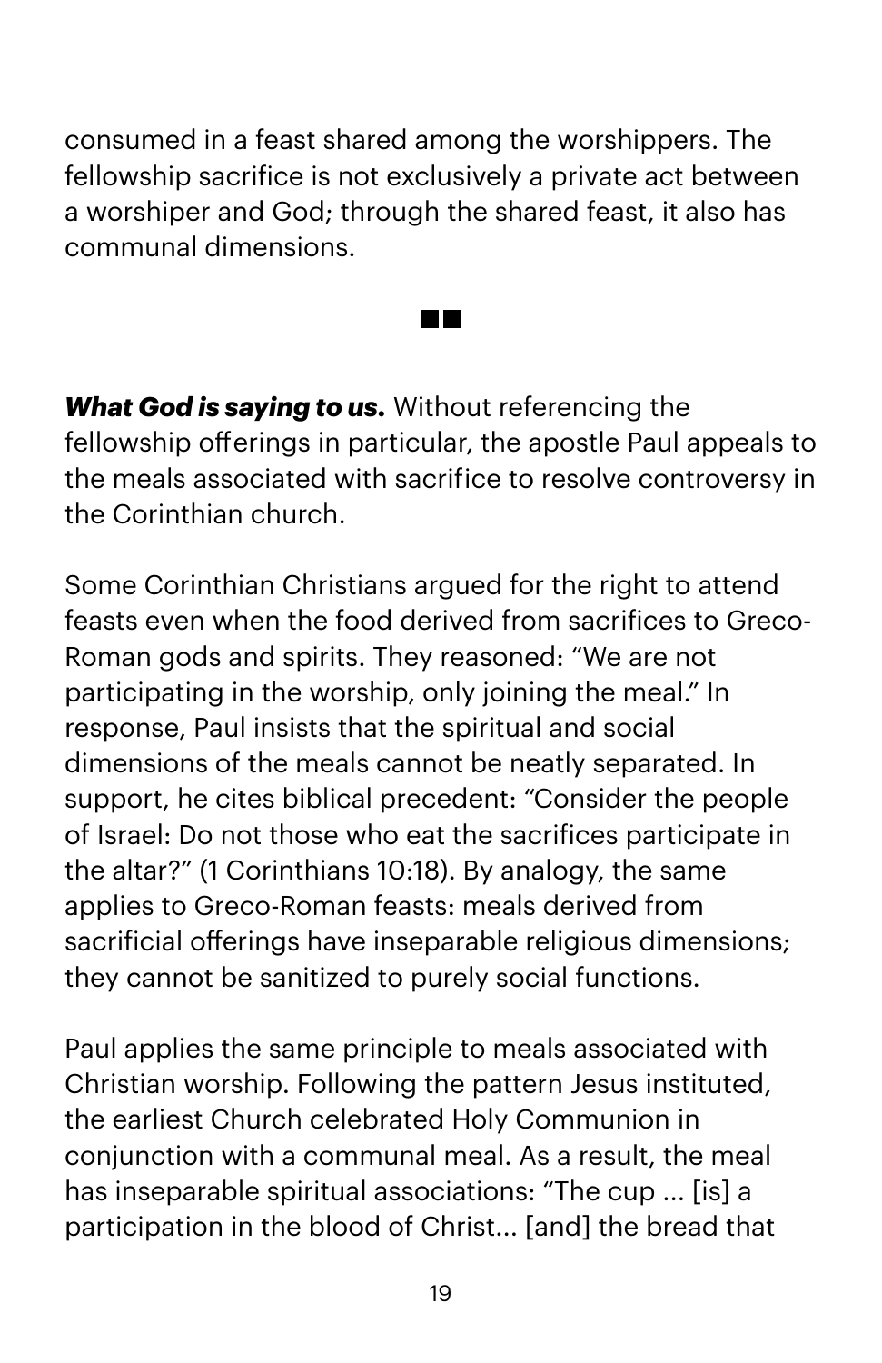consumed in a feast shared among the worshippers. The fellowship sacrifice is not exclusively a private act between a worshiper and God; through the shared feast, it also has communal dimensions.

■■

***What God is saying to us.*** Without referencing the fellowship offerings in particular, the apostle Paul appeals to the meals associated with sacrifice to resolve controversy in the Corinthian church.

Some Corinthian Christians argued for the right to attend feasts even when the food derived from sacrifices to Greco-Roman gods and spirits. They reasoned: "We are not participating in the worship, only joining the meal." In response, Paul insists that the spiritual and social dimensions of the meals cannot be neatly separated. In support, he cites biblical precedent: "Consider the people of Israel: Do not those who eat the sacrifices participate in the altar?" (1 Corinthians 10:18). By analogy, the same applies to Greco-Roman feasts: meals derived from sacrificial offerings have inseparable religious dimensions; they cannot be sanitized to purely social functions.

Paul applies the same principle to meals associated with Christian worship. Following the pattern Jesus instituted, the earliest Church celebrated Holy Communion in conjunction with a communal meal. As a result, the meal has inseparable spiritual associations: "The cup ... [is] a participation in the blood of Christ... [and] the bread that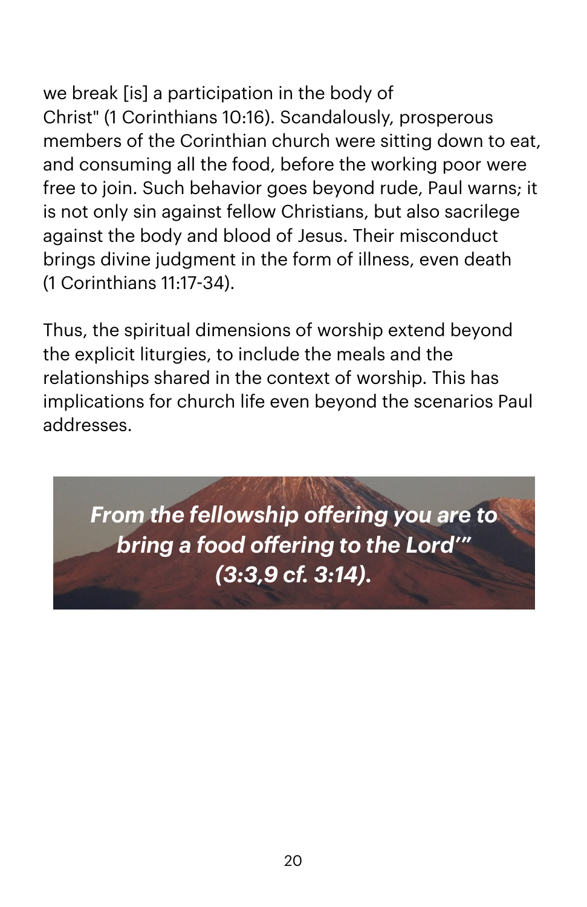we break [is] a participation in the body of Christ" (1 Corinthians 10:16). Scandalously, prosperous members of the Corinthian church were sitting down to eat, and consuming all the food, before the working poor were free to join. Such behavior goes beyond rude, Paul warns; it is not only sin against fellow Christians, but also sacrilege against the body and blood of Jesus. Their misconduct brings divine judgment in the form of illness, even death (1 Corinthians 11:17-34).

Thus, the spiritual dimensions of worship extend beyond the explicit liturgies, to include the meals and the relationships shared in the context of worship. This has implications for church life even beyond the scenarios Paul addresses.

***From the fellowship offering you are to bring a food offering to the Lord'" (3:3,9 cf. 3:14).***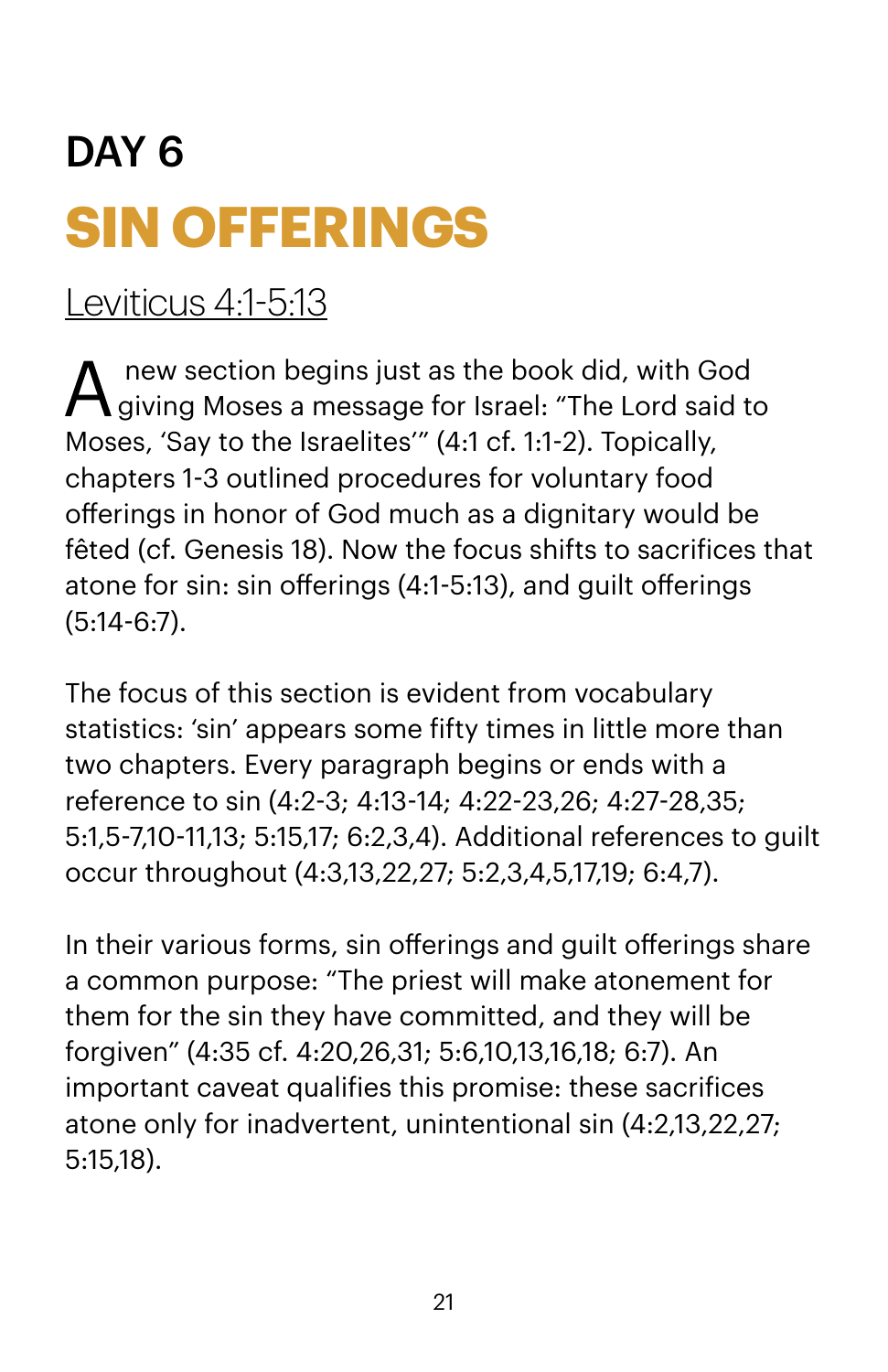# DAY 6

## SIN OFFERINGS

Leviticus 4:1-5:13

A new section begins just as the book did, with God giving Moses a message for Israel: "The Lord said to Moses, 'Say to the Israelites'" (4:1 cf. 1:1-2). Topically, chapters 1-3 outlined procedures for voluntary food offerings in honor of God much as a dignitary would be fêted (cf. Genesis 18). Now the focus shifts to sacrifices that atone for sin: sin offerings (4:1-5:13), and guilt offerings (5:14-6:7).

The focus of this section is evident from vocabulary statistics: 'sin' appears some fifty times in little more than two chapters. Every paragraph begins or ends with a reference to sin (4:2-3; 4:13-14; 4:22-23,26; 4:27-28,35; 5:1,5-7,10-11,13; 5:15,17; 6:2,3,4). Additional references to guilt occur throughout (4:3,13,22,27; 5:2,3,4,5,17,19; 6:4,7).

In their various forms, sin offerings and guilt offerings share a common purpose: "The priest will make atonement for them for the sin they have committed, and they will be forgiven" (4:35 cf. 4:20,26,31; 5:6,10,13,16,18; 6:7). An important caveat qualifies this promise: these sacrifices atone only for inadvertent, unintentional sin (4:2,13,22,27; 5:15,18).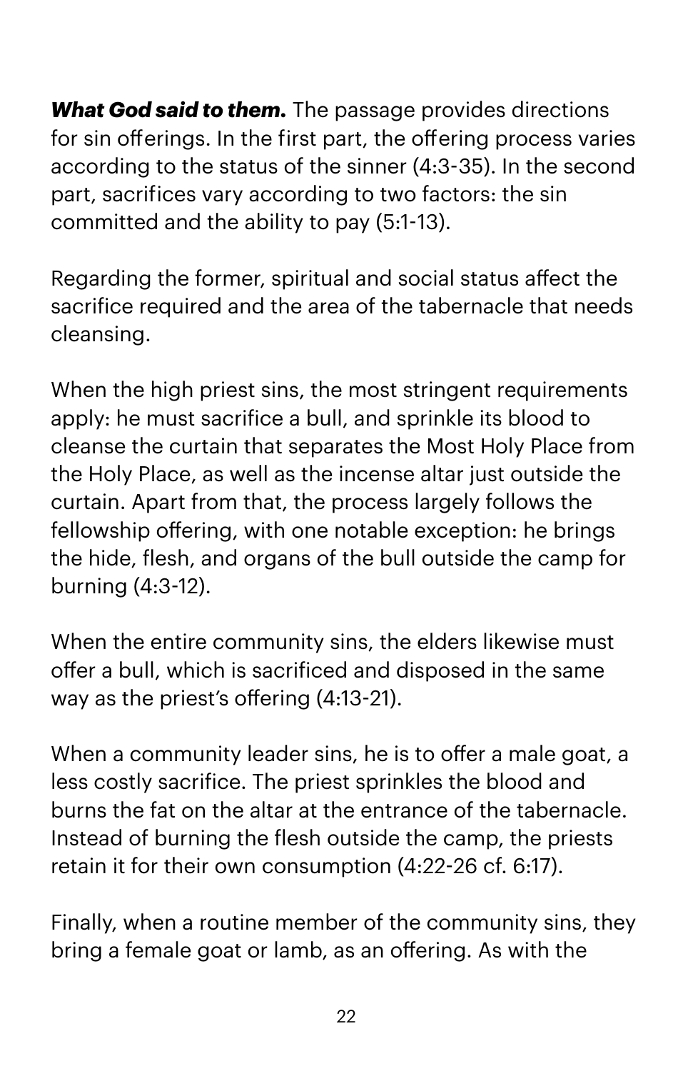***What God said to them.*** The passage provides directions for sin offerings. In the first part, the offering process varies according to the status of the sinner (4:3-35). In the second part, sacrifices vary according to two factors: the sin committed and the ability to pay (5:1-13).

Regarding the former, spiritual and social status affect the sacrifice required and the area of the tabernacle that needs cleansing.

When the high priest sins, the most stringent requirements apply: he must sacrifice a bull, and sprinkle its blood to cleanse the curtain that separates the Most Holy Place from the Holy Place, as well as the incense altar just outside the curtain. Apart from that, the process largely follows the fellowship offering, with one notable exception: he brings the hide, flesh, and organs of the bull outside the camp for burning (4:3-12).

When the entire community sins, the elders likewise must offer a bull, which is sacrificed and disposed in the same way as the priest's offering (4:13-21).

When a community leader sins, he is to offer a male goat, a less costly sacrifice. The priest sprinkles the blood and burns the fat on the altar at the entrance of the tabernacle. Instead of burning the flesh outside the camp, the priests retain it for their own consumption (4:22-26 cf. 6:17).

Finally, when a routine member of the community sins, they bring a female goat or lamb, as an offering. As with the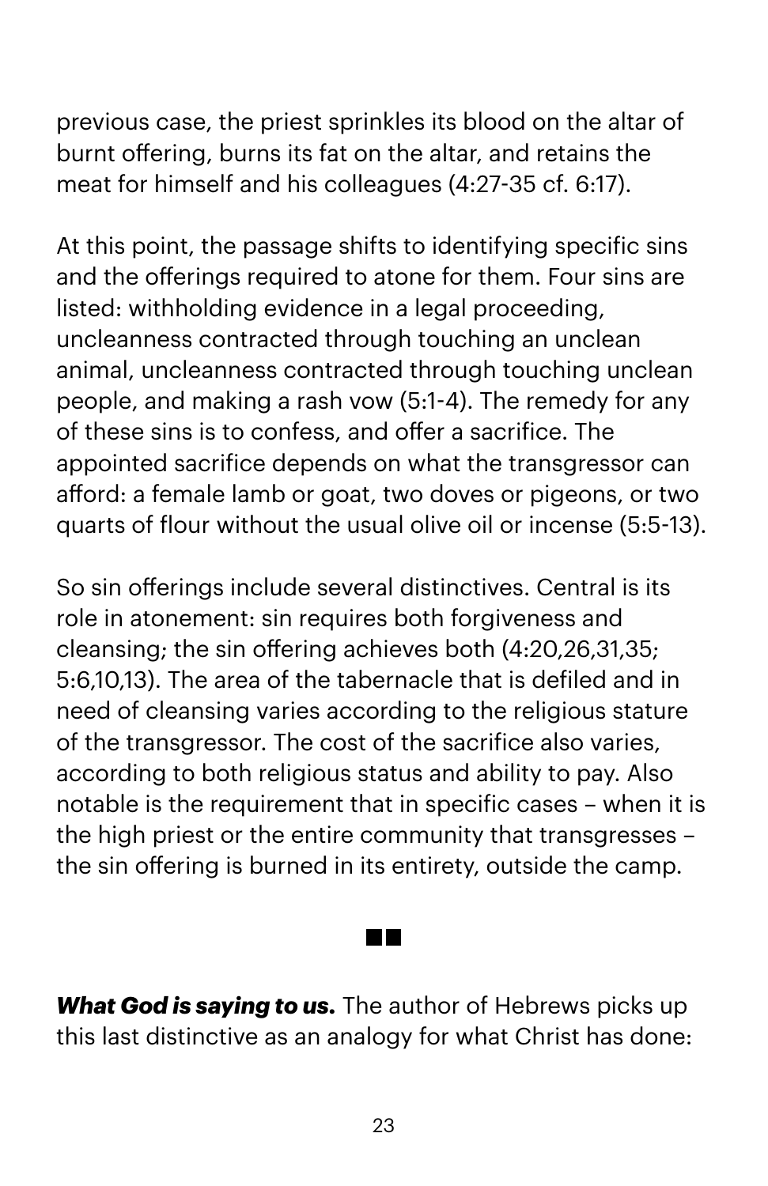previous case, the priest sprinkles its blood on the altar of burnt offering, burns its fat on the altar, and retains the meat for himself and his colleagues (4:27-35 cf. 6:17).

At this point, the passage shifts to identifying specific sins and the offerings required to atone for them. Four sins are listed: withholding evidence in a legal proceeding, uncleanness contracted through touching an unclean animal, uncleanness contracted through touching unclean people, and making a rash vow (5:1-4). The remedy for any of these sins is to confess, and offer a sacrifice. The appointed sacrifice depends on what the transgressor can afford: a female lamb or goat, two doves or pigeons, or two quarts of flour without the usual olive oil or incense (5:5-13).

So sin offerings include several distinctives. Central is its role in atonement: sin requires both forgiveness and cleansing; the sin offering achieves both (4:20,26,31,35; 5:6,10,13). The area of the tabernacle that is defiled and in need of cleansing varies according to the religious stature of the transgressor. The cost of the sacrifice also varies, according to both religious status and ability to pay. Also notable is the requirement that in specific cases – when it is the high priest or the entire community that transgresses – the sin offering is burned in its entirety, outside the camp.

■■

***What God is saying to us.*** The author of Hebrews picks up this last distinctive as an analogy for what Christ has done: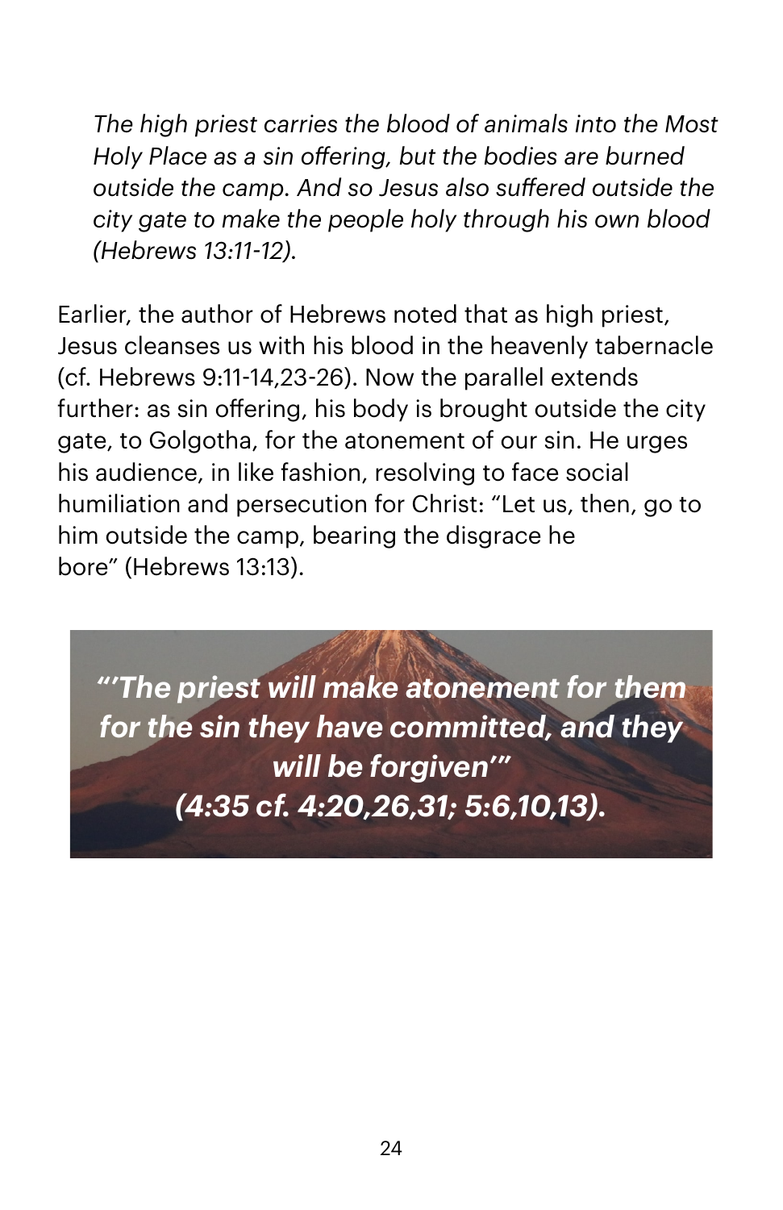*The high priest carries the blood of animals into the Most Holy Place as a sin offering, but the bodies are burned outside the camp. And so Jesus also suffered outside the city gate to make the people holy through his own blood (Hebrews 13:11-12).*

Earlier, the author of Hebrews noted that as high priest, Jesus cleanses us with his blood in the heavenly tabernacle (cf. Hebrews 9:11-14,23-26). Now the parallel extends further: as sin offering, his body is brought outside the city gate, to Golgotha, for the atonement of our sin. He urges his audience, in like fashion, resolving to face social humiliation and persecution for Christ: "Let us, then, go to him outside the camp, bearing the disgrace he bore" (Hebrews 13:13).

***"'The priest will make atonement for them for the sin they have committed, and they will be forgiven'" (4:35 cf. 4:20,26,31; 5:6,10,13).***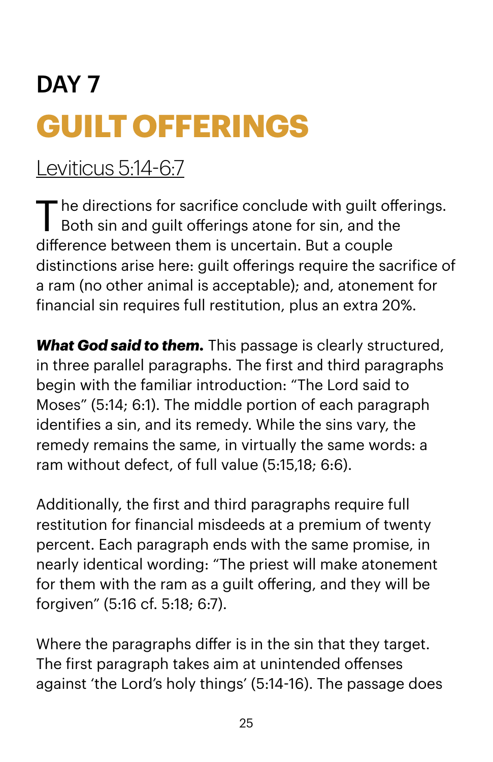# DAY 7

## GUILT OFFERINGS

Leviticus 5:14-6:7

The directions for sacrifice conclude with guilt offerings. Both sin and guilt offerings atone for sin, and the difference between them is uncertain. But a couple distinctions arise here: guilt offerings require the sacrifice of a ram (no other animal is acceptable); and, atonement for financial sin requires full restitution, plus an extra 20%.

***What God said to them.*** This passage is clearly structured, in three parallel paragraphs. The first and third paragraphs begin with the familiar introduction: "The Lord said to Moses" (5:14; 6:1). The middle portion of each paragraph identifies a sin, and its remedy. While the sins vary, the remedy remains the same, in virtually the same words: a ram without defect, of full value (5:15,18; 6:6).

Additionally, the first and third paragraphs require full restitution for financial misdeeds at a premium of twenty percent. Each paragraph ends with the same promise, in nearly identical wording: "The priest will make atonement for them with the ram as a guilt offering, and they will be forgiven" (5:16 cf. 5:18; 6:7).

Where the paragraphs differ is in the sin that they target. The first paragraph takes aim at unintended offenses against 'the Lord's holy things' (5:14-16). The passage does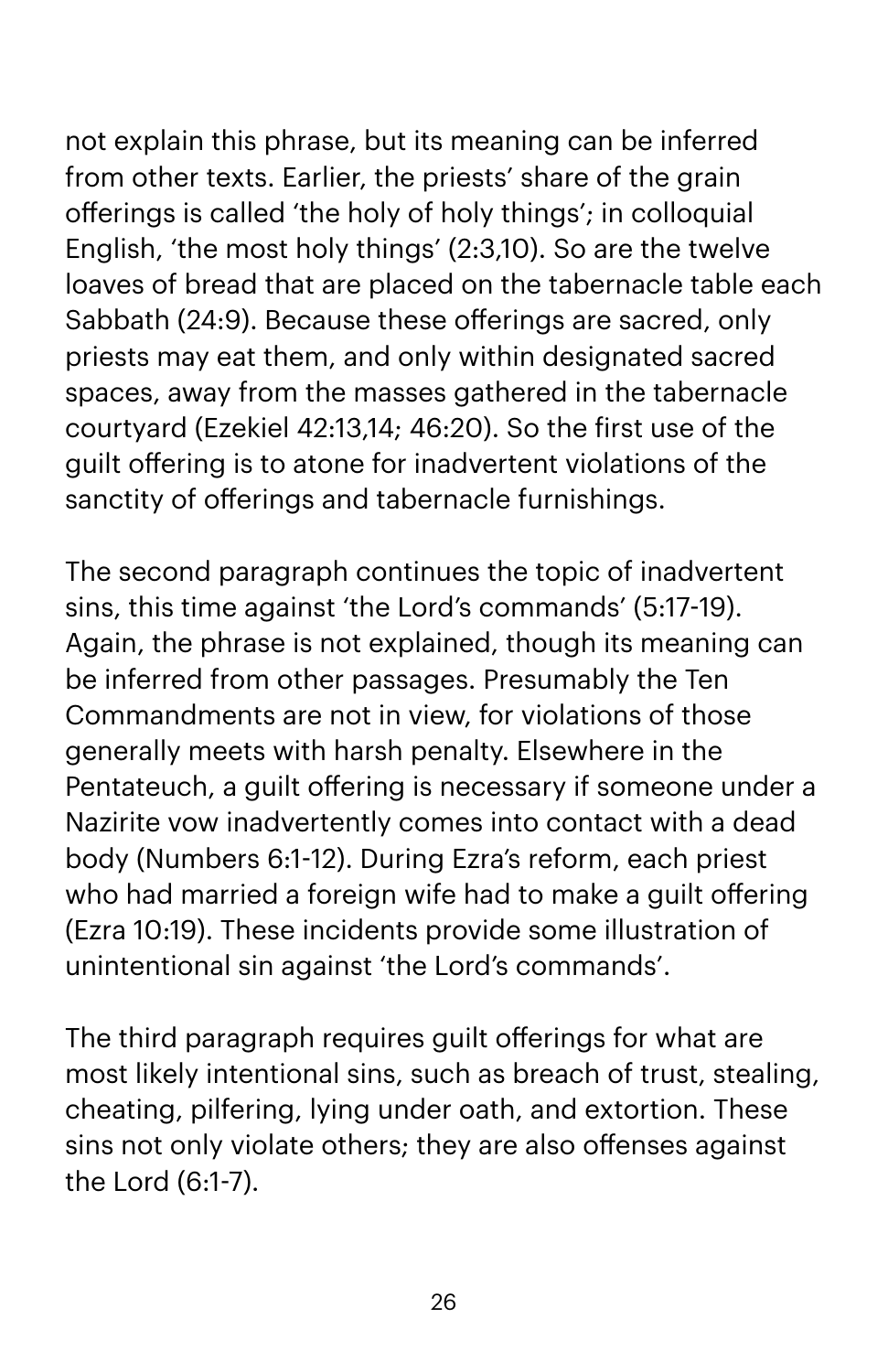not explain this phrase, but its meaning can be inferred from other texts. Earlier, the priests' share of the grain offerings is called 'the holy of holy things'; in colloquial English, 'the most holy things' (2:3,10). So are the twelve loaves of bread that are placed on the tabernacle table each Sabbath (24:9). Because these offerings are sacred, only priests may eat them, and only within designated sacred spaces, away from the masses gathered in the tabernacle courtyard (Ezekiel 42:13,14; 46:20). So the first use of the guilt offering is to atone for inadvertent violations of the sanctity of offerings and tabernacle furnishings.

The second paragraph continues the topic of inadvertent sins, this time against 'the Lord's commands' (5:17-19). Again, the phrase is not explained, though its meaning can be inferred from other passages. Presumably the Ten Commandments are not in view, for violations of those generally meets with harsh penalty. Elsewhere in the Pentateuch, a guilt offering is necessary if someone under a Nazirite vow inadvertently comes into contact with a dead body (Numbers 6:1-12). During Ezra's reform, each priest who had married a foreign wife had to make a guilt offering (Ezra 10:19). These incidents provide some illustration of unintentional sin against 'the Lord's commands'.

The third paragraph requires guilt offerings for what are most likely intentional sins, such as breach of trust, stealing, cheating, pilfering, lying under oath, and extortion. These sins not only violate others; they are also offenses against the Lord (6:1-7).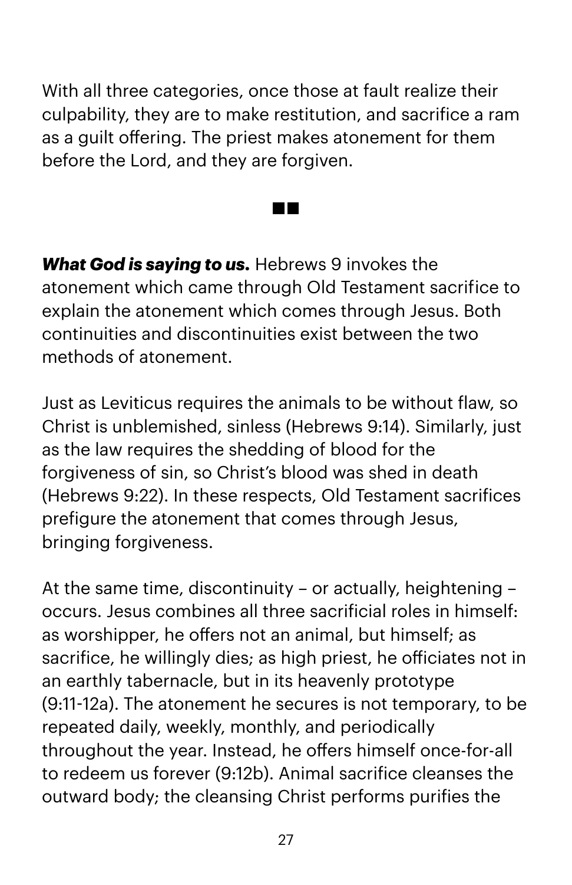With all three categories, once those at fault realize their culpability, they are to make restitution, and sacrifice a ram as a guilt offering. The priest makes atonement for them before the Lord, and they are forgiven.

■■

***What God is saying to us.*** Hebrews 9 invokes the atonement which came through Old Testament sacrifice to explain the atonement which comes through Jesus. Both continuities and discontinuities exist between the two methods of atonement.

Just as Leviticus requires the animals to be without flaw, so Christ is unblemished, sinless (Hebrews 9:14). Similarly, just as the law requires the shedding of blood for the forgiveness of sin, so Christ's blood was shed in death (Hebrews 9:22). In these respects, Old Testament sacrifices prefigure the atonement that comes through Jesus, bringing forgiveness.

At the same time, discontinuity – or actually, heightening – occurs. Jesus combines all three sacrificial roles in himself: as worshipper, he offers not an animal, but himself; as sacrifice, he willingly dies; as high priest, he officiates not in an earthly tabernacle, but in its heavenly prototype (9:11-12a). The atonement he secures is not temporary, to be repeated daily, weekly, monthly, and periodically throughout the year. Instead, he offers himself once-for-all to redeem us forever (9:12b). Animal sacrifice cleanses the outward body; the cleansing Christ performs purifies the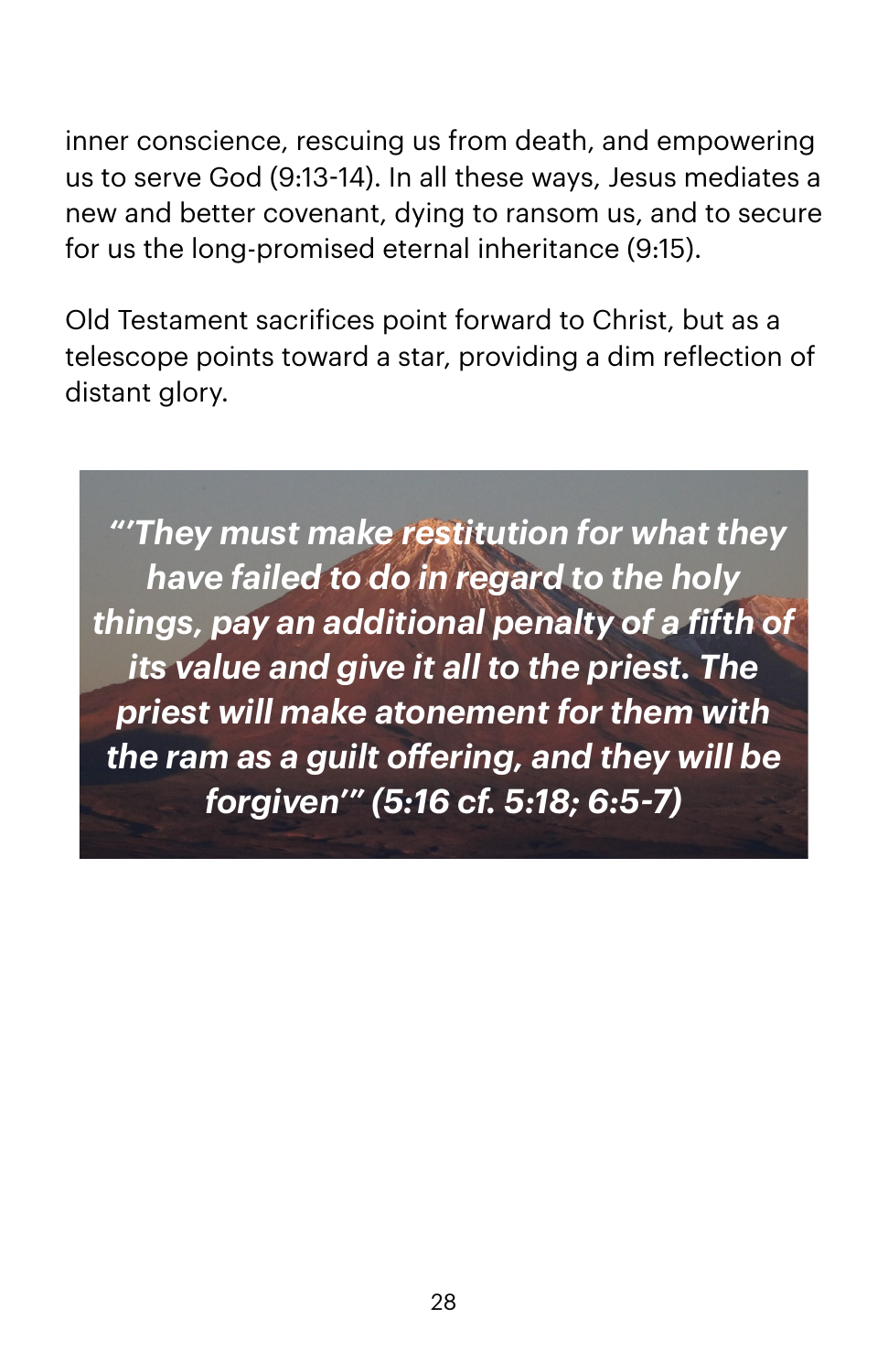inner conscience, rescuing us from death, and empowering us to serve God (9:13-14). In all these ways, Jesus mediates a new and better covenant, dying to ransom us, and to secure for us the long-promised eternal inheritance (9:15).

Old Testament sacrifices point forward to Christ, but as a telescope points toward a star, providing a dim reflection of distant glory.

***"'They must make restitution for what they have failed to do in regard to the holy things, pay an additional penalty of a fifth of its value and give it all to the priest. The priest will make atonement for them with the ram as a guilt offering, and they will be forgiven'" (5:16 cf. 5:18; 6:5-7)***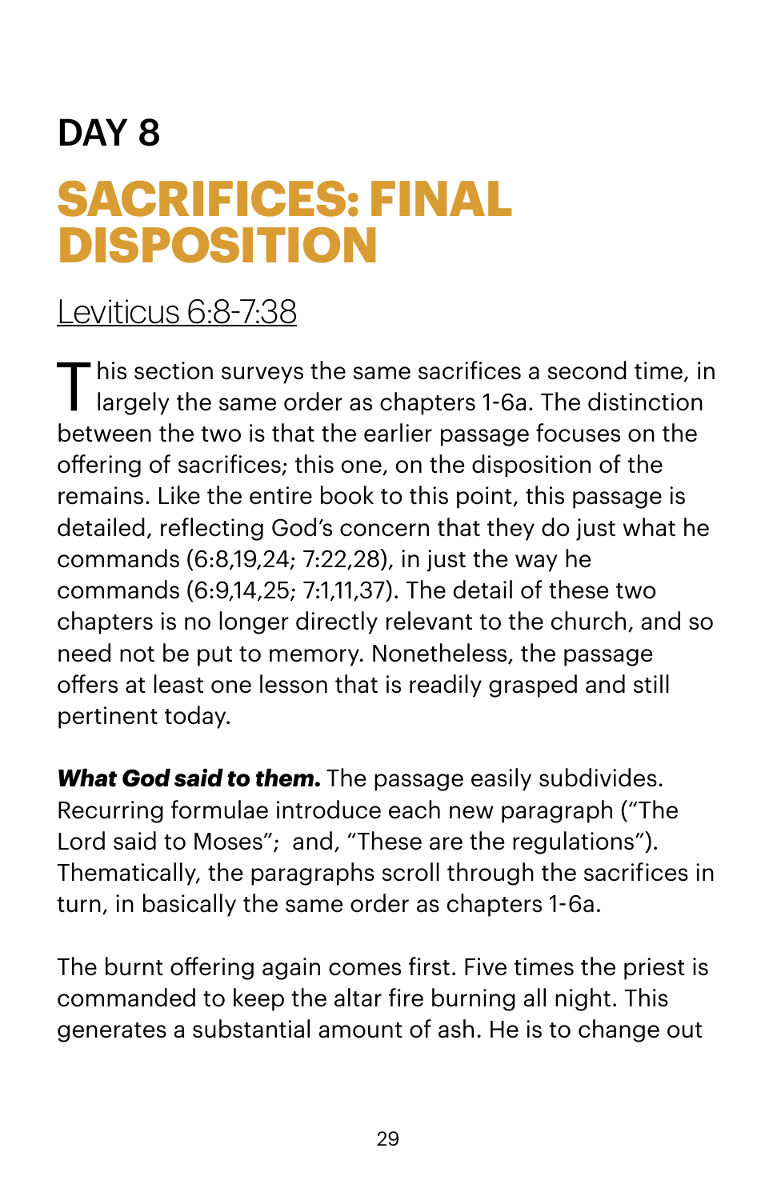## DAY 8

# SACRIFICES: FINAL DISPOSITION

Leviticus 6:8-7:38

This section surveys the same sacrifices a second time, in largely the same order as chapters 1-6a. The distinction between the two is that the earlier passage focuses on the offering of sacrifices; this one, on the disposition of the remains. Like the entire book to this point, this passage is detailed, reflecting God's concern that they do just what he commands (6:8,19,24; 7:22,28), in just the way he commands (6:9,14,25; 7:1,11,37). The detail of these two chapters is no longer directly relevant to the church, and so need not be put to memory. Nonetheless, the passage offers at least one lesson that is readily grasped and still pertinent today.

***What God said to them.*** The passage easily subdivides. Recurring formulae introduce each new paragraph ("The Lord said to Moses"; and, "These are the regulations"). Thematically, the paragraphs scroll through the sacrifices in turn, in basically the same order as chapters 1-6a.

The burnt offering again comes first. Five times the priest is commanded to keep the altar fire burning all night. This generates a substantial amount of ash. He is to change out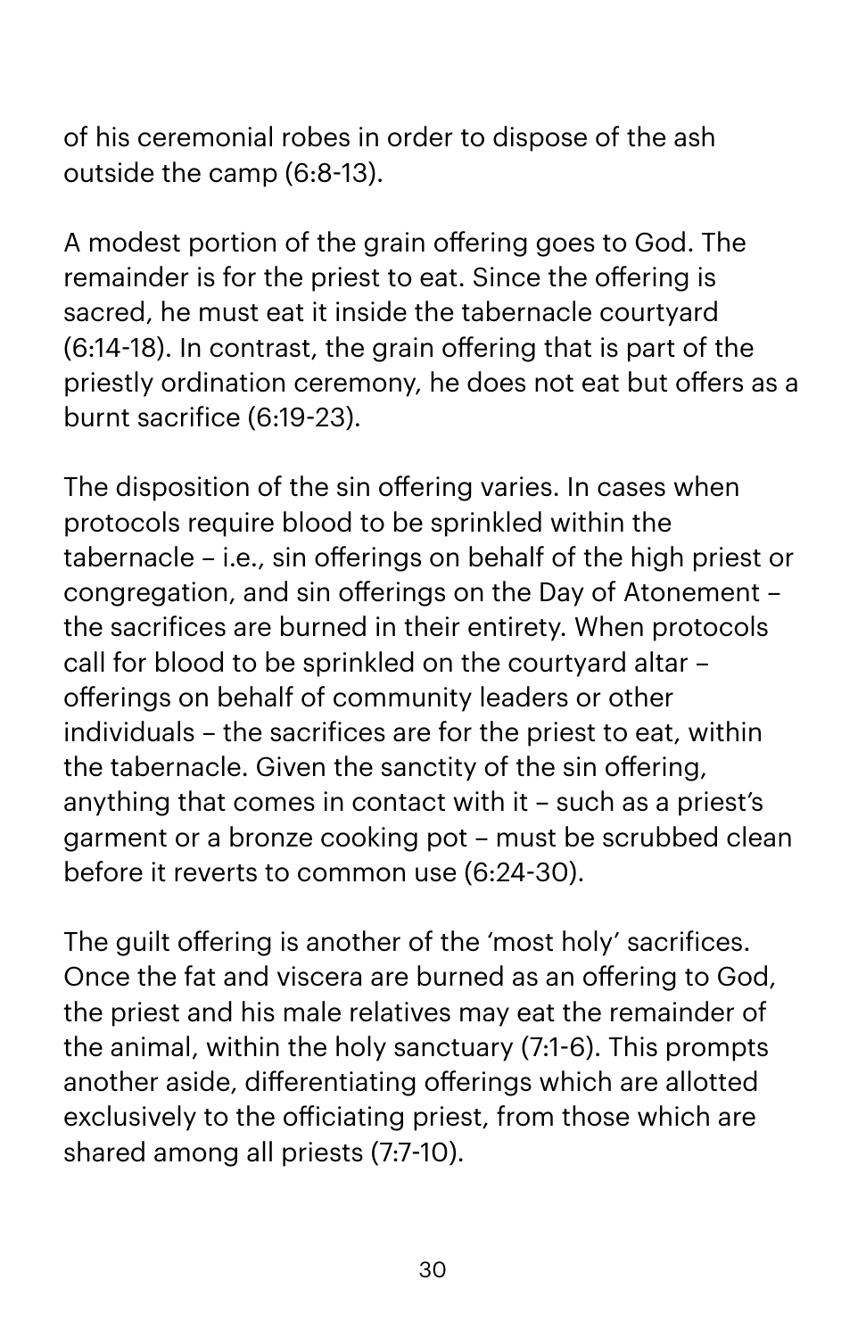of his ceremonial robes in order to dispose of the ash outside the camp (6:8-13).

A modest portion of the grain offering goes to God. The remainder is for the priest to eat. Since the offering is sacred, he must eat it inside the tabernacle courtyard (6:14-18). In contrast, the grain offering that is part of the priestly ordination ceremony, he does not eat but offers as a burnt sacrifice (6:19-23).

The disposition of the sin offering varies. In cases when protocols require blood to be sprinkled within the tabernacle – i.e., sin offerings on behalf of the high priest or congregation, and sin offerings on the Day of Atonement – the sacrifices are burned in their entirety. When protocols call for blood to be sprinkled on the courtyard altar – offerings on behalf of community leaders or other individuals – the sacrifices are for the priest to eat, within the tabernacle. Given the sanctity of the sin offering, anything that comes in contact with it – such as a priest's garment or a bronze cooking pot – must be scrubbed clean before it reverts to common use (6:24-30).

The guilt offering is another of the 'most holy' sacrifices. Once the fat and viscera are burned as an offering to God, the priest and his male relatives may eat the remainder of the animal, within the holy sanctuary (7:1-6). This prompts another aside, differentiating offerings which are allotted exclusively to the officiating priest, from those which are shared among all priests (7:7-10).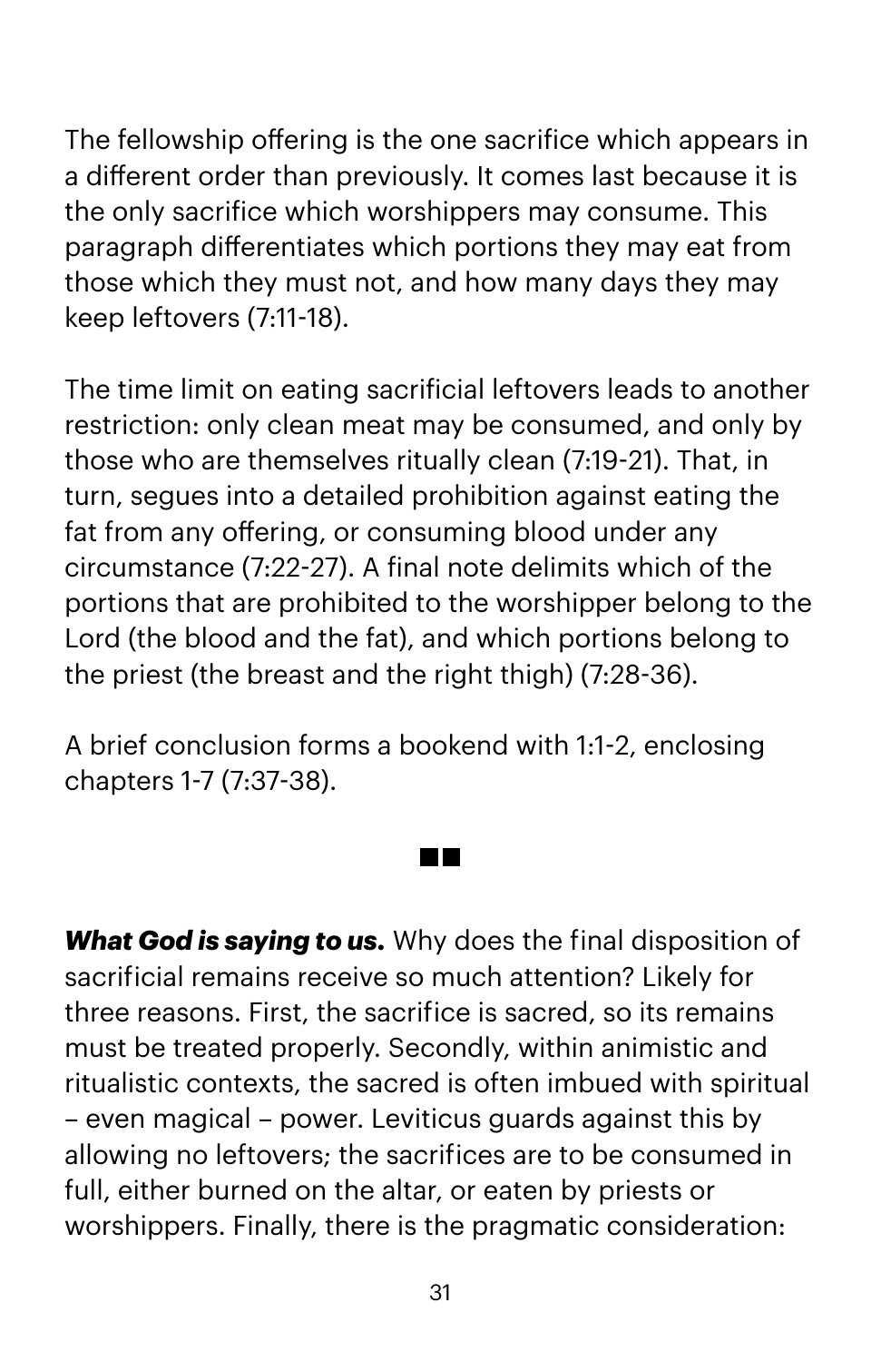The fellowship offering is the one sacrifice which appears in a different order than previously. It comes last because it is the only sacrifice which worshippers may consume. This paragraph differentiates which portions they may eat from those which they must not, and how many days they may keep leftovers (7:11-18).

The time limit on eating sacrificial leftovers leads to another restriction: only clean meat may be consumed, and only by those who are themselves ritually clean (7:19-21). That, in turn, segues into a detailed prohibition against eating the fat from any offering, or consuming blood under any circumstance (7:22-27). A final note delimits which of the portions that are prohibited to the worshipper belong to the Lord (the blood and the fat), and which portions belong to the priest (the breast and the right thigh) (7:28-36).

A brief conclusion forms a bookend with 1:1-2, enclosing chapters 1-7 (7:37-38).

■■

***What God is saying to us.*** Why does the final disposition of sacrificial remains receive so much attention? Likely for three reasons. First, the sacrifice is sacred, so its remains must be treated properly. Secondly, within animistic and ritualistic contexts, the sacred is often imbued with spiritual – even magical – power. Leviticus guards against this by allowing no leftovers; the sacrifices are to be consumed in full, either burned on the altar, or eaten by priests or worshippers. Finally, there is the pragmatic consideration: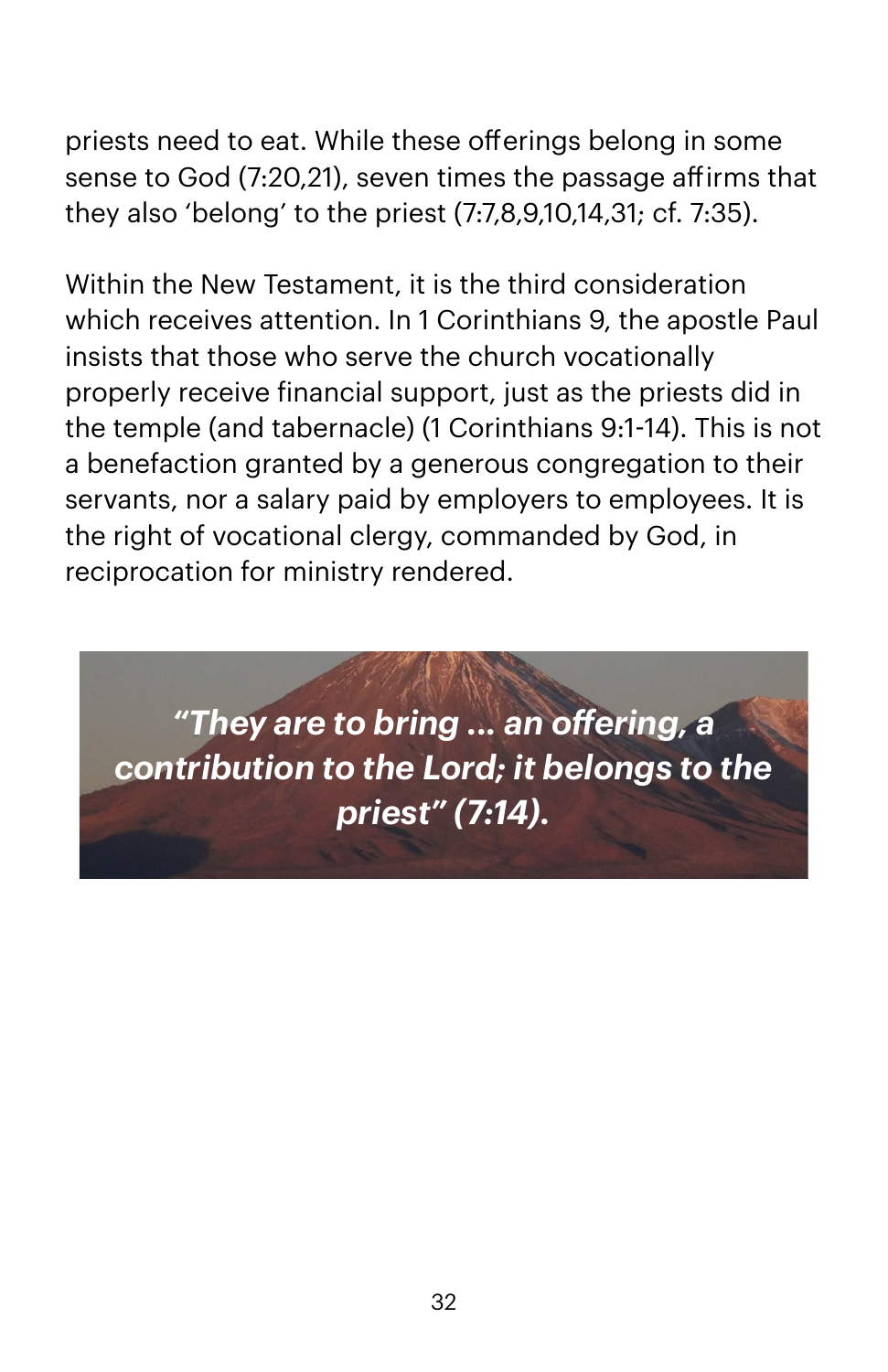priests need to eat. While these offerings belong in some sense to God (7:20,21), seven times the passage affirms that they also 'belong' to the priest (7:7,8,9,10,14,31; cf. 7:35).

Within the New Testament, it is the third consideration which receives attention. In 1 Corinthians 9, the apostle Paul insists that those who serve the church vocationally properly receive financial support, just as the priests did in the temple (and tabernacle) (1 Corinthians 9:1-14). This is not a benefaction granted by a generous congregation to their servants, nor a salary paid by employers to employees. It is the right of vocational clergy, commanded by God, in reciprocation for ministry rendered.

> ***"They are to bring ... an offering, a contribution to the Lord; it belongs to the priest" (7:14).***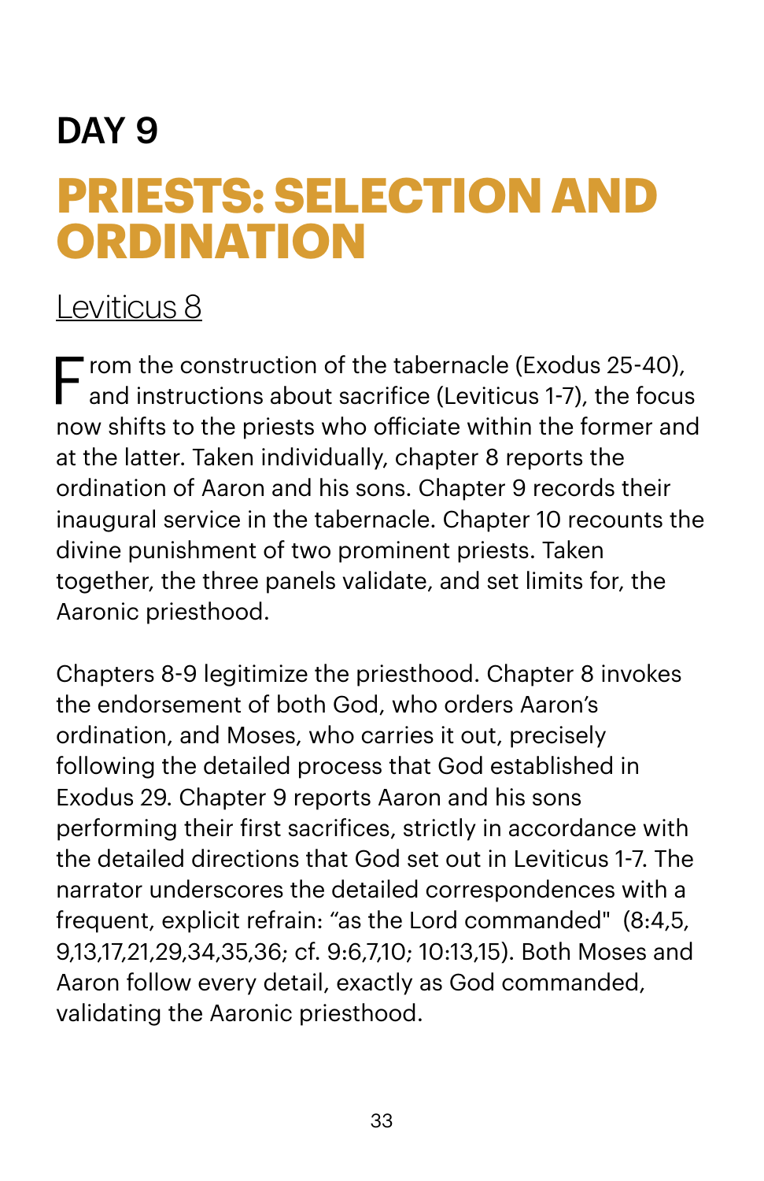## DAY 9

# PRIESTS: SELECTION AND ORDINATION

Leviticus 8

From the construction of the tabernacle (Exodus 25-40), and instructions about sacrifice (Leviticus 1-7), the focus now shifts to the priests who officiate within the former and at the latter. Taken individually, chapter 8 reports the ordination of Aaron and his sons. Chapter 9 records their inaugural service in the tabernacle. Chapter 10 recounts the divine punishment of two prominent priests. Taken together, the three panels validate, and set limits for, the Aaronic priesthood.

Chapters 8-9 legitimize the priesthood. Chapter 8 invokes the endorsement of both God, who orders Aaron's ordination, and Moses, who carries it out, precisely following the detailed process that God established in Exodus 29. Chapter 9 reports Aaron and his sons performing their first sacrifices, strictly in accordance with the detailed directions that God set out in Leviticus 1-7. The narrator underscores the detailed correspondences with a frequent, explicit refrain: "as the Lord commanded" (8:4,5, 9,13,17,21,29,34,35,36; cf. 9:6,7,10; 10:13,15). Both Moses and Aaron follow every detail, exactly as God commanded, validating the Aaronic priesthood.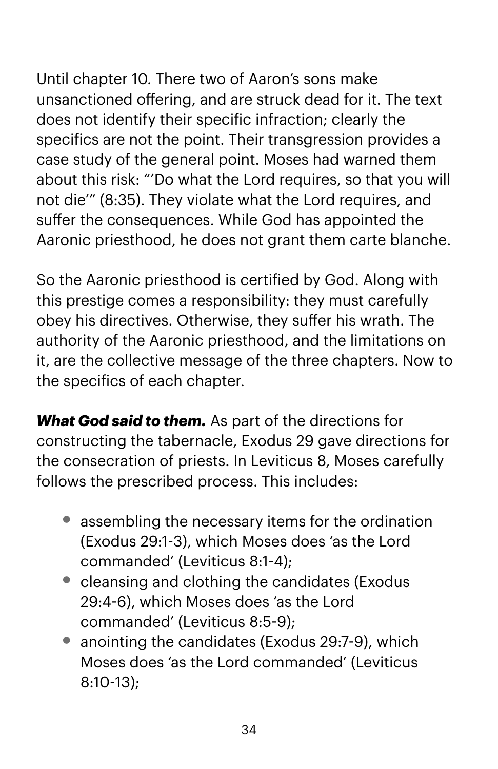Until chapter 10. There two of Aaron's sons make unsanctioned offering, and are struck dead for it. The text does not identify their specific infraction; clearly the specifics are not the point. Their transgression provides a case study of the general point. Moses had warned them about this risk: "'Do what the Lord requires, so that you will not die'" (8:35). They violate what the Lord requires, and suffer the consequences. While God has appointed the Aaronic priesthood, he does not grant them carte blanche.

So the Aaronic priesthood is certified by God. Along with this prestige comes a responsibility: they must carefully obey his directives. Otherwise, they suffer his wrath. The authority of the Aaronic priesthood, and the limitations on it, are the collective message of the three chapters. Now to the specifics of each chapter.

***What God said to them.*** As part of the directions for constructing the tabernacle, Exodus 29 gave directions for the consecration of priests. In Leviticus 8, Moses carefully follows the prescribed process. This includes:

- assembling the necessary items for the ordination (Exodus 29:1-3), which Moses does 'as the Lord commanded' (Leviticus 8:1-4);
- cleansing and clothing the candidates (Exodus 29:4-6), which Moses does 'as the Lord commanded' (Leviticus 8:5-9);
- anointing the candidates (Exodus 29:7-9), which Moses does 'as the Lord commanded' (Leviticus 8:10-13);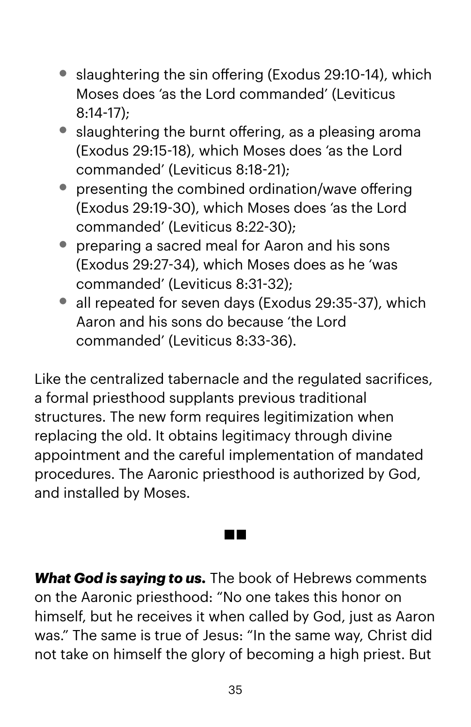- slaughtering the sin offering (Exodus 29:10-14), which Moses does 'as the Lord commanded' (Leviticus 8:14-17);
- slaughtering the burnt offering, as a pleasing aroma (Exodus 29:15-18), which Moses does 'as the Lord commanded' (Leviticus 8:18-21);
- presenting the combined ordination/wave offering (Exodus 29:19-30), which Moses does 'as the Lord commanded' (Leviticus 8:22-30);
- preparing a sacred meal for Aaron and his sons (Exodus 29:27-34), which Moses does as he 'was commanded' (Leviticus 8:31-32);
- all repeated for seven days (Exodus 29:35-37), which Aaron and his sons do because 'the Lord commanded' (Leviticus 8:33-36).

Like the centralized tabernacle and the regulated sacrifices, a formal priesthood supplants previous traditional structures. The new form requires legitimization when replacing the old. It obtains legitimacy through divine appointment and the careful implementation of mandated procedures. The Aaronic priesthood is authorized by God, and installed by Moses.

■■

***What God is saying to us.*** The book of Hebrews comments on the Aaronic priesthood: "No one takes this honor on himself, but he receives it when called by God, just as Aaron was." The same is true of Jesus: "In the same way, Christ did not take on himself the glory of becoming a high priest. But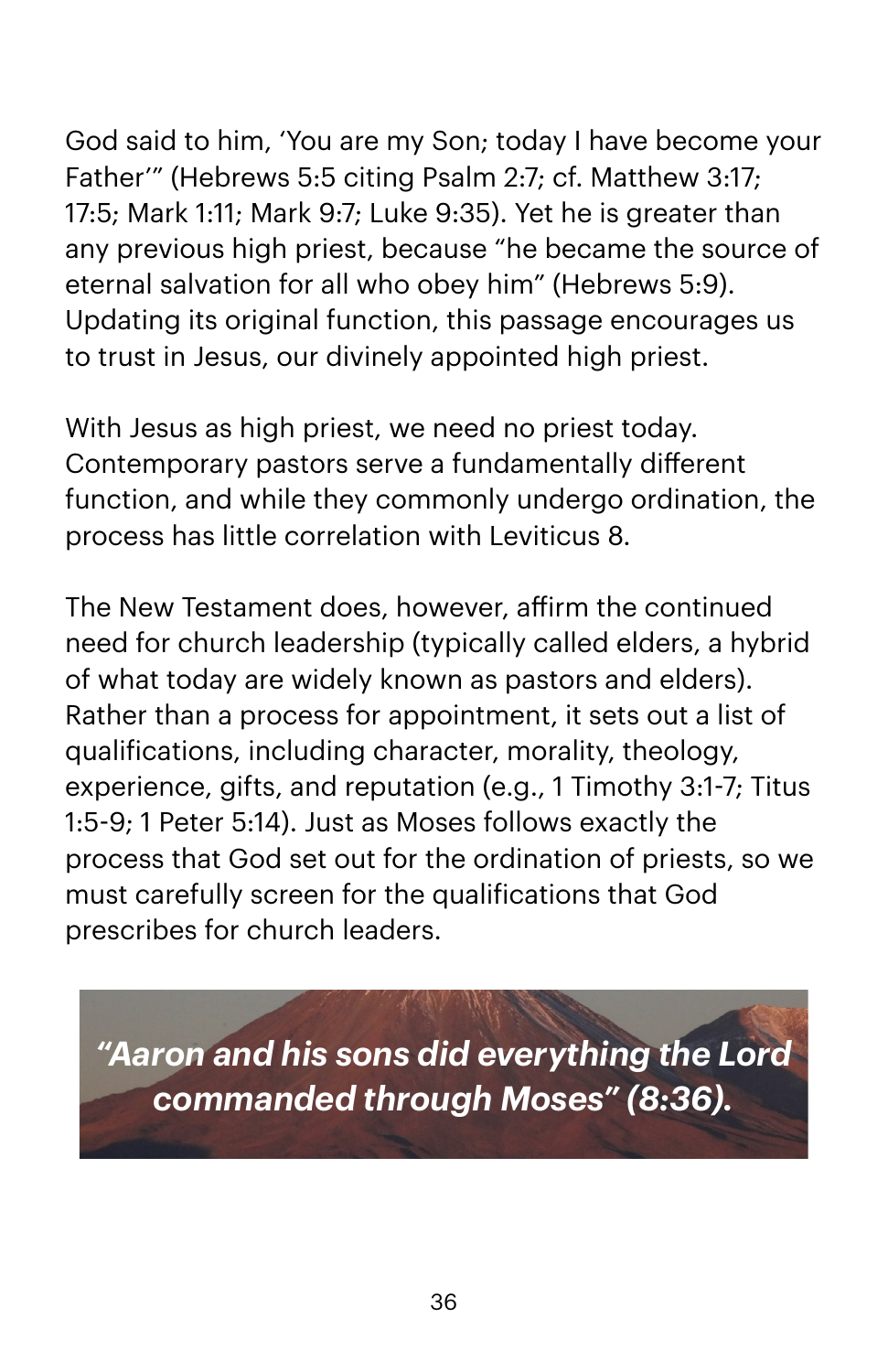God said to him, 'You are my Son; today I have become your Father'" (Hebrews 5:5 citing Psalm 2:7; cf. Matthew 3:17; 17:5; Mark 1:11; Mark 9:7; Luke 9:35). Yet he is greater than any previous high priest, because "he became the source of eternal salvation for all who obey him" (Hebrews 5:9). Updating its original function, this passage encourages us to trust in Jesus, our divinely appointed high priest.

With Jesus as high priest, we need no priest today. Contemporary pastors serve a fundamentally different function, and while they commonly undergo ordination, the process has little correlation with Leviticus 8.

The New Testament does, however, affirm the continued need for church leadership (typically called elders, a hybrid of what today are widely known as pastors and elders). Rather than a process for appointment, it sets out a list of qualifications, including character, morality, theology, experience, gifts, and reputation (e.g., 1 Timothy 3:1-7; Titus 1:5-9; 1 Peter 5:14). Just as Moses follows exactly the process that God set out for the ordination of priests, so we must carefully screen for the qualifications that God prescribes for church leaders.

***"Aaron and his sons did everything the Lord commanded through Moses" (8:36).***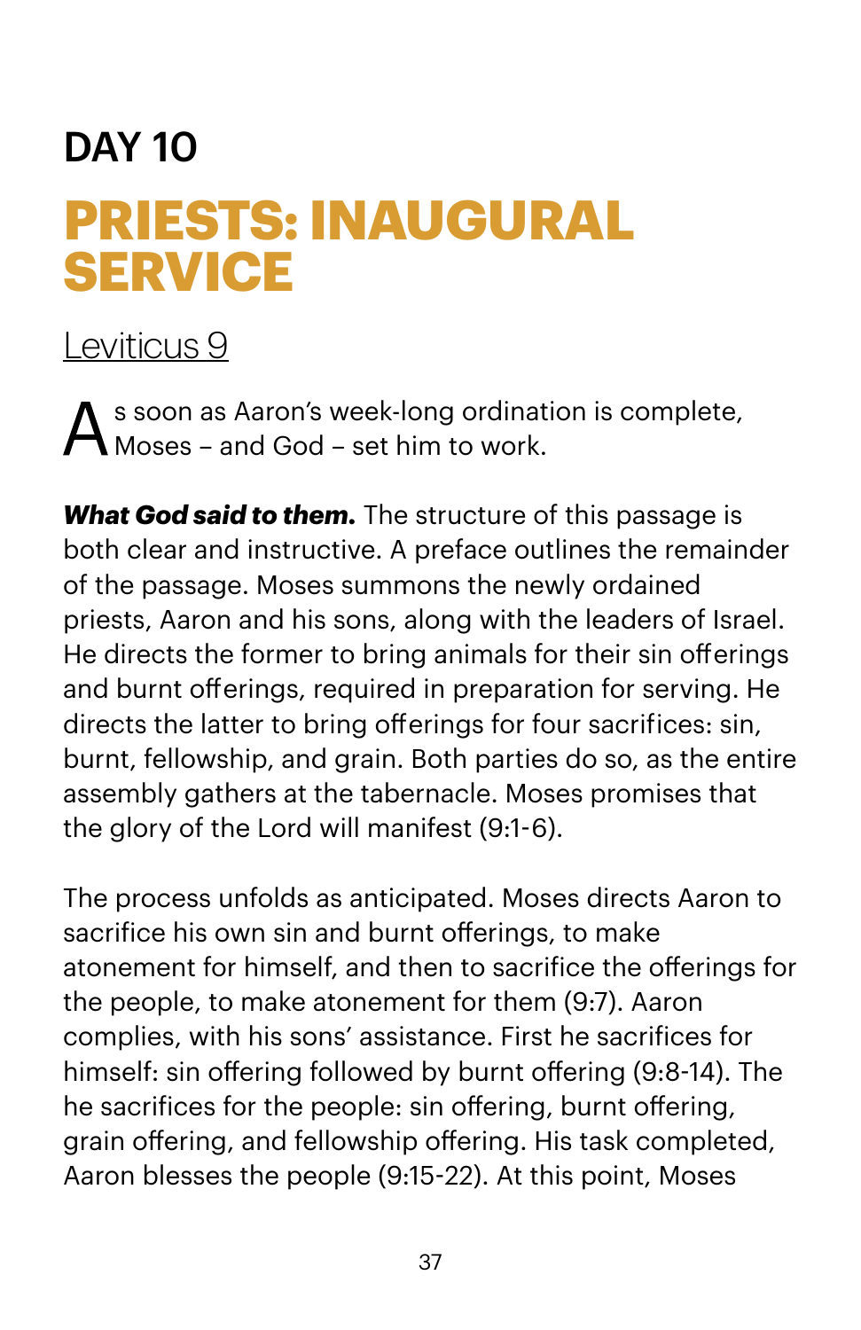# DAY 10

## PRIESTS: INAUGURAL SERVICE

Leviticus 9

As soon as Aaron's week-long ordination is complete, Moses – and God – set him to work.

***What God said to them.*** The structure of this passage is both clear and instructive. A preface outlines the remainder of the passage. Moses summons the newly ordained priests, Aaron and his sons, along with the leaders of Israel. He directs the former to bring animals for their sin offerings and burnt offerings, required in preparation for serving. He directs the latter to bring offerings for four sacrifices: sin, burnt, fellowship, and grain. Both parties do so, as the entire assembly gathers at the tabernacle. Moses promises that the glory of the Lord will manifest (9:1-6).

The process unfolds as anticipated. Moses directs Aaron to sacrifice his own sin and burnt offerings, to make atonement for himself, and then to sacrifice the offerings for the people, to make atonement for them (9:7). Aaron complies, with his sons' assistance. First he sacrifices for himself: sin offering followed by burnt offering (9:8-14). The he sacrifices for the people: sin offering, burnt offering, grain offering, and fellowship offering. His task completed, Aaron blesses the people (9:15-22). At this point, Moses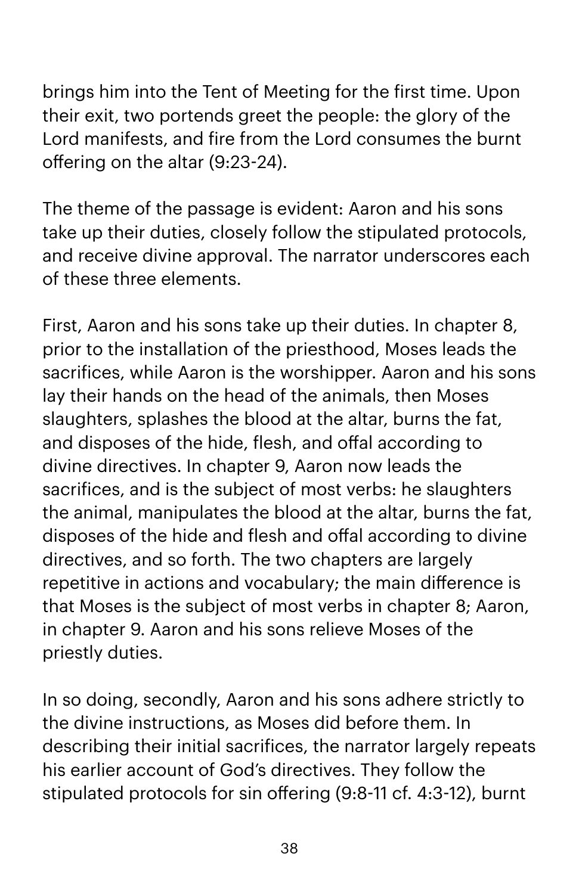brings him into the Tent of Meeting for the first time. Upon their exit, two portends greet the people: the glory of the Lord manifests, and fire from the Lord consumes the burnt offering on the altar (9:23-24).

The theme of the passage is evident: Aaron and his sons take up their duties, closely follow the stipulated protocols, and receive divine approval. The narrator underscores each of these three elements.

First, Aaron and his sons take up their duties. In chapter 8, prior to the installation of the priesthood, Moses leads the sacrifices, while Aaron is the worshipper. Aaron and his sons lay their hands on the head of the animals, then Moses slaughters, splashes the blood at the altar, burns the fat, and disposes of the hide, flesh, and offal according to divine directives. In chapter 9, Aaron now leads the sacrifices, and is the subject of most verbs: he slaughters the animal, manipulates the blood at the altar, burns the fat, disposes of the hide and flesh and offal according to divine directives, and so forth. The two chapters are largely repetitive in actions and vocabulary; the main difference is that Moses is the subject of most verbs in chapter 8; Aaron, in chapter 9. Aaron and his sons relieve Moses of the priestly duties.

In so doing, secondly, Aaron and his sons adhere strictly to the divine instructions, as Moses did before them. In describing their initial sacrifices, the narrator largely repeats his earlier account of God's directives. They follow the stipulated protocols for sin offering (9:8-11 cf. 4:3-12), burnt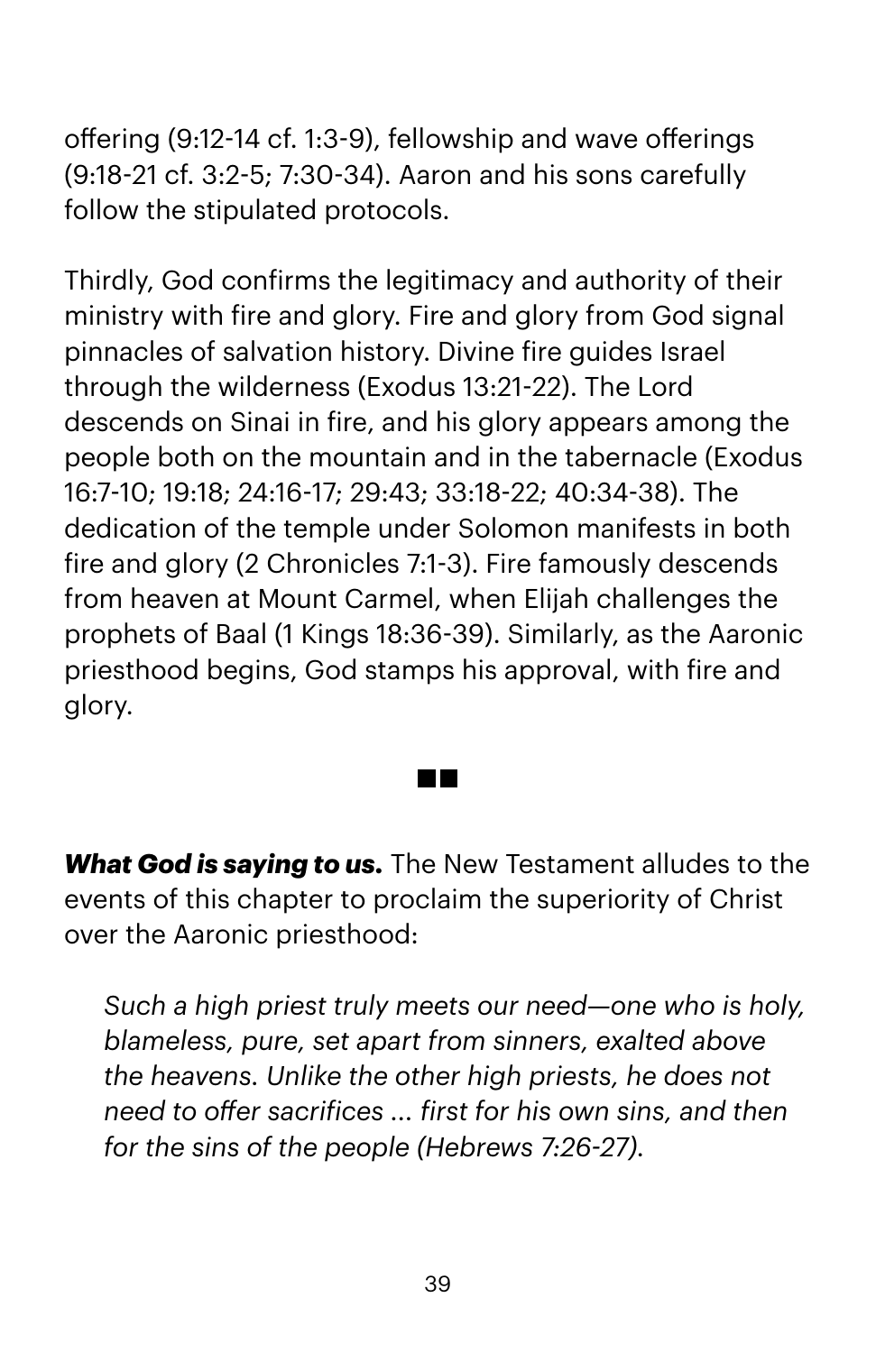offering (9:12-14 cf. 1:3-9), fellowship and wave offerings (9:18-21 cf. 3:2-5; 7:30-34). Aaron and his sons carefully follow the stipulated protocols.

Thirdly, God confirms the legitimacy and authority of their ministry with fire and glory. Fire and glory from God signal pinnacles of salvation history. Divine fire guides Israel through the wilderness (Exodus 13:21-22). The Lord descends on Sinai in fire, and his glory appears among the people both on the mountain and in the tabernacle (Exodus 16:7-10; 19:18; 24:16-17; 29:43; 33:18-22; 40:34-38). The dedication of the temple under Solomon manifests in both fire and glory (2 Chronicles 7:1-3). Fire famously descends from heaven at Mount Carmel, when Elijah challenges the prophets of Baal (1 Kings 18:36-39). Similarly, as the Aaronic priesthood begins, God stamps his approval, with fire and glory.

■■

***What God is saying to us.*** The New Testament alludes to the events of this chapter to proclaim the superiority of Christ over the Aaronic priesthood:

> *Such a high priest truly meets our need—one who is holy, blameless, pure, set apart from sinners, exalted above the heavens. Unlike the other high priests, he does not need to offer sacrifices ... first for his own sins, and then for the sins of the people (Hebrews 7:26-27).*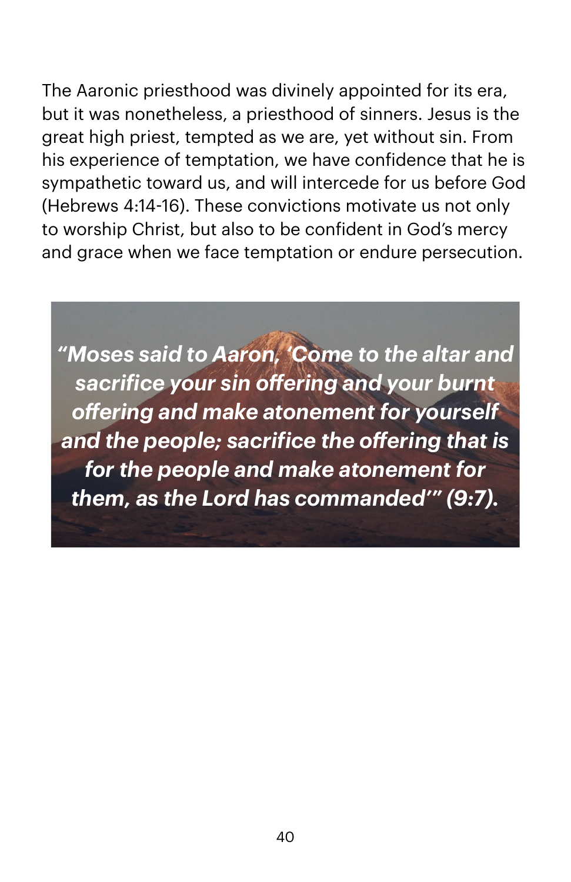The Aaronic priesthood was divinely appointed for its era, but it was nonetheless, a priesthood of sinners. Jesus is the great high priest, tempted as we are, yet without sin. From his experience of temptation, we have confidence that he is sympathetic toward us, and will intercede for us before God (Hebrews 4:14-16). These convictions motivate us not only to worship Christ, but also to be confident in God's mercy and grace when we face temptation or endure persecution.

***"Moses said to Aaron, 'Come to the altar and sacrifice your sin offering and your burnt offering and make atonement for yourself and the people; sacrifice the offering that is for the people and make atonement for them, as the Lord has commanded'" (9:7).***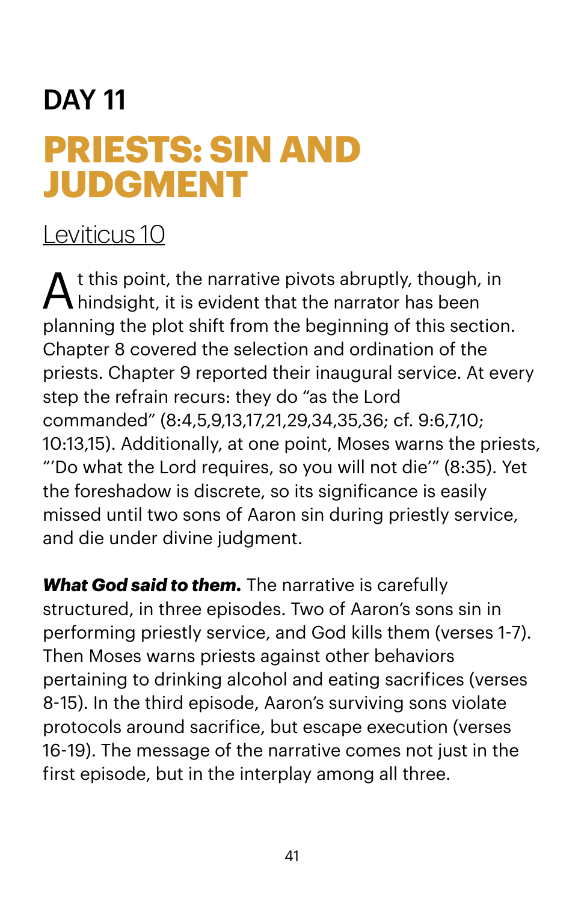# DAY 11

## PRIESTS: SIN AND JUDGMENT

Leviticus 10

At this point, the narrative pivots abruptly, though, in hindsight, it is evident that the narrator has been planning the plot shift from the beginning of this section. Chapter 8 covered the selection and ordination of the priests. Chapter 9 reported their inaugural service. At every step the refrain recurs: they do "as the Lord commanded" (8:4,5,9,13,17,21,29,34,35,36; cf. 9:6,7,10; 10:13,15). Additionally, at one point, Moses warns the priests, "'Do what the Lord requires, so you will not die'" (8:35). Yet the foreshadow is discrete, so its significance is easily missed until two sons of Aaron sin during priestly service, and die under divine judgment.

***What God said to them.*** The narrative is carefully structured, in three episodes. Two of Aaron's sons sin in performing priestly service, and God kills them (verses 1-7). Then Moses warns priests against other behaviors pertaining to drinking alcohol and eating sacrifices (verses 8-15). In the third episode, Aaron's surviving sons violate protocols around sacrifice, but escape execution (verses 16-19). The message of the narrative comes not just in the first episode, but in the interplay among all three.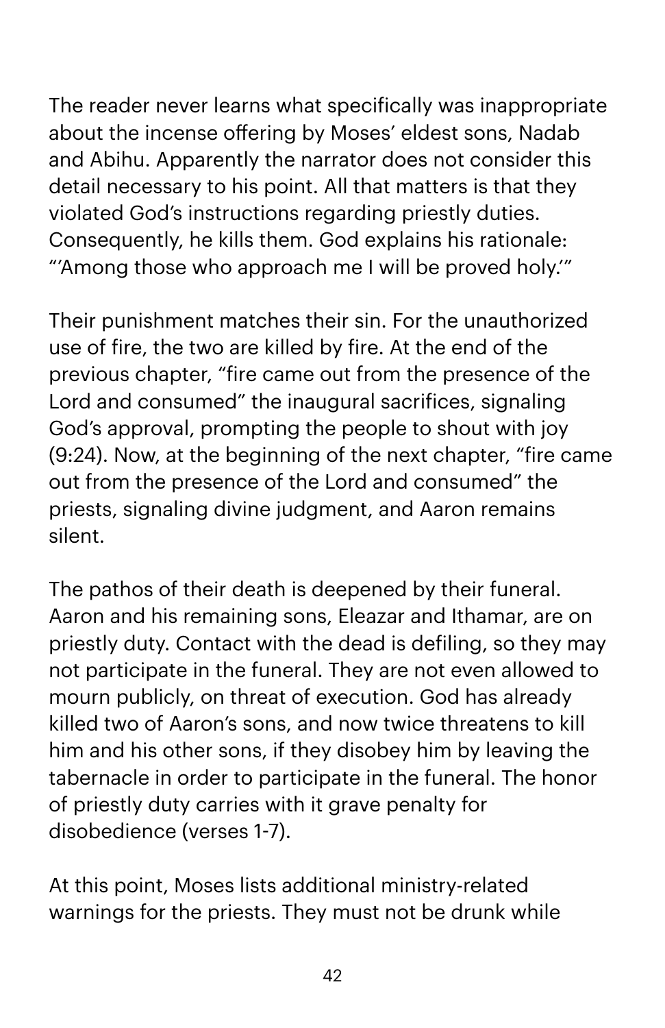The reader never learns what specifically was inappropriate about the incense offering by Moses' eldest sons, Nadab and Abihu. Apparently the narrator does not consider this detail necessary to his point. All that matters is that they violated God's instructions regarding priestly duties. Consequently, he kills them. God explains his rationale: "'Among those who approach me I will be proved holy.'"

Their punishment matches their sin. For the unauthorized use of fire, the two are killed by fire. At the end of the previous chapter, "fire came out from the presence of the Lord and consumed" the inaugural sacrifices, signaling God's approval, prompting the people to shout with joy (9:24). Now, at the beginning of the next chapter, "fire came out from the presence of the Lord and consumed" the priests, signaling divine judgment, and Aaron remains silent.

The pathos of their death is deepened by their funeral. Aaron and his remaining sons, Eleazar and Ithamar, are on priestly duty. Contact with the dead is defiling, so they may not participate in the funeral. They are not even allowed to mourn publicly, on threat of execution. God has already killed two of Aaron's sons, and now twice threatens to kill him and his other sons, if they disobey him by leaving the tabernacle in order to participate in the funeral. The honor of priestly duty carries with it grave penalty for disobedience (verses 1-7).

At this point, Moses lists additional ministry-related warnings for the priests. They must not be drunk while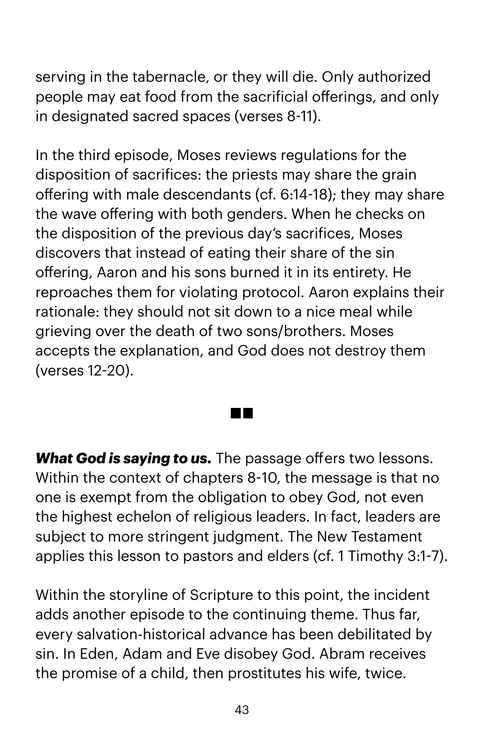serving in the tabernacle, or they will die. Only authorized people may eat food from the sacrificial offerings, and only in designated sacred spaces (verses 8-11).

In the third episode, Moses reviews regulations for the disposition of sacrifices: the priests may share the grain offering with male descendants (cf. 6:14-18); they may share the wave offering with both genders. When he checks on the disposition of the previous day's sacrifices, Moses discovers that instead of eating their share of the sin offering, Aaron and his sons burned it in its entirety. He reproaches them for violating protocol. Aaron explains their rationale: they should not sit down to a nice meal while grieving over the death of two sons/brothers. Moses accepts the explanation, and God does not destroy them (verses 12-20).

■■

***What God is saying to us.*** The passage offers two lessons. Within the context of chapters 8-10, the message is that no one is exempt from the obligation to obey God, not even the highest echelon of religious leaders. In fact, leaders are subject to more stringent judgment. The New Testament applies this lesson to pastors and elders (cf. 1 Timothy 3:1-7).

Within the storyline of Scripture to this point, the incident adds another episode to the continuing theme. Thus far, every salvation-historical advance has been debilitated by sin. In Eden, Adam and Eve disobey God. Abram receives the promise of a child, then prostitutes his wife, twice.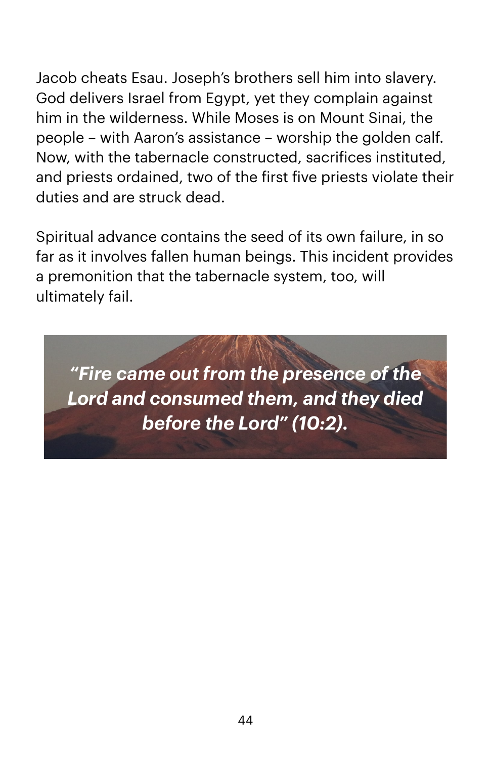Jacob cheats Esau. Joseph's brothers sell him into slavery. God delivers Israel from Egypt, yet they complain against him in the wilderness. While Moses is on Mount Sinai, the people – with Aaron's assistance – worship the golden calf. Now, with the tabernacle constructed, sacrifices instituted, and priests ordained, two of the first five priests violate their duties and are struck dead.

Spiritual advance contains the seed of its own failure, in so far as it involves fallen human beings. This incident provides a premonition that the tabernacle system, too, will ultimately fail.

***"Fire came out from the presence of the Lord and consumed them, and they died before the Lord" (10:2).***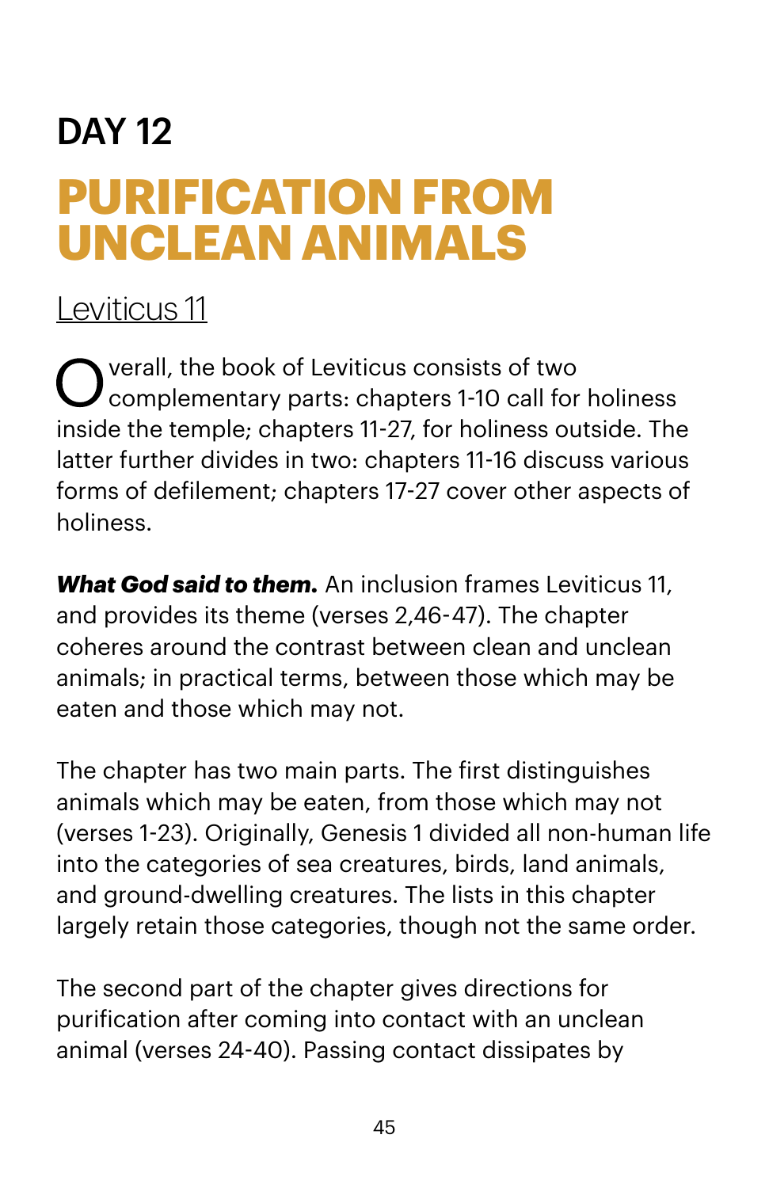## DAY 12

# PURIFICATION FROM UNCLEAN ANIMALS

Leviticus 11

Overall, the book of Leviticus consists of two complementary parts: chapters 1-10 call for holiness inside the temple; chapters 11-27, for holiness outside. The latter further divides in two: chapters 11-16 discuss various forms of defilement; chapters 17-27 cover other aspects of holiness.

***What God said to them.*** An inclusion frames Leviticus 11, and provides its theme (verses 2,46-47). The chapter coheres around the contrast between clean and unclean animals; in practical terms, between those which may be eaten and those which may not.

The chapter has two main parts. The first distinguishes animals which may be eaten, from those which may not (verses 1-23). Originally, Genesis 1 divided all non-human life into the categories of sea creatures, birds, land animals, and ground-dwelling creatures. The lists in this chapter largely retain those categories, though not the same order.

The second part of the chapter gives directions for purification after coming into contact with an unclean animal (verses 24-40). Passing contact dissipates by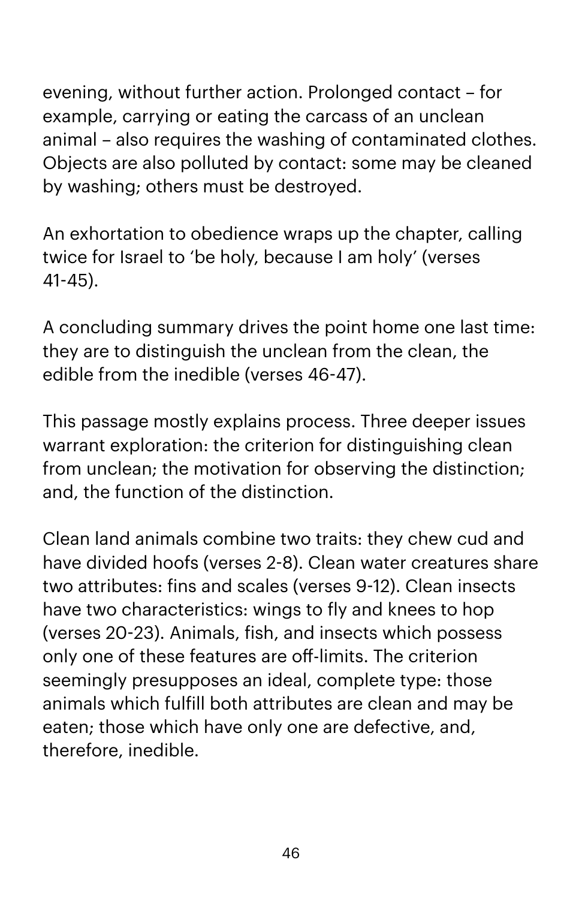evening, without further action. Prolonged contact – for example, carrying or eating the carcass of an unclean animal – also requires the washing of contaminated clothes. Objects are also polluted by contact: some may be cleaned by washing; others must be destroyed.

An exhortation to obedience wraps up the chapter, calling twice for Israel to 'be holy, because I am holy' (verses 41-45).

A concluding summary drives the point home one last time: they are to distinguish the unclean from the clean, the edible from the inedible (verses 46-47).

This passage mostly explains process. Three deeper issues warrant exploration: the criterion for distinguishing clean from unclean; the motivation for observing the distinction; and, the function of the distinction.

Clean land animals combine two traits: they chew cud and have divided hoofs (verses 2-8). Clean water creatures share two attributes: fins and scales (verses 9-12). Clean insects have two characteristics: wings to fly and knees to hop (verses 20-23). Animals, fish, and insects which possess only one of these features are off-limits. The criterion seemingly presupposes an ideal, complete type: those animals which fulfill both attributes are clean and may be eaten; those which have only one are defective, and, therefore, inedible.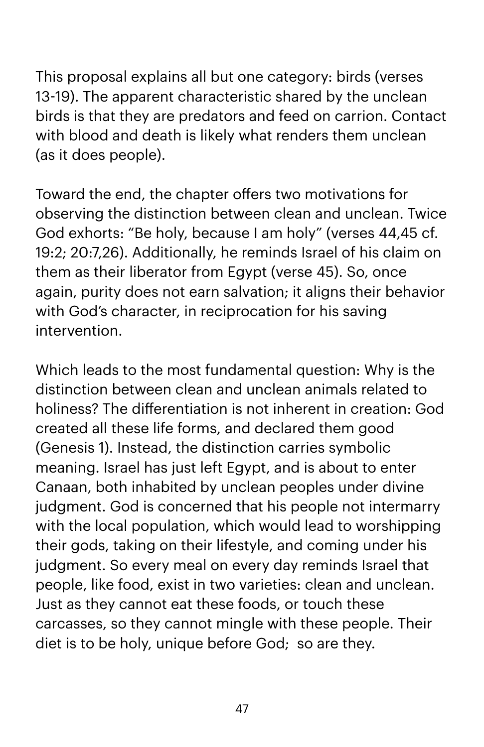This proposal explains all but one category: birds (verses 13-19). The apparent characteristic shared by the unclean birds is that they are predators and feed on carrion. Contact with blood and death is likely what renders them unclean (as it does people).

Toward the end, the chapter offers two motivations for observing the distinction between clean and unclean. Twice God exhorts: "Be holy, because I am holy" (verses 44,45 cf. 19:2; 20:7,26). Additionally, he reminds Israel of his claim on them as their liberator from Egypt (verse 45). So, once again, purity does not earn salvation; it aligns their behavior with God's character, in reciprocation for his saving intervention.

Which leads to the most fundamental question: Why is the distinction between clean and unclean animals related to holiness? The differentiation is not inherent in creation: God created all these life forms, and declared them good (Genesis 1). Instead, the distinction carries symbolic meaning. Israel has just left Egypt, and is about to enter Canaan, both inhabited by unclean peoples under divine judgment. God is concerned that his people not intermarry with the local population, which would lead to worshipping their gods, taking on their lifestyle, and coming under his judgment. So every meal on every day reminds Israel that people, like food, exist in two varieties: clean and unclean. Just as they cannot eat these foods, or touch these carcasses, so they cannot mingle with these people. Their diet is to be holy, unique before God; so are they.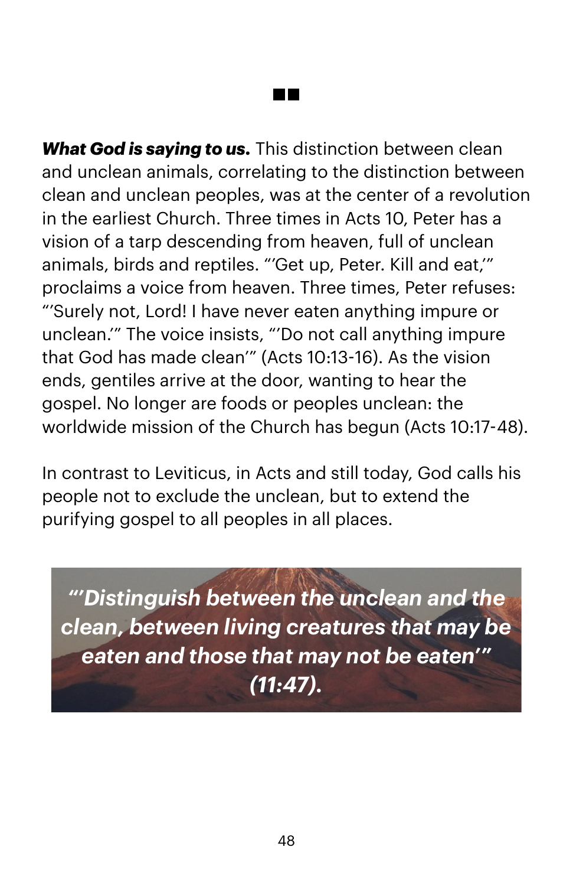■■

***What God is saying to us.*** This distinction between clean and unclean animals, correlating to the distinction between clean and unclean peoples, was at the center of a revolution in the earliest Church. Three times in Acts 10, Peter has a vision of a tarp descending from heaven, full of unclean animals, birds and reptiles. "'Get up, Peter. Kill and eat,'" proclaims a voice from heaven. Three times, Peter refuses: "'Surely not, Lord! I have never eaten anything impure or unclean.'" The voice insists, "'Do not call anything impure that God has made clean'" (Acts 10:13-16). As the vision ends, gentiles arrive at the door, wanting to hear the gospel. No longer are foods or peoples unclean: the worldwide mission of the Church has begun (Acts 10:17-48).

In contrast to Leviticus, in Acts and still today, God calls his people not to exclude the unclean, but to extend the purifying gospel to all peoples in all places.

***"'Distinguish between the unclean and the clean, between living creatures that may be eaten and those that may not be eaten'" (11:47).***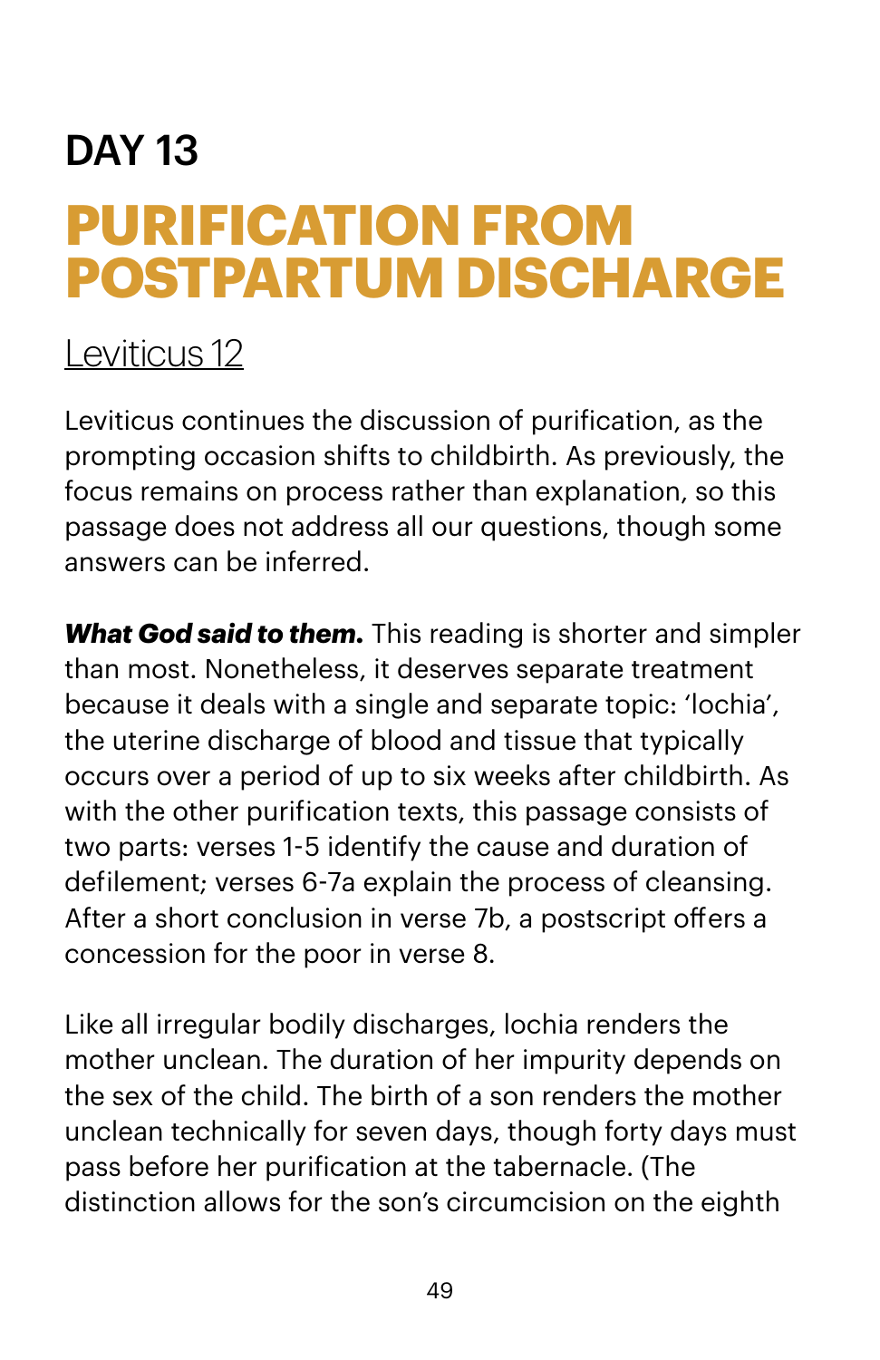## DAY 13

# PURIFICATION FROM POSTPARTUM DISCHARGE

Leviticus 12

Leviticus continues the discussion of purification, as the prompting occasion shifts to childbirth. As previously, the focus remains on process rather than explanation, so this passage does not address all our questions, though some answers can be inferred.

***What God said to them.*** This reading is shorter and simpler than most. Nonetheless, it deserves separate treatment because it deals with a single and separate topic: 'lochia', the uterine discharge of blood and tissue that typically occurs over a period of up to six weeks after childbirth. As with the other purification texts, this passage consists of two parts: verses 1-5 identify the cause and duration of defilement; verses 6-7a explain the process of cleansing. After a short conclusion in verse 7b, a postscript offers a concession for the poor in verse 8.

Like all irregular bodily discharges, lochia renders the mother unclean. The duration of her impurity depends on the sex of the child. The birth of a son renders the mother unclean technically for seven days, though forty days must pass before her purification at the tabernacle. (The distinction allows for the son's circumcision on the eighth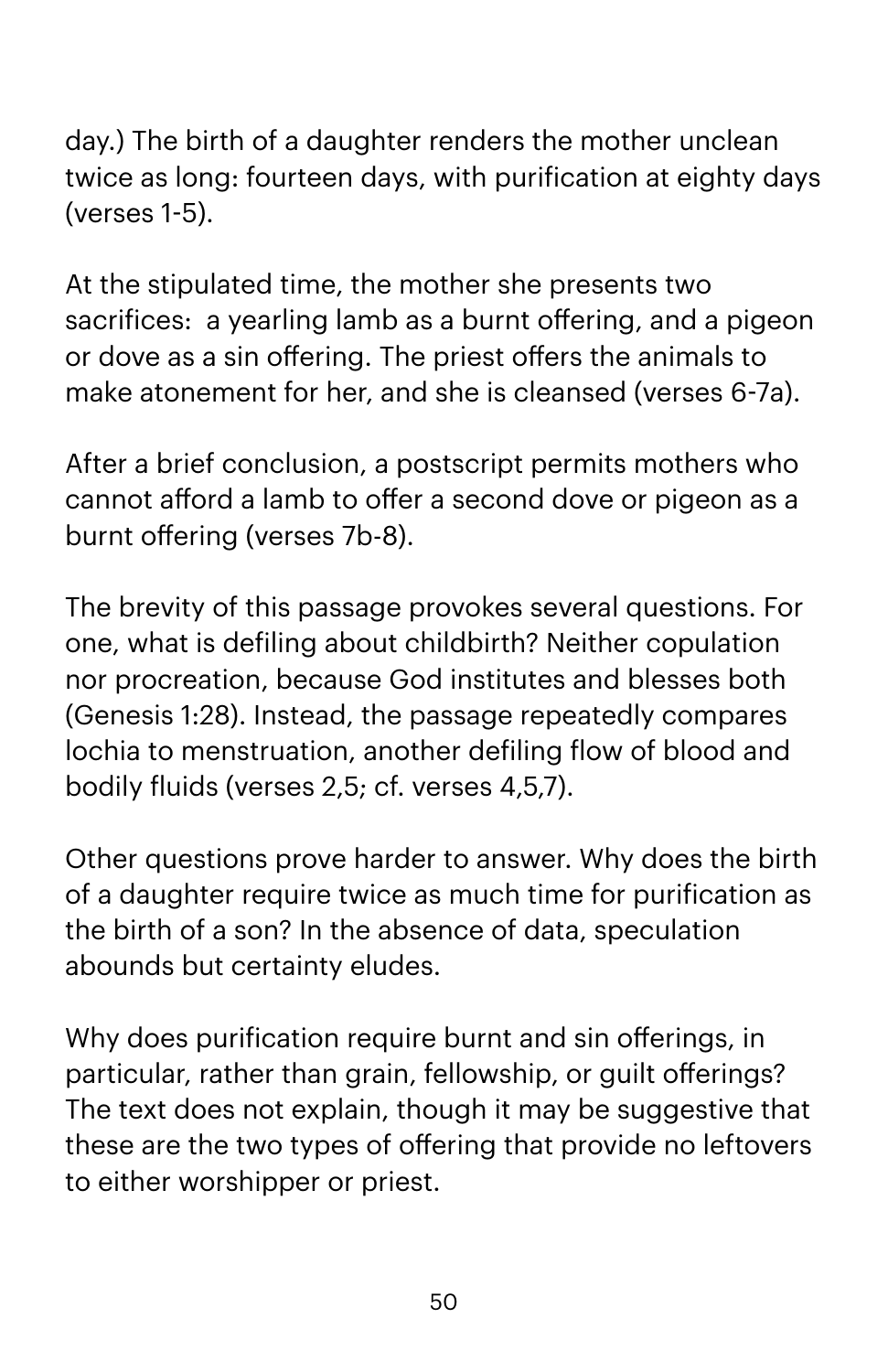day.) The birth of a daughter renders the mother unclean twice as long: fourteen days, with purification at eighty days (verses 1-5).

At the stipulated time, the mother she presents two sacrifices:  a yearling lamb as a burnt offering, and a pigeon or dove as a sin offering. The priest offers the animals to make atonement for her, and she is cleansed (verses 6-7a).

After a brief conclusion, a postscript permits mothers who cannot afford a lamb to offer a second dove or pigeon as a burnt offering (verses 7b-8).

The brevity of this passage provokes several questions. For one, what is defiling about childbirth? Neither copulation nor procreation, because God institutes and blesses both (Genesis 1:28). Instead, the passage repeatedly compares lochia to menstruation, another defiling flow of blood and bodily fluids (verses 2,5; cf. verses 4,5,7).

Other questions prove harder to answer. Why does the birth of a daughter require twice as much time for purification as the birth of a son? In the absence of data, speculation abounds but certainty eludes.

Why does purification require burnt and sin offerings, in particular, rather than grain, fellowship, or guilt offerings? The text does not explain, though it may be suggestive that these are the two types of offering that provide no leftovers to either worshipper or priest.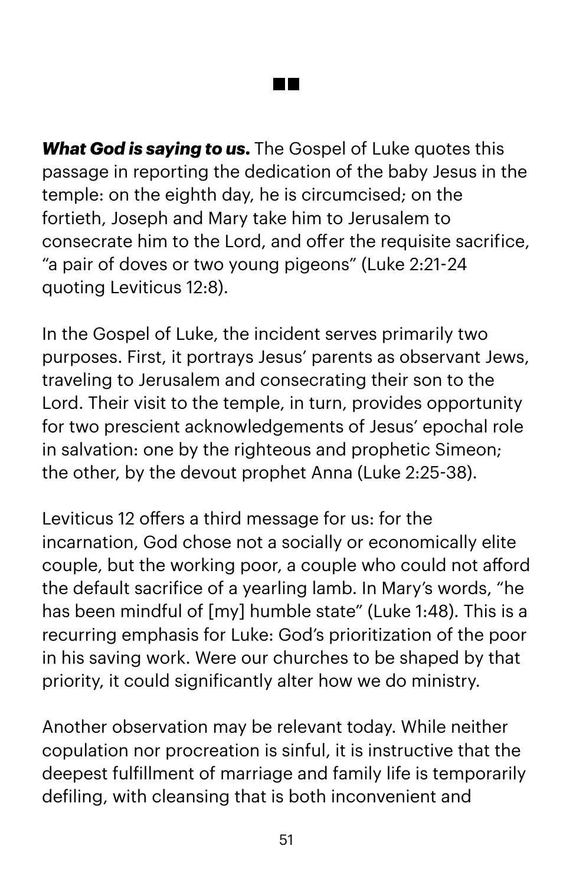■■

***What God is saying to us.*** The Gospel of Luke quotes this passage in reporting the dedication of the baby Jesus in the temple: on the eighth day, he is circumcised; on the fortieth, Joseph and Mary take him to Jerusalem to consecrate him to the Lord, and offer the requisite sacrifice, "a pair of doves or two young pigeons" (Luke 2:21-24 quoting Leviticus 12:8).

In the Gospel of Luke, the incident serves primarily two purposes. First, it portrays Jesus' parents as observant Jews, traveling to Jerusalem and consecrating their son to the Lord. Their visit to the temple, in turn, provides opportunity for two prescient acknowledgements of Jesus' epochal role in salvation: one by the righteous and prophetic Simeon; the other, by the devout prophet Anna (Luke 2:25-38).

Leviticus 12 offers a third message for us: for the incarnation, God chose not a socially or economically elite couple, but the working poor, a couple who could not afford the default sacrifice of a yearling lamb. In Mary's words, "he has been mindful of [my] humble state" (Luke 1:48). This is a recurring emphasis for Luke: God's prioritization of the poor in his saving work. Were our churches to be shaped by that priority, it could significantly alter how we do ministry.

Another observation may be relevant today. While neither copulation nor procreation is sinful, it is instructive that the deepest fulfillment of marriage and family life is temporarily defiling, with cleansing that is both inconvenient and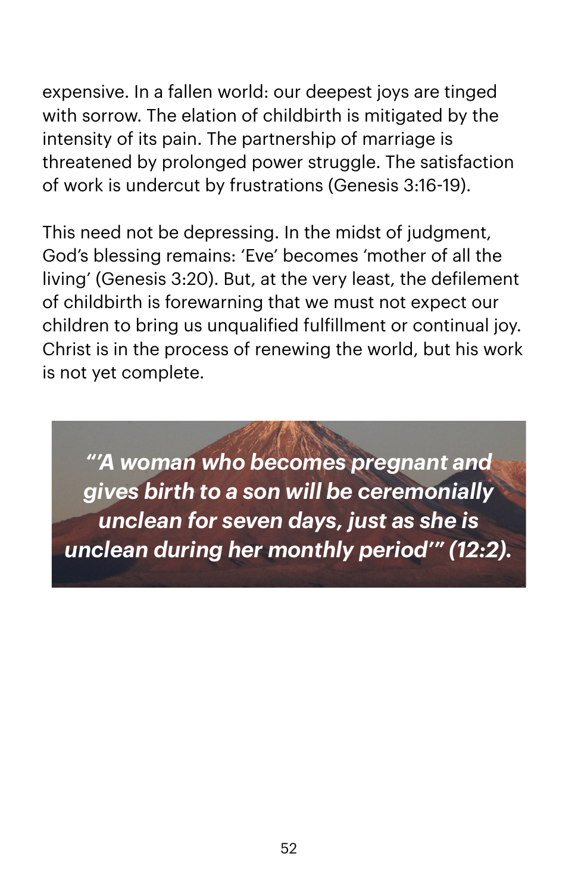expensive. In a fallen world: our deepest joys are tinged with sorrow. The elation of childbirth is mitigated by the intensity of its pain. The partnership of marriage is threatened by prolonged power struggle. The satisfaction of work is undercut by frustrations (Genesis 3:16-19).

This need not be depressing. In the midst of judgment, God's blessing remains: 'Eve' becomes 'mother of all the living' (Genesis 3:20). But, at the very least, the defilement of childbirth is forewarning that we must not expect our children to bring us unqualified fulfillment or continual joy. Christ is in the process of renewing the world, but his work is not yet complete.

> ***"'A woman who becomes pregnant and gives birth to a son will be ceremonially unclean for seven days, just as she is unclean during her monthly period'" (12:2).***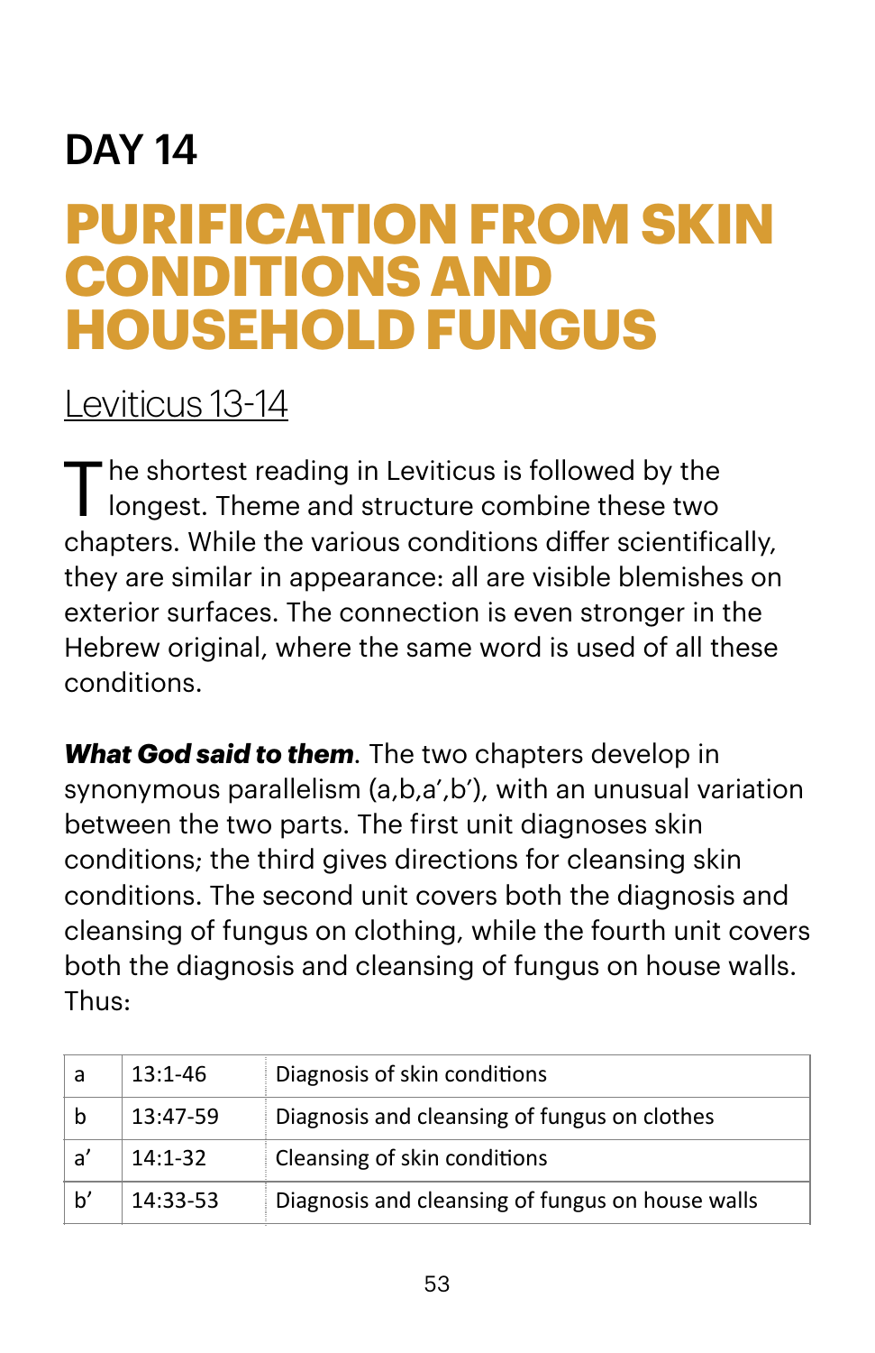# DAY 14

## PURIFICATION FROM SKIN CONDITIONS AND HOUSEHOLD FUNGUS

Leviticus 13-14

The shortest reading in Leviticus is followed by the longest. Theme and structure combine these two chapters. While the various conditions differ scientifically, they are similar in appearance: all are visible blemishes on exterior surfaces. The connection is even stronger in the Hebrew original, where the same word is used of all these conditions.

***What God said to them***. The two chapters develop in synonymous parallelism (a,b,a',b'), with an unusual variation between the two parts. The first unit diagnoses skin conditions; the third gives directions for cleansing skin conditions. The second unit covers both the diagnosis and cleansing of fungus on clothing, while the fourth unit covers both the diagnosis and cleansing of fungus on house walls. Thus:

| | | |
|---|---|---|
| a | 13:1-46 | Diagnosis of skin conditions |
| b | 13:47-59 | Diagnosis and cleansing of fungus on clothes |
| a' | 14:1-32 | Cleansing of skin conditions |
| b' | 14:33-53 | Diagnosis and cleansing of fungus on house walls |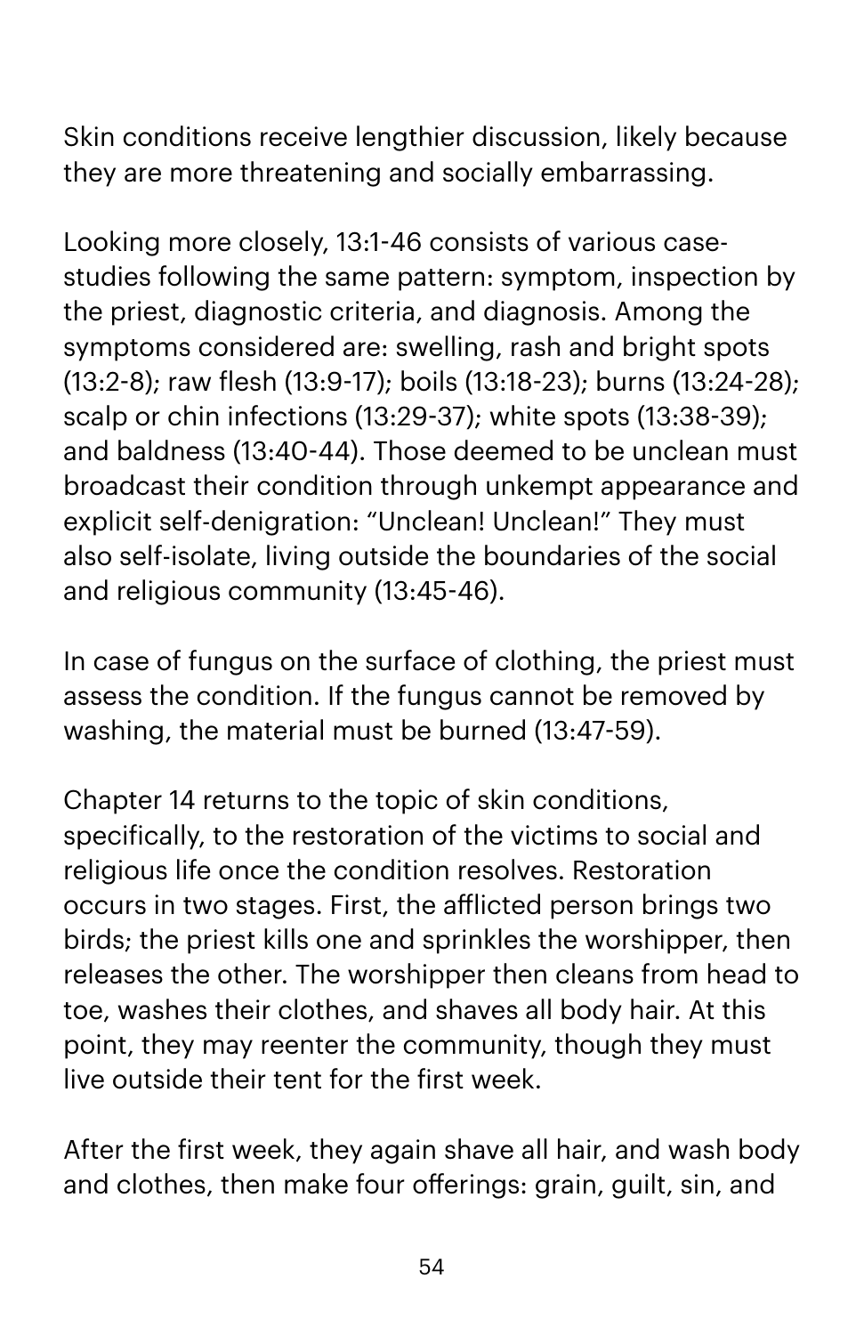Skin conditions receive lengthier discussion, likely because they are more threatening and socially embarrassing.

Looking more closely, 13:1-46 consists of various case-studies following the same pattern: symptom, inspection by the priest, diagnostic criteria, and diagnosis. Among the symptoms considered are: swelling, rash and bright spots (13:2-8); raw flesh (13:9-17); boils (13:18-23); burns (13:24-28); scalp or chin infections (13:29-37); white spots (13:38-39); and baldness (13:40-44). Those deemed to be unclean must broadcast their condition through unkempt appearance and explicit self-denigration: "Unclean! Unclean!" They must also self-isolate, living outside the boundaries of the social and religious community (13:45-46).

In case of fungus on the surface of clothing, the priest must assess the condition. If the fungus cannot be removed by washing, the material must be burned (13:47-59).

Chapter 14 returns to the topic of skin conditions, specifically, to the restoration of the victims to social and religious life once the condition resolves. Restoration occurs in two stages. First, the afflicted person brings two birds; the priest kills one and sprinkles the worshipper, then releases the other. The worshipper then cleans from head to toe, washes their clothes, and shaves all body hair. At this point, they may reenter the community, though they must live outside their tent for the first week.

After the first week, they again shave all hair, and wash body and clothes, then make four offerings: grain, guilt, sin, and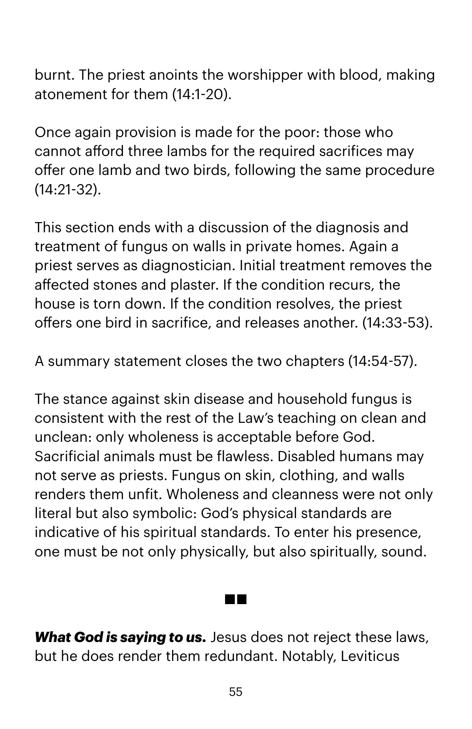burnt. The priest anoints the worshipper with blood, making atonement for them (14:1-20).

Once again provision is made for the poor: those who cannot afford three lambs for the required sacrifices may offer one lamb and two birds, following the same procedure (14:21-32).

This section ends with a discussion of the diagnosis and treatment of fungus on walls in private homes. Again a priest serves as diagnostician. Initial treatment removes the affected stones and plaster. If the condition recurs, the house is torn down. If the condition resolves, the priest offers one bird in sacrifice, and releases another. (14:33-53).

A summary statement closes the two chapters (14:54-57).

The stance against skin disease and household fungus is consistent with the rest of the Law's teaching on clean and unclean: only wholeness is acceptable before God. Sacrificial animals must be flawless. Disabled humans may not serve as priests. Fungus on skin, clothing, and walls renders them unfit. Wholeness and cleanness were not only literal but also symbolic: God's physical standards are indicative of his spiritual standards. To enter his presence, one must be not only physically, but also spiritually, sound.

■■

***What God is saying to us.*** Jesus does not reject these laws, but he does render them redundant. Notably, Leviticus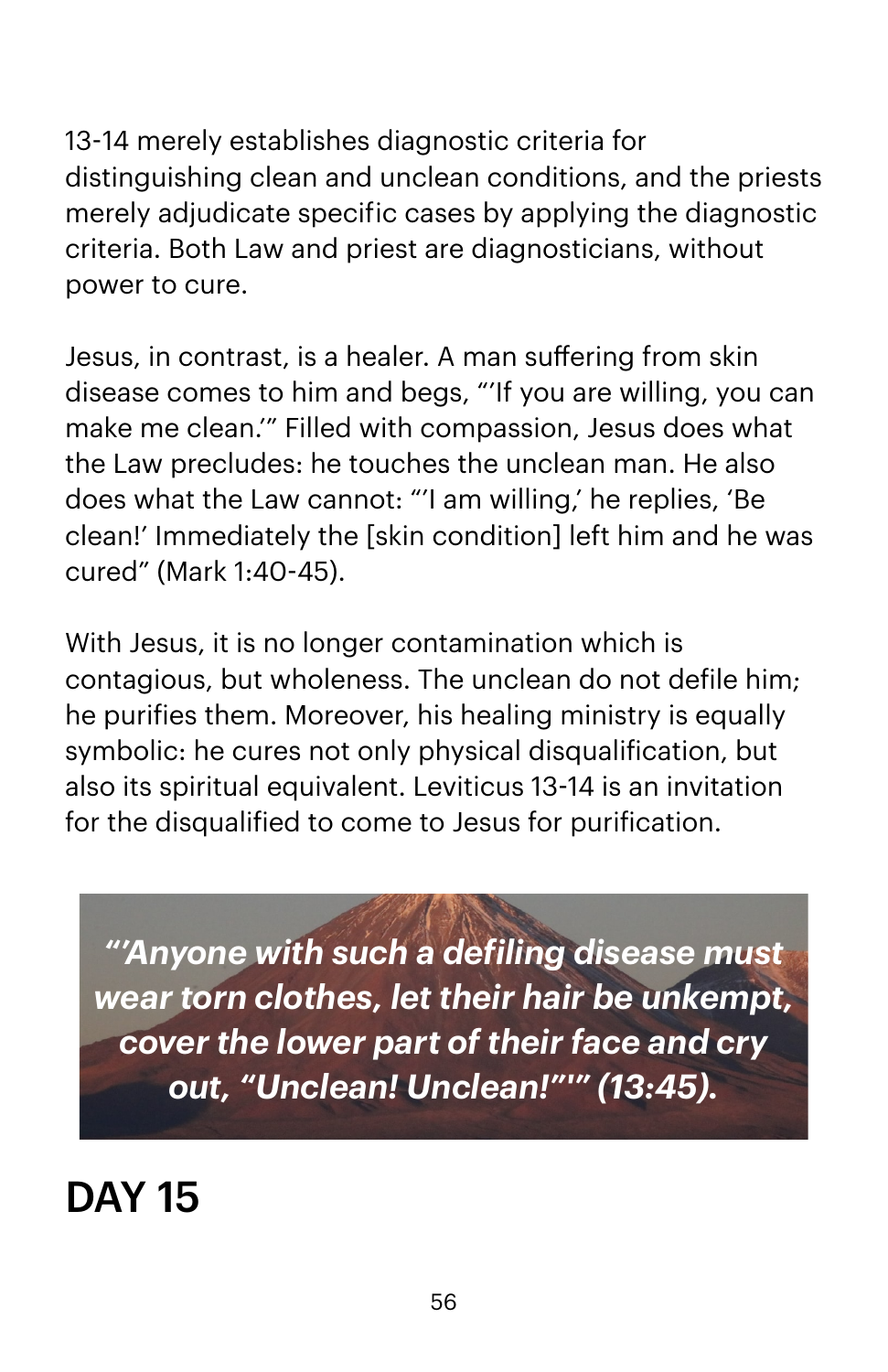13-14 merely establishes diagnostic criteria for distinguishing clean and unclean conditions, and the priests merely adjudicate specific cases by applying the diagnostic criteria. Both Law and priest are diagnosticians, without power to cure.

Jesus, in contrast, is a healer. A man suffering from skin disease comes to him and begs, "'If you are willing, you can make me clean.'" Filled with compassion, Jesus does what the Law precludes: he touches the unclean man. He also does what the Law cannot: "'I am willing,' he replies, 'Be clean!' Immediately the [skin condition] left him and he was cured" (Mark 1:40-45).

With Jesus, it is no longer contamination which is contagious, but wholeness. The unclean do not defile him; he purifies them. Moreover, his healing ministry is equally symbolic: he cures not only physical disqualification, but also its spiritual equivalent. Leviticus 13-14 is an invitation for the disqualified to come to Jesus for purification.

> ***"'Anyone with such a defiling disease must wear torn clothes, let their hair be unkempt, cover the lower part of their face and cry out, "Unclean! Unclean!"'" (13:45).***

# DAY 15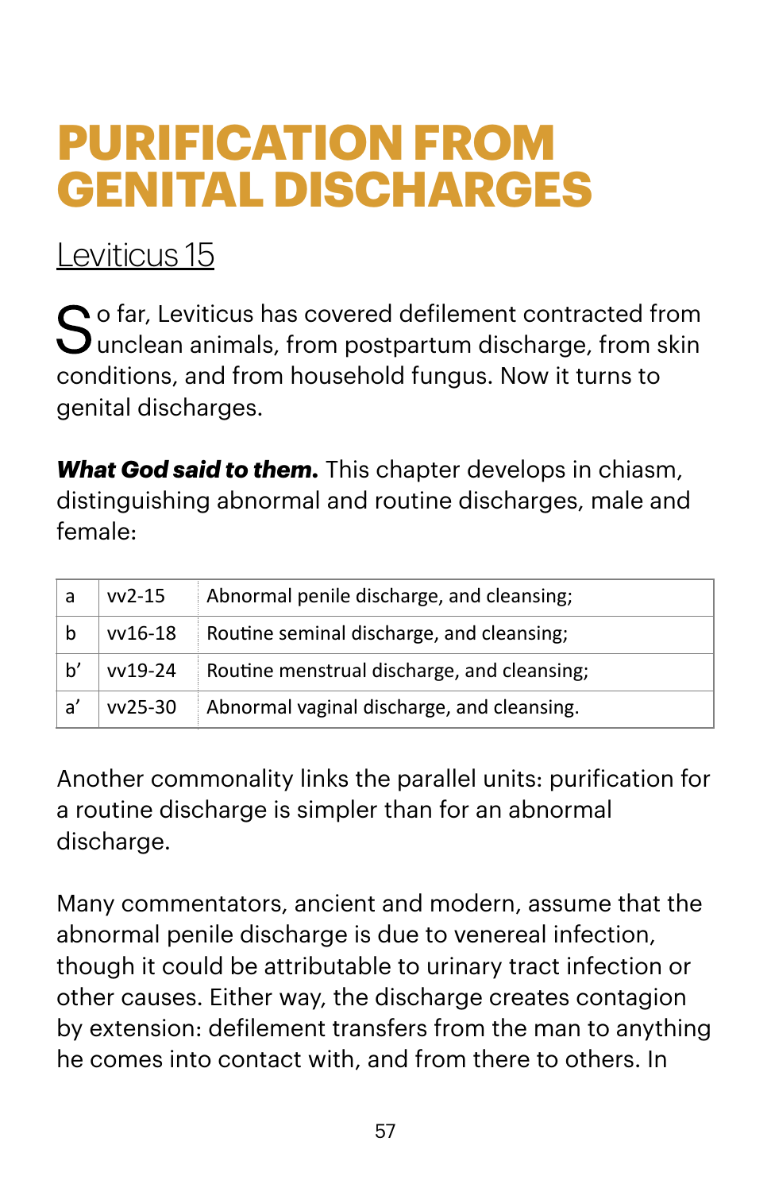# PURIFICATION FROM GENITAL DISCHARGES

## Leviticus 15

So far, Leviticus has covered defilement contracted from unclean animals, from postpartum discharge, from skin conditions, and from household fungus. Now it turns to genital discharges.

***What God said to them.*** This chapter develops in chiasm, distinguishing abnormal and routine discharges, male and female:

| | | |
|---|---|---|
| a | vv2-15 | Abnormal penile discharge, and cleansing; |
| b | vv16-18 | Routine seminal discharge, and cleansing; |
| b’ | vv19-24 | Routine menstrual discharge, and cleansing; |
| a’ | vv25-30 | Abnormal vaginal discharge, and cleansing. |

Another commonality links the parallel units: purification for a routine discharge is simpler than for an abnormal discharge.

Many commentators, ancient and modern, assume that the abnormal penile discharge is due to venereal infection, though it could be attributable to urinary tract infection or other causes. Either way, the discharge creates contagion by extension: defilement transfers from the man to anything he comes into contact with, and from there to others. In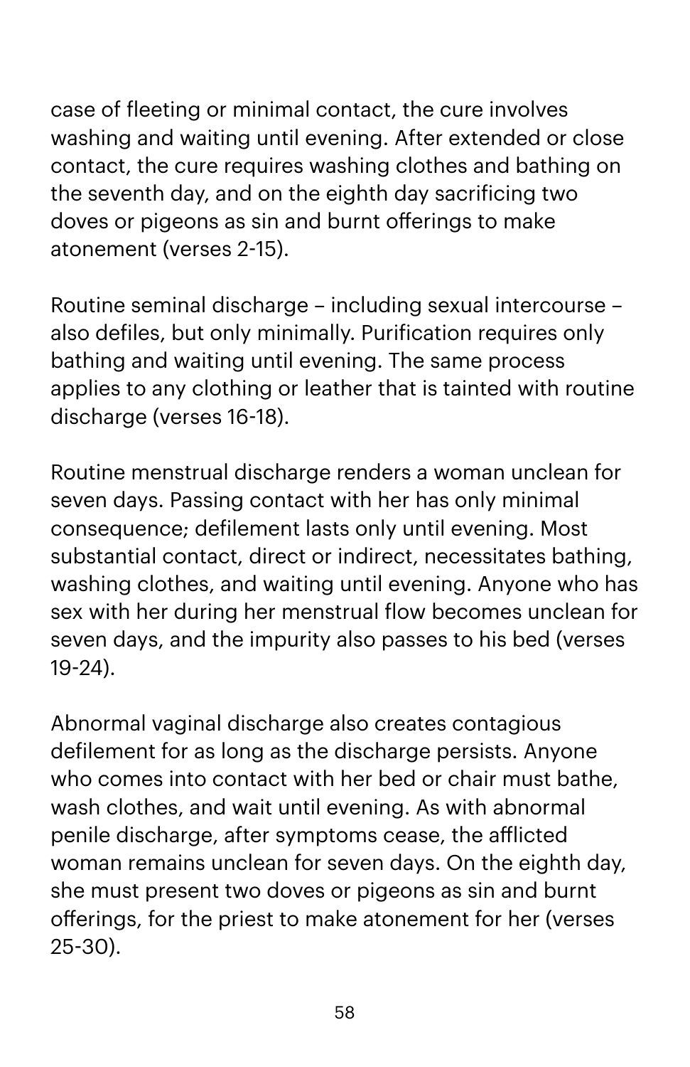case of fleeting or minimal contact, the cure involves washing and waiting until evening. After extended or close contact, the cure requires washing clothes and bathing on the seventh day, and on the eighth day sacrificing two doves or pigeons as sin and burnt offerings to make atonement (verses 2-15).

Routine seminal discharge – including sexual intercourse – also defiles, but only minimally. Purification requires only bathing and waiting until evening. The same process applies to any clothing or leather that is tainted with routine discharge (verses 16-18).

Routine menstrual discharge renders a woman unclean for seven days. Passing contact with her has only minimal consequence; defilement lasts only until evening. Most substantial contact, direct or indirect, necessitates bathing, washing clothes, and waiting until evening. Anyone who has sex with her during her menstrual flow becomes unclean for seven days, and the impurity also passes to his bed (verses 19-24).

Abnormal vaginal discharge also creates contagious defilement for as long as the discharge persists. Anyone who comes into contact with her bed or chair must bathe, wash clothes, and wait until evening. As with abnormal penile discharge, after symptoms cease, the afflicted woman remains unclean for seven days. On the eighth day, she must present two doves or pigeons as sin and burnt offerings, for the priest to make atonement for her (verses 25-30).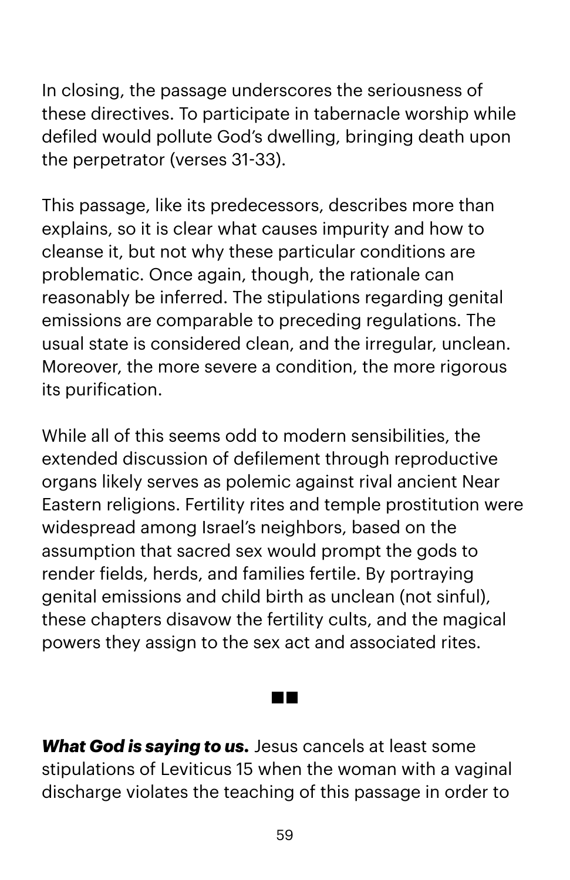In closing, the passage underscores the seriousness of these directives. To participate in tabernacle worship while defiled would pollute God's dwelling, bringing death upon the perpetrator (verses 31-33).

This passage, like its predecessors, describes more than explains, so it is clear what causes impurity and how to cleanse it, but not why these particular conditions are problematic. Once again, though, the rationale can reasonably be inferred. The stipulations regarding genital emissions are comparable to preceding regulations. The usual state is considered clean, and the irregular, unclean. Moreover, the more severe a condition, the more rigorous its purification.

While all of this seems odd to modern sensibilities, the extended discussion of defilement through reproductive organs likely serves as polemic against rival ancient Near Eastern religions. Fertility rites and temple prostitution were widespread among Israel's neighbors, based on the assumption that sacred sex would prompt the gods to render fields, herds, and families fertile. By portraying genital emissions and child birth as unclean (not sinful), these chapters disavow the fertility cults, and the magical powers they assign to the sex act and associated rites.

■■

***What God is saying to us.*** Jesus cancels at least some stipulations of Leviticus 15 when the woman with a vaginal discharge violates the teaching of this passage in order to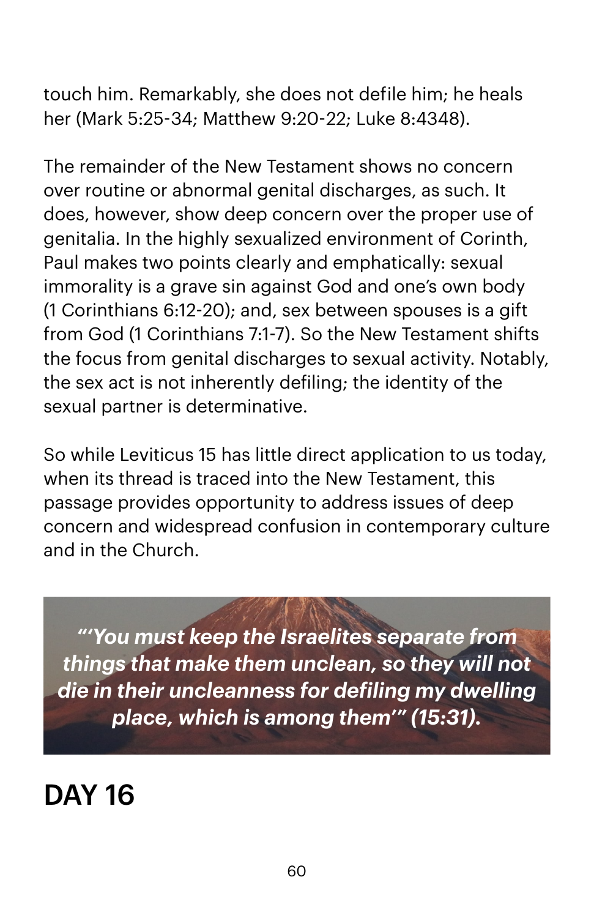touch him. Remarkably, she does not defile him; he heals her (Mark 5:25-34; Matthew 9:20-22; Luke 8:4348).

The remainder of the New Testament shows no concern over routine or abnormal genital discharges, as such. It does, however, show deep concern over the proper use of genitalia. In the highly sexualized environment of Corinth, Paul makes two points clearly and emphatically: sexual immorality is a grave sin against God and one's own body (1 Corinthians 6:12-20); and, sex between spouses is a gift from God (1 Corinthians 7:1-7). So the New Testament shifts the focus from genital discharges to sexual activity. Notably, the sex act is not inherently defiling; the identity of the sexual partner is determinative.

So while Leviticus 15 has little direct application to us today, when its thread is traced into the New Testament, this passage provides opportunity to address issues of deep concern and widespread confusion in contemporary culture and in the Church.

> ***"'You must keep the Israelites separate from things that make them unclean, so they will not die in their uncleanness for defiling my dwelling place, which is among them'" (15:31).***

# DAY 16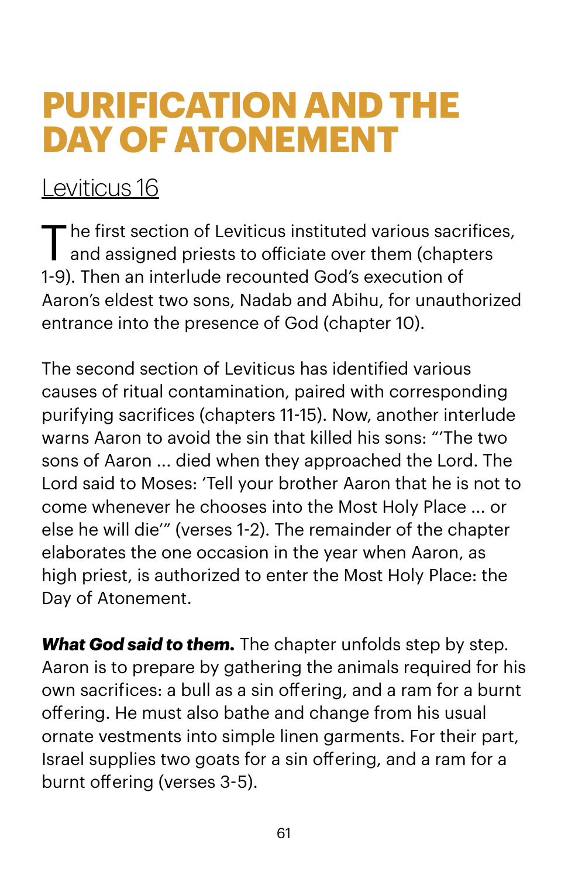# PURIFICATION AND THE DAY OF ATONEMENT

## Leviticus 16

The first section of Leviticus instituted various sacrifices, and assigned priests to officiate over them (chapters 1-9). Then an interlude recounted God's execution of Aaron's eldest two sons, Nadab and Abihu, for unauthorized entrance into the presence of God (chapter 10).

The second section of Leviticus has identified various causes of ritual contamination, paired with corresponding purifying sacrifices (chapters 11-15). Now, another interlude warns Aaron to avoid the sin that killed his sons: "'The two sons of Aaron ... died when they approached the Lord. The Lord said to Moses: 'Tell your brother Aaron that he is not to come whenever he chooses into the Most Holy Place ... or else he will die'" (verses 1-2). The remainder of the chapter elaborates the one occasion in the year when Aaron, as high priest, is authorized to enter the Most Holy Place: the Day of Atonement.

***What God said to them.*** The chapter unfolds step by step. Aaron is to prepare by gathering the animals required for his own sacrifices: a bull as a sin offering, and a ram for a burnt offering. He must also bathe and change from his usual ornate vestments into simple linen garments. For their part, Israel supplies two goats for a sin offering, and a ram for a burnt offering (verses 3-5).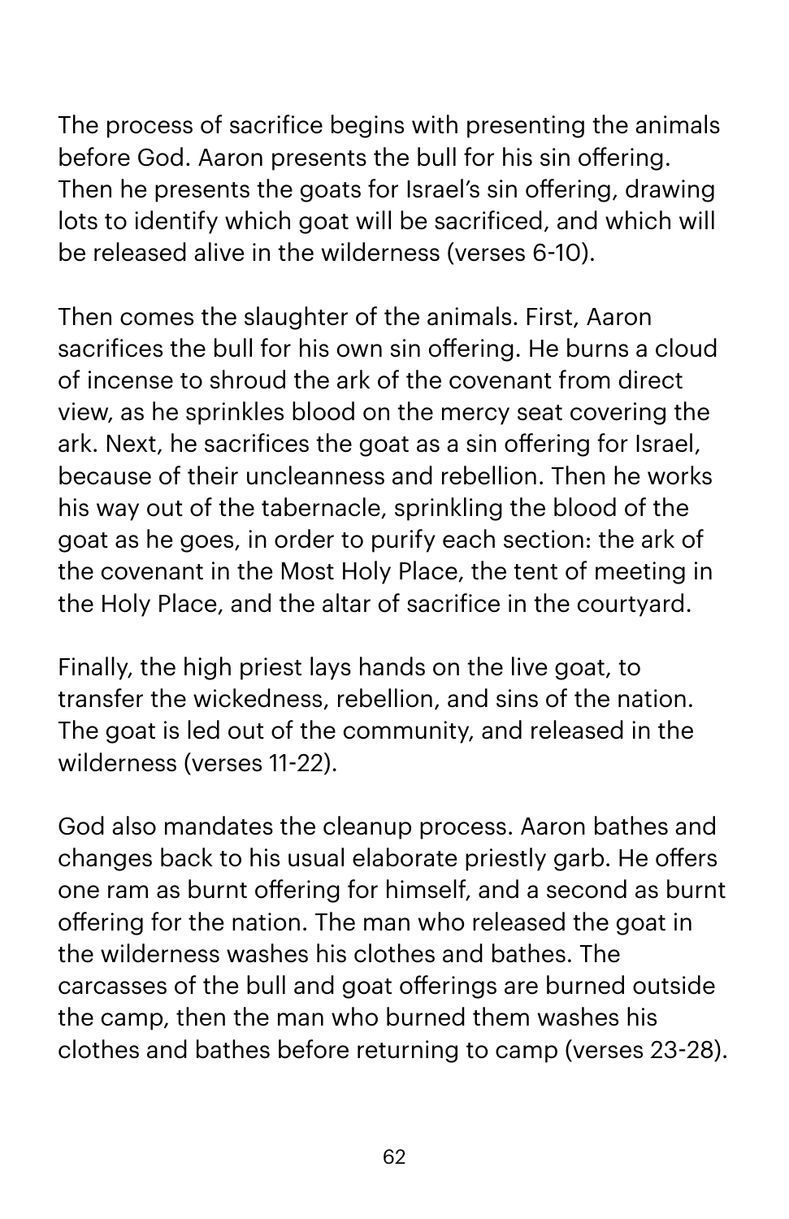The process of sacrifice begins with presenting the animals before God. Aaron presents the bull for his sin offering. Then he presents the goats for Israel's sin offering, drawing lots to identify which goat will be sacrificed, and which will be released alive in the wilderness (verses 6-10).

Then comes the slaughter of the animals. First, Aaron sacrifices the bull for his own sin offering. He burns a cloud of incense to shroud the ark of the covenant from direct view, as he sprinkles blood on the mercy seat covering the ark. Next, he sacrifices the goat as a sin offering for Israel, because of their uncleanness and rebellion. Then he works his way out of the tabernacle, sprinkling the blood of the goat as he goes, in order to purify each section: the ark of the covenant in the Most Holy Place, the tent of meeting in the Holy Place, and the altar of sacrifice in the courtyard.

Finally, the high priest lays hands on the live goat, to transfer the wickedness, rebellion, and sins of the nation. The goat is led out of the community, and released in the wilderness (verses 11-22).

God also mandates the cleanup process. Aaron bathes and changes back to his usual elaborate priestly garb. He offers one ram as burnt offering for himself, and a second as burnt offering for the nation. The man who released the goat in the wilderness washes his clothes and bathes. The carcasses of the bull and goat offerings are burned outside the camp, then the man who burned them washes his clothes and bathes before returning to camp (verses 23-28).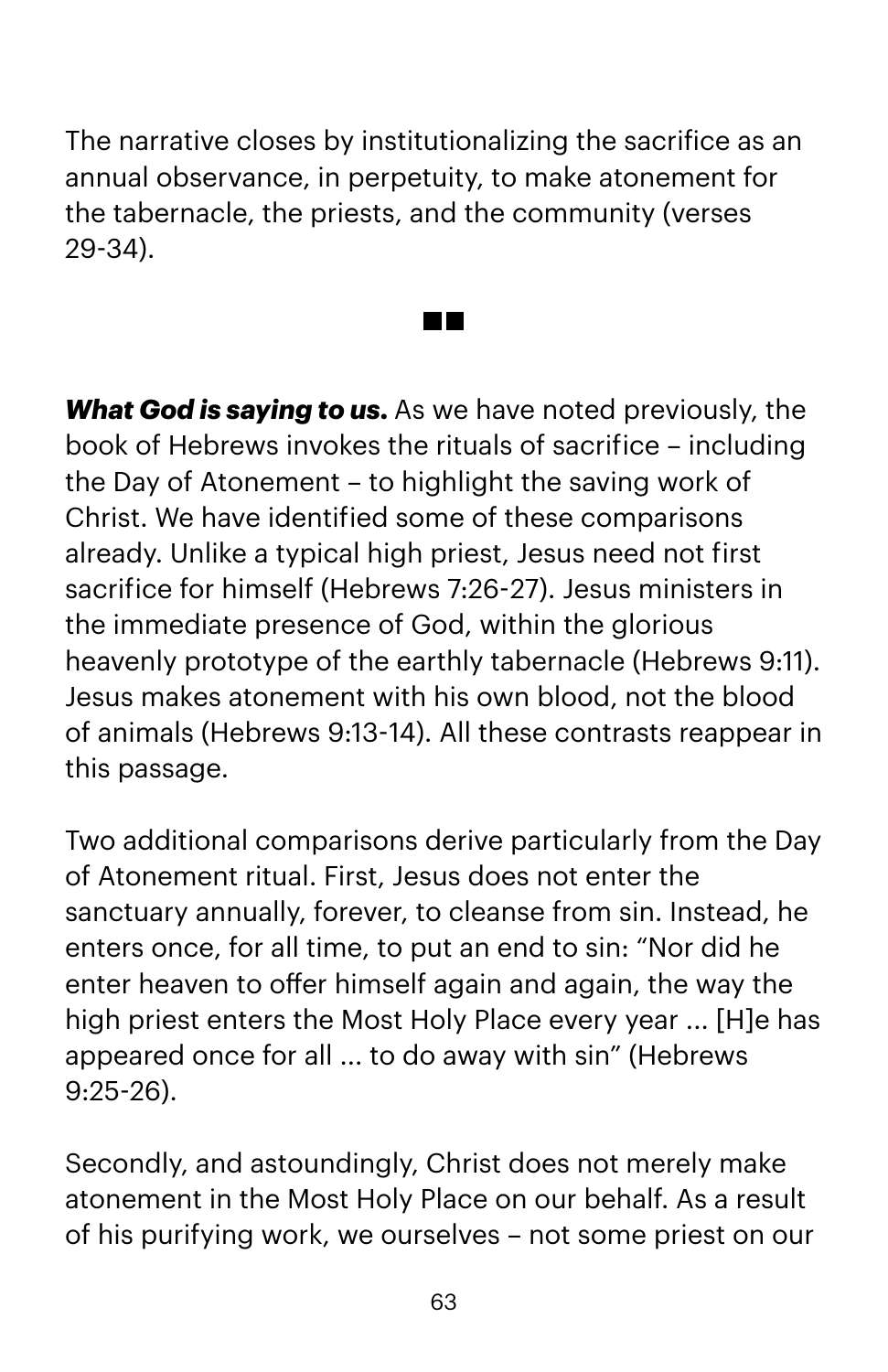The narrative closes by institutionalizing the sacrifice as an annual observance, in perpetuity, to make atonement for the tabernacle, the priests, and the community (verses 29-34).

■■

***What God is saying to us.*** As we have noted previously, the book of Hebrews invokes the rituals of sacrifice – including the Day of Atonement – to highlight the saving work of Christ. We have identified some of these comparisons already. Unlike a typical high priest, Jesus need not first sacrifice for himself (Hebrews 7:26-27). Jesus ministers in the immediate presence of God, within the glorious heavenly prototype of the earthly tabernacle (Hebrews 9:11). Jesus makes atonement with his own blood, not the blood of animals (Hebrews 9:13-14). All these contrasts reappear in this passage.

Two additional comparisons derive particularly from the Day of Atonement ritual. First, Jesus does not enter the sanctuary annually, forever, to cleanse from sin. Instead, he enters once, for all time, to put an end to sin: "Nor did he enter heaven to offer himself again and again, the way the high priest enters the Most Holy Place every year ... [H]e has appeared once for all ... to do away with sin" (Hebrews 9:25-26).

Secondly, and astoundingly, Christ does not merely make atonement in the Most Holy Place on our behalf. As a result of his purifying work, we ourselves – not some priest on our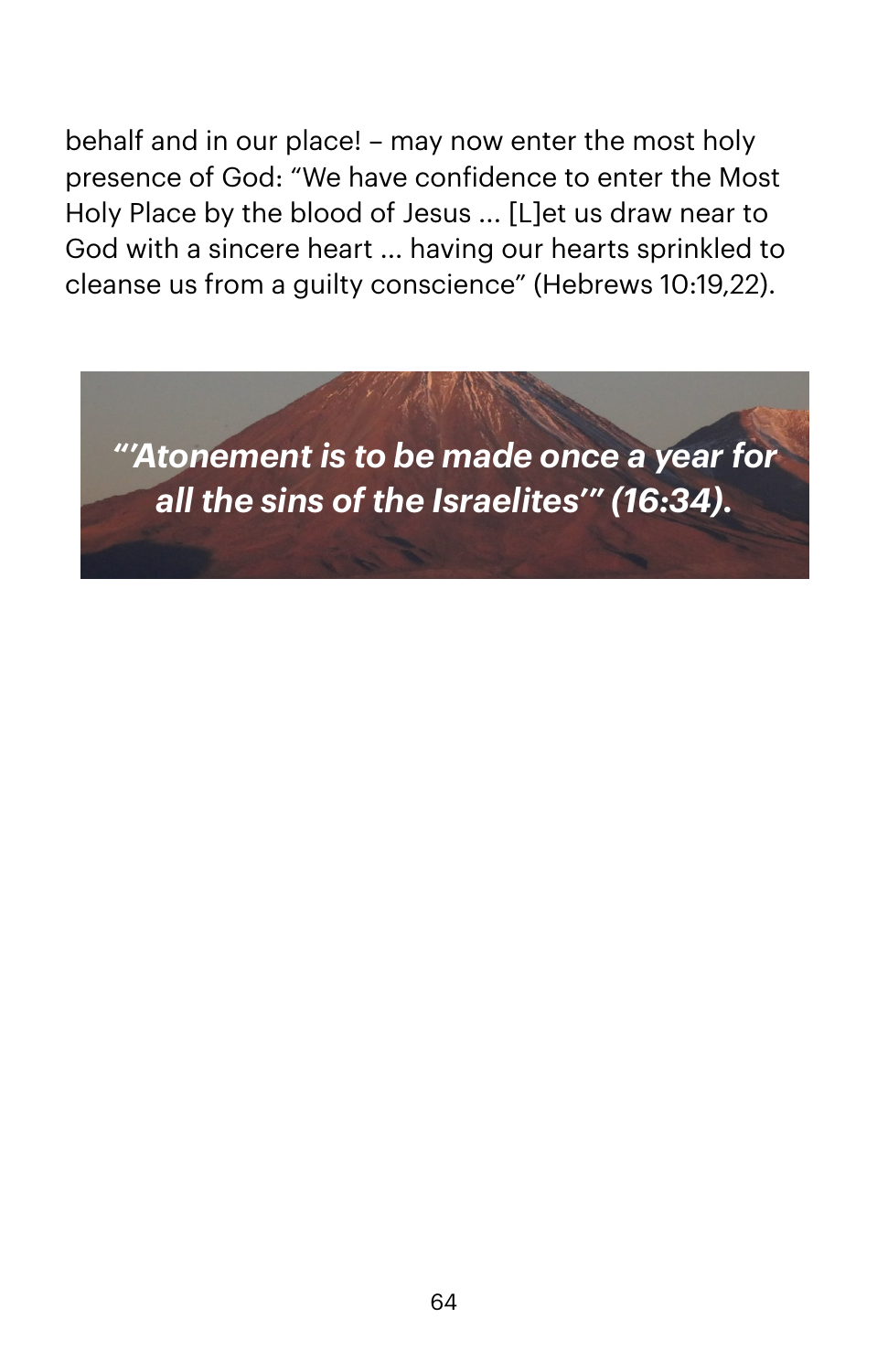behalf and in our place! – may now enter the most holy presence of God: "We have confidence to enter the Most Holy Place by the blood of Jesus ... [L]et us draw near to God with a sincere heart ... having our hearts sprinkled to cleanse us from a guilty conscience" (Hebrews 10:19,22).

***"'Atonement is to be made once a year for all the sins of the Israelites'" (16:34).***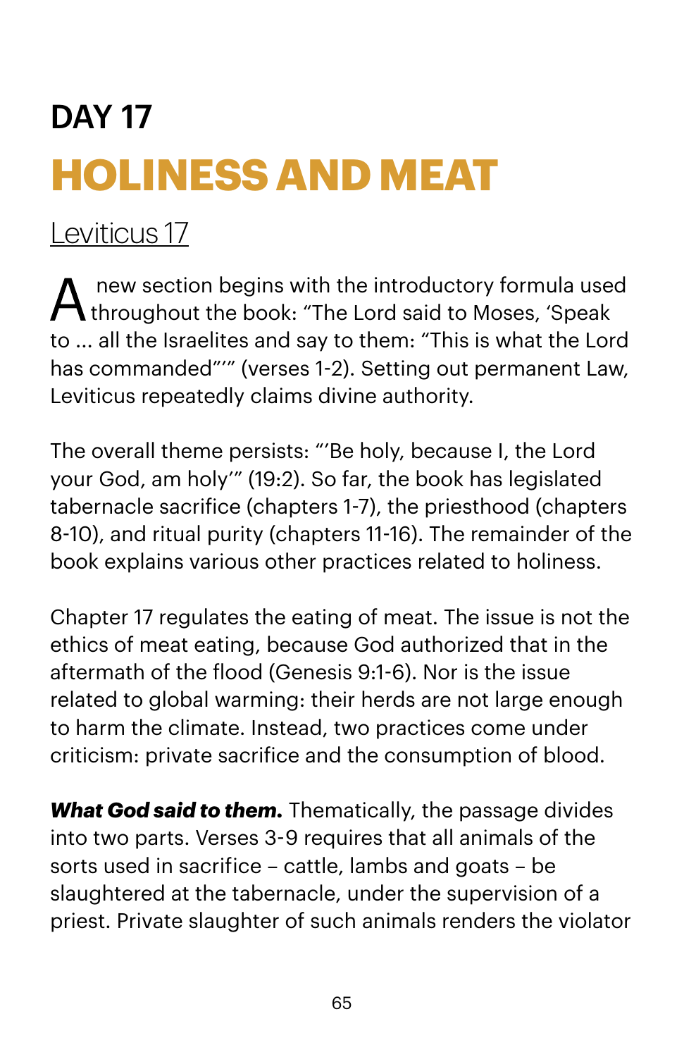# DAY 17

## HOLINESS AND MEAT

Leviticus 17

A new section begins with the introductory formula used throughout the book: "The Lord said to Moses, 'Speak to ... all the Israelites and say to them: "This is what the Lord has commanded"'" (verses 1-2). Setting out permanent Law, Leviticus repeatedly claims divine authority.

The overall theme persists: "'Be holy, because I, the Lord your God, am holy'" (19:2). So far, the book has legislated tabernacle sacrifice (chapters 1-7), the priesthood (chapters 8-10), and ritual purity (chapters 11-16). The remainder of the book explains various other practices related to holiness.

Chapter 17 regulates the eating of meat. The issue is not the ethics of meat eating, because God authorized that in the aftermath of the flood (Genesis 9:1-6). Nor is the issue related to global warming: their herds are not large enough to harm the climate. Instead, two practices come under criticism: private sacrifice and the consumption of blood.

***What God said to them.*** Thematically, the passage divides into two parts. Verses 3-9 requires that all animals of the sorts used in sacrifice – cattle, lambs and goats – be slaughtered at the tabernacle, under the supervision of a priest. Private slaughter of such animals renders the violator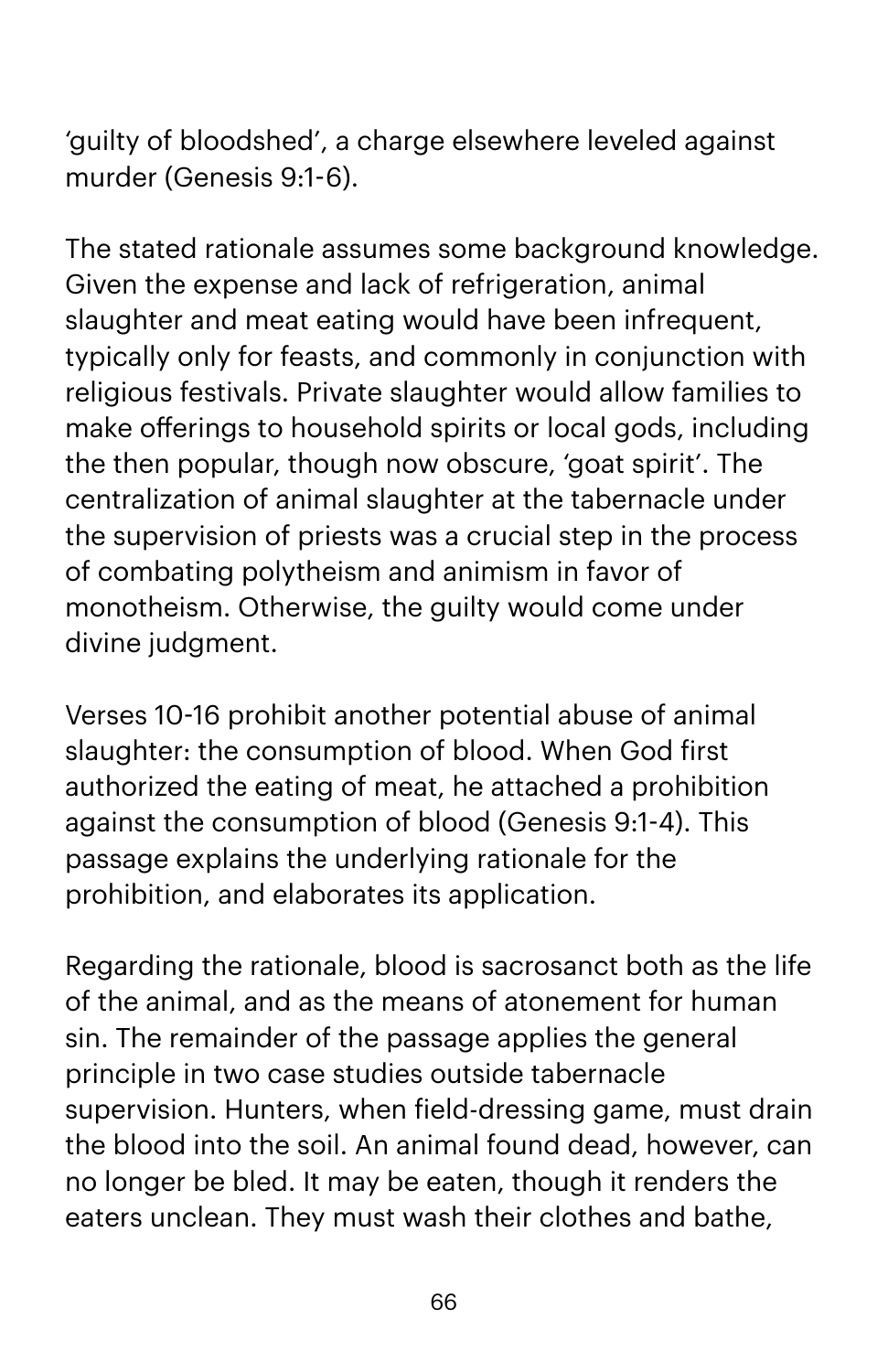'guilty of bloodshed', a charge elsewhere leveled against murder (Genesis 9:1-6).

The stated rationale assumes some background knowledge. Given the expense and lack of refrigeration, animal slaughter and meat eating would have been infrequent, typically only for feasts, and commonly in conjunction with religious festivals. Private slaughter would allow families to make offerings to household spirits or local gods, including the then popular, though now obscure, 'goat spirit'. The centralization of animal slaughter at the tabernacle under the supervision of priests was a crucial step in the process of combating polytheism and animism in favor of monotheism. Otherwise, the guilty would come under divine judgment.

Verses 10-16 prohibit another potential abuse of animal slaughter: the consumption of blood. When God first authorized the eating of meat, he attached a prohibition against the consumption of blood (Genesis 9:1-4). This passage explains the underlying rationale for the prohibition, and elaborates its application.

Regarding the rationale, blood is sacrosanct both as the life of the animal, and as the means of atonement for human sin. The remainder of the passage applies the general principle in two case studies outside tabernacle supervision. Hunters, when field-dressing game, must drain the blood into the soil. An animal found dead, however, can no longer be bled. It may be eaten, though it renders the eaters unclean. They must wash their clothes and bathe,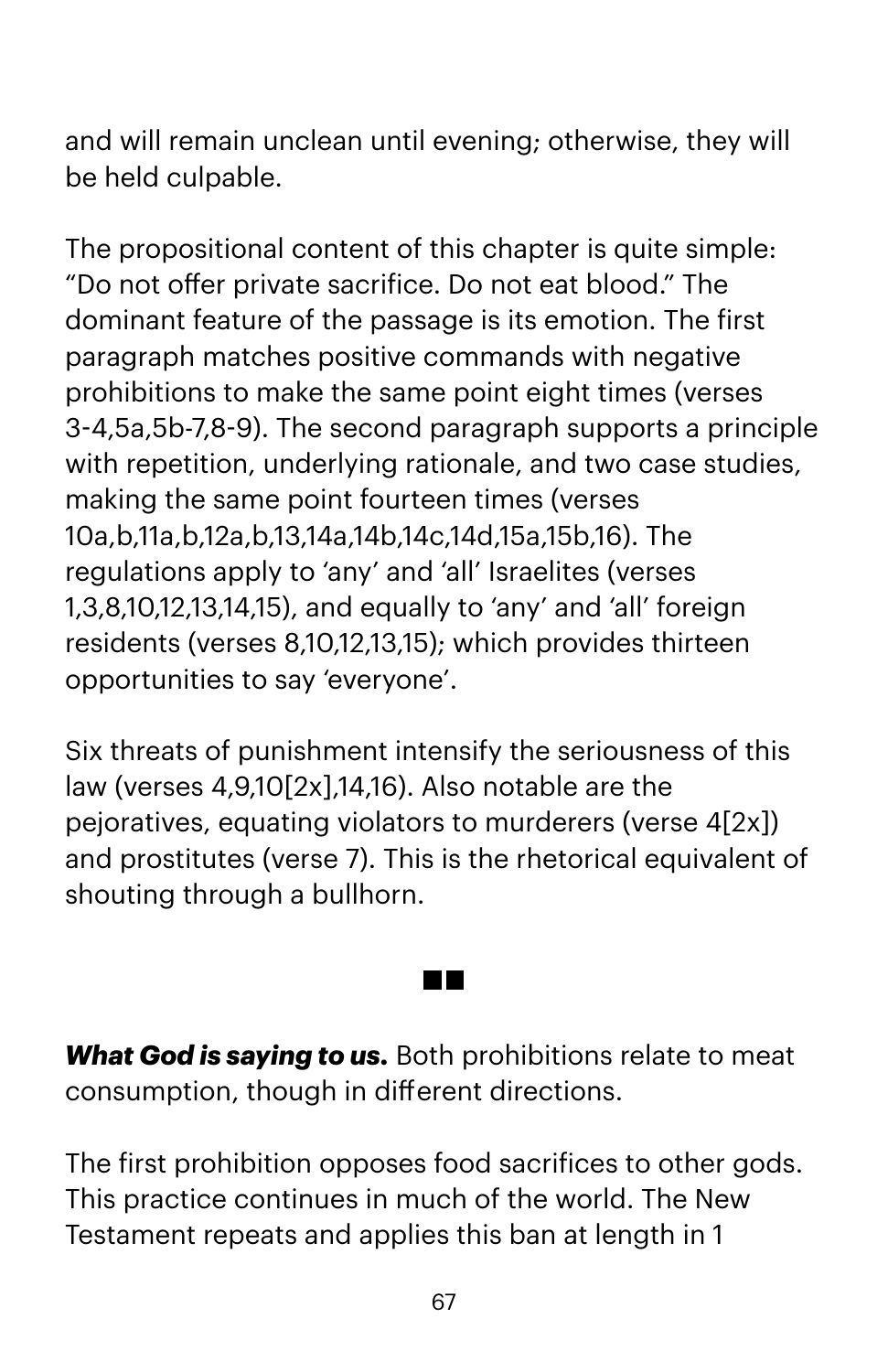and will remain unclean until evening; otherwise, they will be held culpable.

The propositional content of this chapter is quite simple: "Do not offer private sacrifice. Do not eat blood." The dominant feature of the passage is its emotion. The first paragraph matches positive commands with negative prohibitions to make the same point eight times (verses 3-4,5a,5b-7,8-9). The second paragraph supports a principle with repetition, underlying rationale, and two case studies, making the same point fourteen times (verses 10a,b,11a,b,12a,b,13,14a,14b,14c,14d,15a,15b,16). The regulations apply to 'any' and 'all' Israelites (verses 1,3,8,10,12,13,14,15), and equally to 'any' and 'all' foreign residents (verses 8,10,12,13,15); which provides thirteen opportunities to say 'everyone'.

Six threats of punishment intensify the seriousness of this law (verses 4,9,10[2x],14,16). Also notable are the pejoratives, equating violators to murderers (verse 4[2x]) and prostitutes (verse 7). This is the rhetorical equivalent of shouting through a bullhorn.

■■

***What God is saying to us.*** Both prohibitions relate to meat consumption, though in different directions.

The first prohibition opposes food sacrifices to other gods. This practice continues in much of the world. The New Testament repeats and applies this ban at length in 1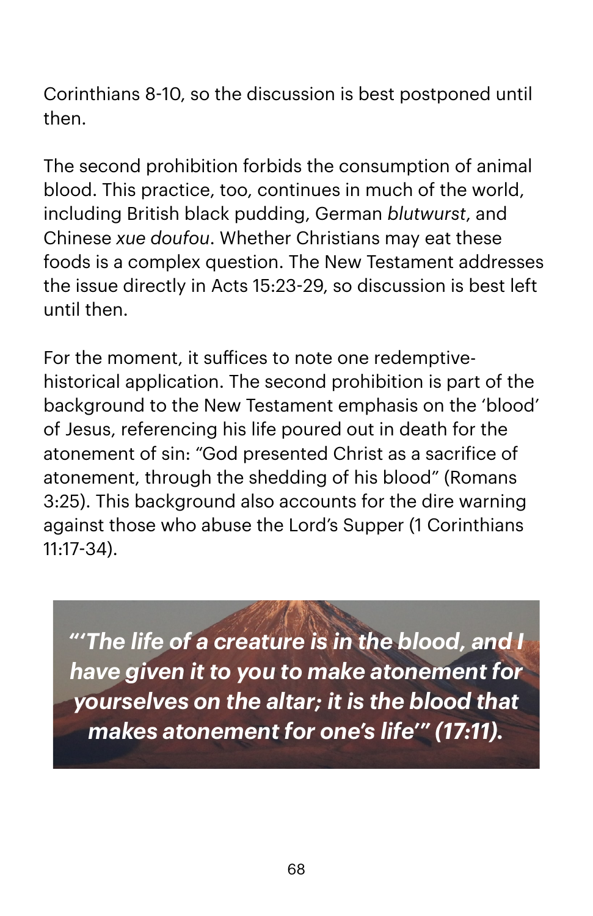Corinthians 8-10, so the discussion is best postponed until then.

The second prohibition forbids the consumption of animal blood. This practice, too, continues in much of the world, including British black pudding, German *blutwurst*, and Chinese *xue doufou*. Whether Christians may eat these foods is a complex question. The New Testament addresses the issue directly in Acts 15:23-29, so discussion is best left until then.

For the moment, it suffices to note one redemptive-historical application. The second prohibition is part of the background to the New Testament emphasis on the 'blood' of Jesus, referencing his life poured out in death for the atonement of sin: "God presented Christ as a sacrifice of atonement, through the shedding of his blood" (Romans 3:25). This background also accounts for the dire warning against those who abuse the Lord's Supper (1 Corinthians 11:17-34).

> ***"'The life of a creature is in the blood, and I have given it to you to make atonement for yourselves on the altar; it is the blood that makes atonement for one's life'" (17:11).***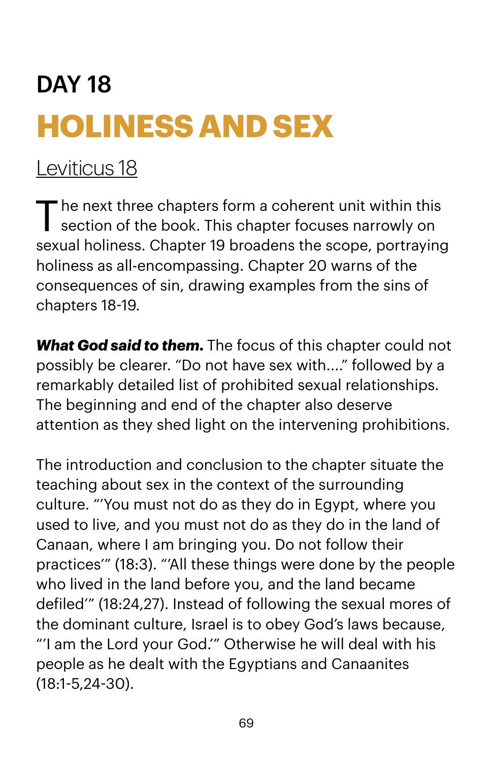## DAY 18

# HOLINESS AND SEX

Leviticus 18

The next three chapters form a coherent unit within this section of the book. This chapter focuses narrowly on sexual holiness. Chapter 19 broadens the scope, portraying holiness as all-encompassing. Chapter 20 warns of the consequences of sin, drawing examples from the sins of chapters 18-19.

***What God said to them.*** The focus of this chapter could not possibly be clearer. "Do not have sex with...." followed by a remarkably detailed list of prohibited sexual relationships. The beginning and end of the chapter also deserve attention as they shed light on the intervening prohibitions.

The introduction and conclusion to the chapter situate the teaching about sex in the context of the surrounding culture. "'You must not do as they do in Egypt, where you used to live, and you must not do as they do in the land of Canaan, where I am bringing you. Do not follow their practices'" (18:3). "'All these things were done by the people who lived in the land before you, and the land became defiled'" (18:24,27). Instead of following the sexual mores of the dominant culture, Israel is to obey God's laws because, "'I am the Lord your God.'" Otherwise he will deal with his people as he dealt with the Egyptians and Canaanites (18:1-5,24-30).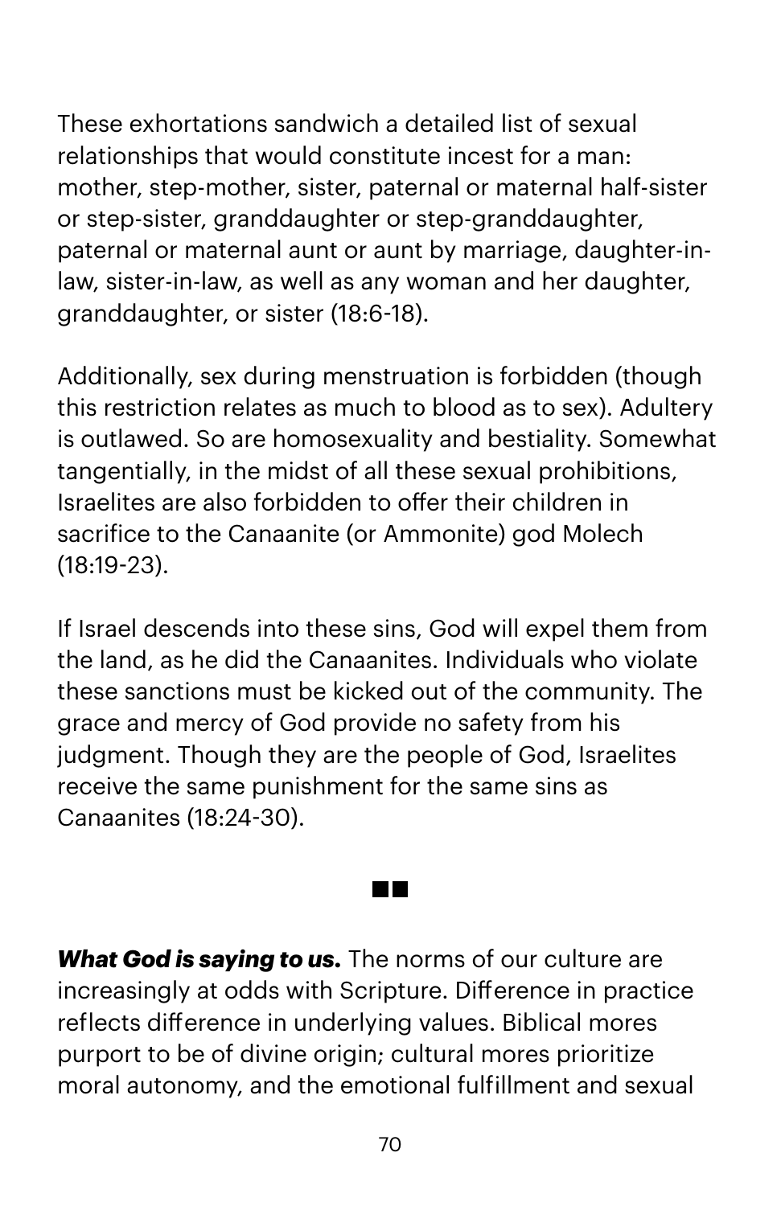These exhortations sandwich a detailed list of sexual relationships that would constitute incest for a man: mother, step-mother, sister, paternal or maternal half-sister or step-sister, granddaughter or step-granddaughter, paternal or maternal aunt or aunt by marriage, daughter-in-law, sister-in-law, as well as any woman and her daughter, granddaughter, or sister (18:6-18).

Additionally, sex during menstruation is forbidden (though this restriction relates as much to blood as to sex). Adultery is outlawed. So are homosexuality and bestiality. Somewhat tangentially, in the midst of all these sexual prohibitions, Israelites are also forbidden to offer their children in sacrifice to the Canaanite (or Ammonite) god Molech (18:19-23).

If Israel descends into these sins, God will expel them from the land, as he did the Canaanites. Individuals who violate these sanctions must be kicked out of the community. The grace and mercy of God provide no safety from his judgment. Though they are the people of God, Israelites receive the same punishment for the same sins as Canaanites (18:24-30).

■■

***What God is saying to us.*** The norms of our culture are increasingly at odds with Scripture. Difference in practice reflects difference in underlying values. Biblical mores purport to be of divine origin; cultural mores prioritize moral autonomy, and the emotional fulfillment and sexual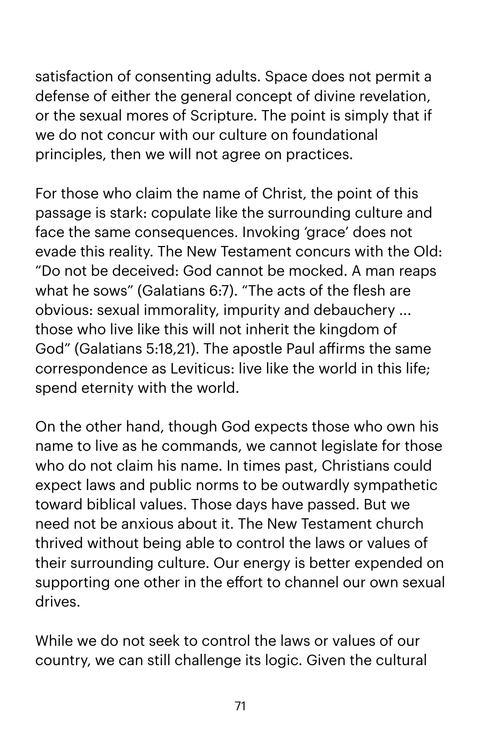satisfaction of consenting adults. Space does not permit a defense of either the general concept of divine revelation, or the sexual mores of Scripture. The point is simply that if we do not concur with our culture on foundational principles, then we will not agree on practices.

For those who claim the name of Christ, the point of this passage is stark: copulate like the surrounding culture and face the same consequences. Invoking 'grace' does not evade this reality. The New Testament concurs with the Old: "Do not be deceived: God cannot be mocked. A man reaps what he sows" (Galatians 6:7). "The acts of the flesh are obvious: sexual immorality, impurity and debauchery ... those who live like this will not inherit the kingdom of God" (Galatians 5:18,21). The apostle Paul affirms the same correspondence as Leviticus: live like the world in this life; spend eternity with the world.

On the other hand, though God expects those who own his name to live as he commands, we cannot legislate for those who do not claim his name. In times past, Christians could expect laws and public norms to be outwardly sympathetic toward biblical values. Those days have passed. But we need not be anxious about it. The New Testament church thrived without being able to control the laws or values of their surrounding culture. Our energy is better expended on supporting one other in the effort to channel our own sexual drives.

While we do not seek to control the laws or values of our country, we can still challenge its logic. Given the cultural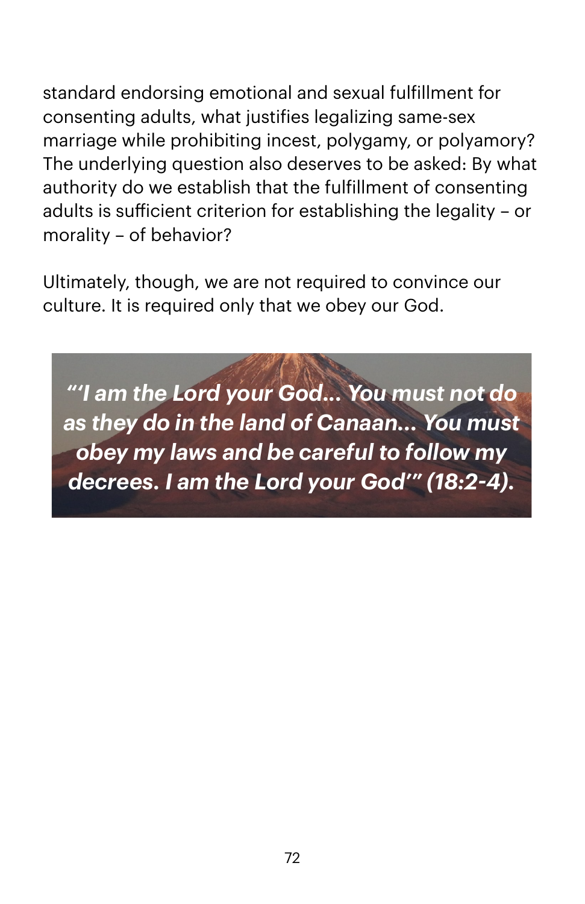standard endorsing emotional and sexual fulfillment for consenting adults, what justifies legalizing same-sex marriage while prohibiting incest, polygamy, or polyamory? The underlying question also deserves to be asked: By what authority do we establish that the fulfillment of consenting adults is sufficient criterion for establishing the legality – or morality – of behavior?

Ultimately, though, we are not required to convince our culture. It is required only that we obey our God.

***"'I am the Lord your God... You must not do as they do in the land of Canaan... You must obey my laws and be careful to follow my decrees. I am the Lord your God'" (18:2-4).***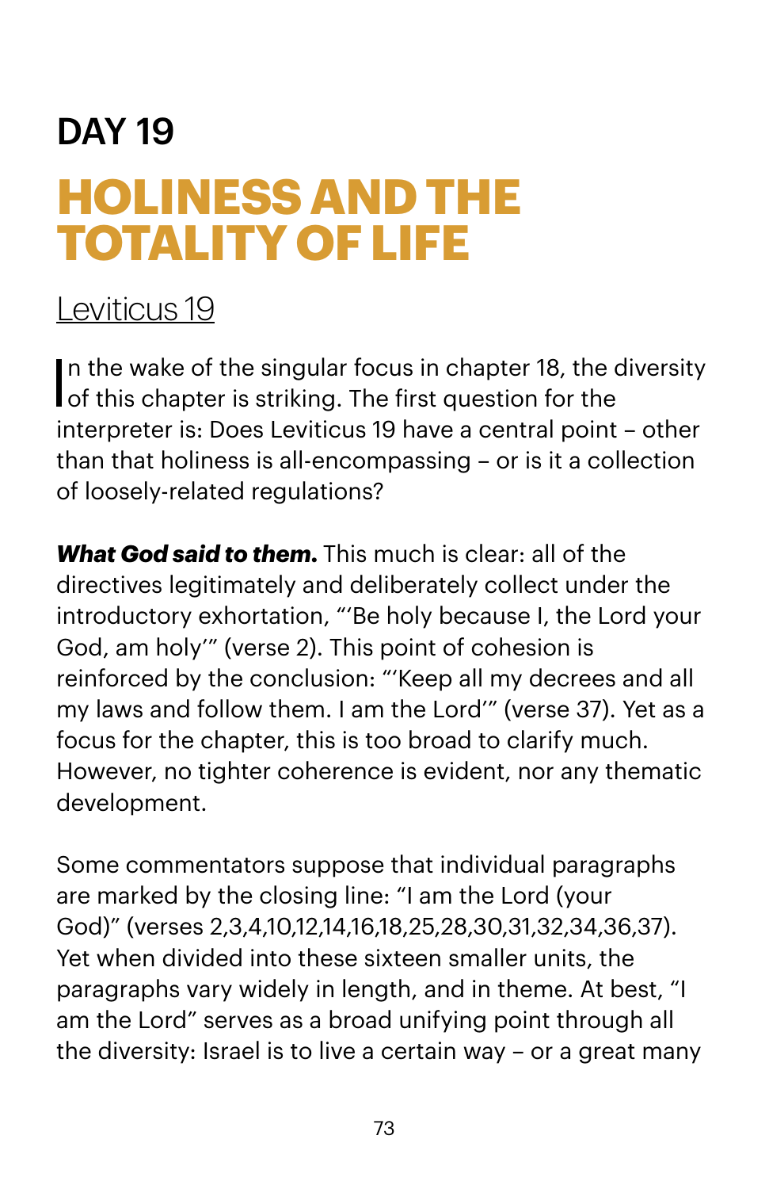# DAY 19

## HOLINESS AND THE TOTALITY OF LIFE

Leviticus 19

In the wake of the singular focus in chapter 18, the diversity of this chapter is striking. The first question for the interpreter is: Does Leviticus 19 have a central point – other than that holiness is all-encompassing – or is it a collection of loosely-related regulations?

***What God said to them.*** This much is clear: all of the directives legitimately and deliberately collect under the introductory exhortation, "'Be holy because I, the Lord your God, am holy'" (verse 2). This point of cohesion is reinforced by the conclusion: "'Keep all my decrees and all my laws and follow them. I am the Lord'" (verse 37). Yet as a focus for the chapter, this is too broad to clarify much. However, no tighter coherence is evident, nor any thematic development.

Some commentators suppose that individual paragraphs are marked by the closing line: "I am the Lord (your God)" (verses 2,3,4,10,12,14,16,18,25,28,30,31,32,34,36,37). Yet when divided into these sixteen smaller units, the paragraphs vary widely in length, and in theme. At best, "I am the Lord" serves as a broad unifying point through all the diversity: Israel is to live a certain way – or a great many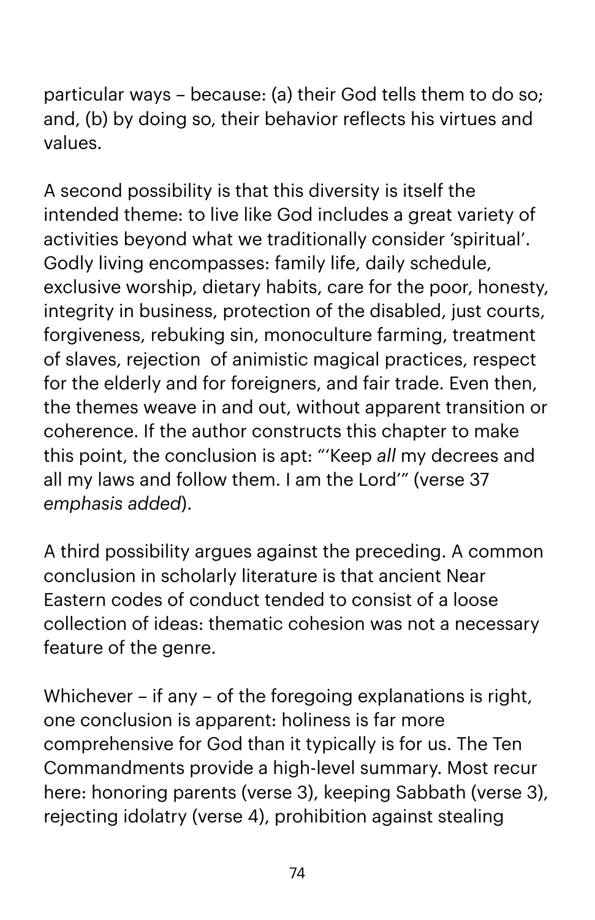particular ways – because: (a) their God tells them to do so; and, (b) by doing so, their behavior reflects his virtues and values.

A second possibility is that this diversity is itself the intended theme: to live like God includes a great variety of activities beyond what we traditionally consider 'spiritual'. Godly living encompasses: family life, daily schedule, exclusive worship, dietary habits, care for the poor, honesty, integrity in business, protection of the disabled, just courts, forgiveness, rebuking sin, monoculture farming, treatment of slaves, rejection of animistic magical practices, respect for the elderly and for foreigners, and fair trade. Even then, the themes weave in and out, without apparent transition or coherence. If the author constructs this chapter to make this point, the conclusion is apt: "'Keep *all* my decrees and all my laws and follow them. I am the Lord'" (verse 37 *emphasis added*).

A third possibility argues against the preceding. A common conclusion in scholarly literature is that ancient Near Eastern codes of conduct tended to consist of a loose collection of ideas: thematic cohesion was not a necessary feature of the genre.

Whichever – if any – of the foregoing explanations is right, one conclusion is apparent: holiness is far more comprehensive for God than it typically is for us. The Ten Commandments provide a high-level summary. Most recur here: honoring parents (verse 3), keeping Sabbath (verse 3), rejecting idolatry (verse 4), prohibition against stealing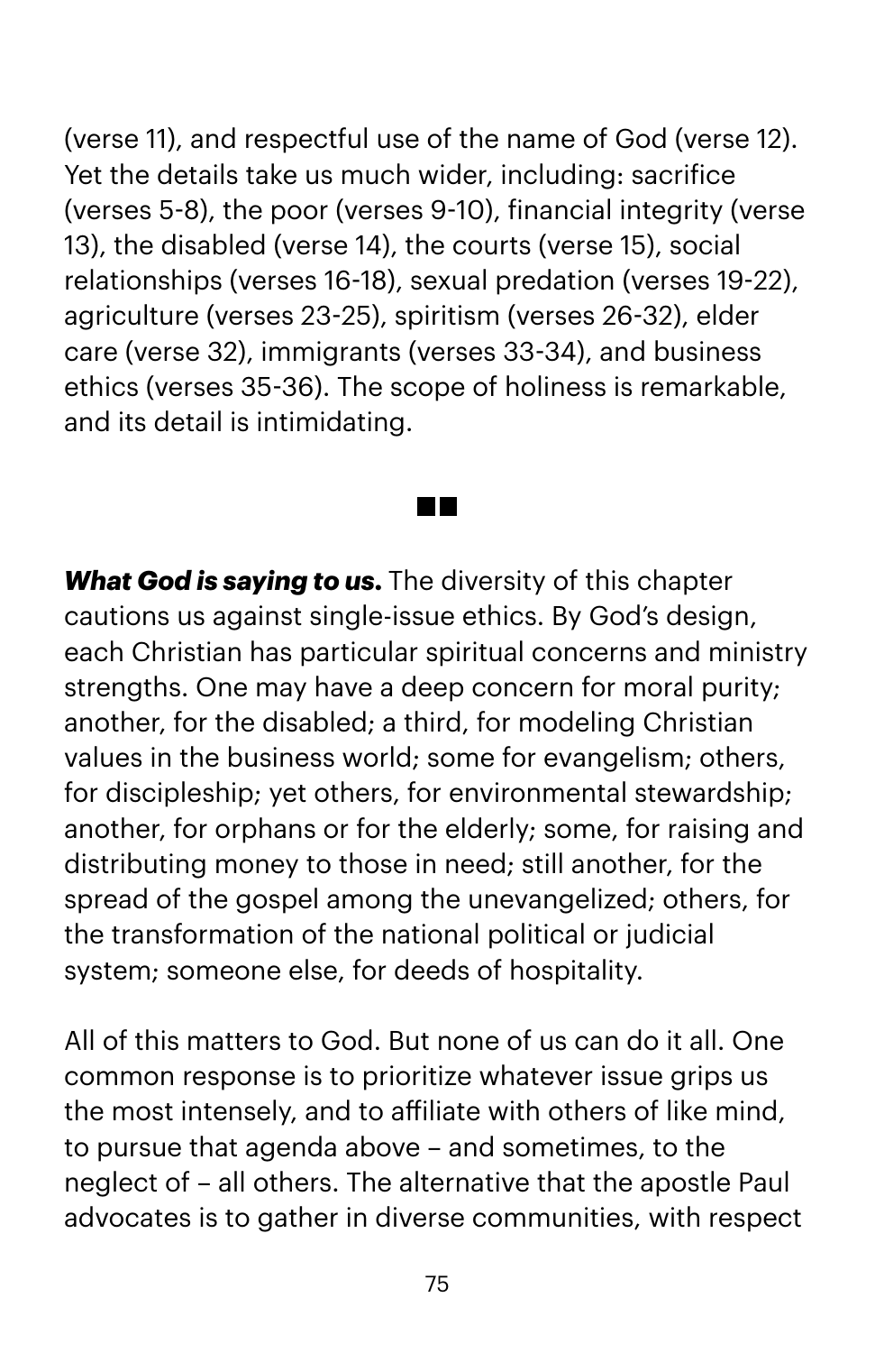(verse 11), and respectful use of the name of God (verse 12). Yet the details take us much wider, including: sacrifice (verses 5-8), the poor (verses 9-10), financial integrity (verse 13), the disabled (verse 14), the courts (verse 15), social relationships (verses 16-18), sexual predation (verses 19-22), agriculture (verses 23-25), spiritism (verses 26-32), elder care (verse 32), immigrants (verses 33-34), and business ethics (verses 35-36). The scope of holiness is remarkable, and its detail is intimidating.

■■

***What God is saying to us.*** The diversity of this chapter cautions us against single-issue ethics. By God's design, each Christian has particular spiritual concerns and ministry strengths. One may have a deep concern for moral purity; another, for the disabled; a third, for modeling Christian values in the business world; some for evangelism; others, for discipleship; yet others, for environmental stewardship; another, for orphans or for the elderly; some, for raising and distributing money to those in need; still another, for the spread of the gospel among the unevangelized; others, for the transformation of the national political or judicial system; someone else, for deeds of hospitality.

All of this matters to God. But none of us can do it all. One common response is to prioritize whatever issue grips us the most intensely, and to affiliate with others of like mind, to pursue that agenda above – and sometimes, to the neglect of – all others. The alternative that the apostle Paul advocates is to gather in diverse communities, with respect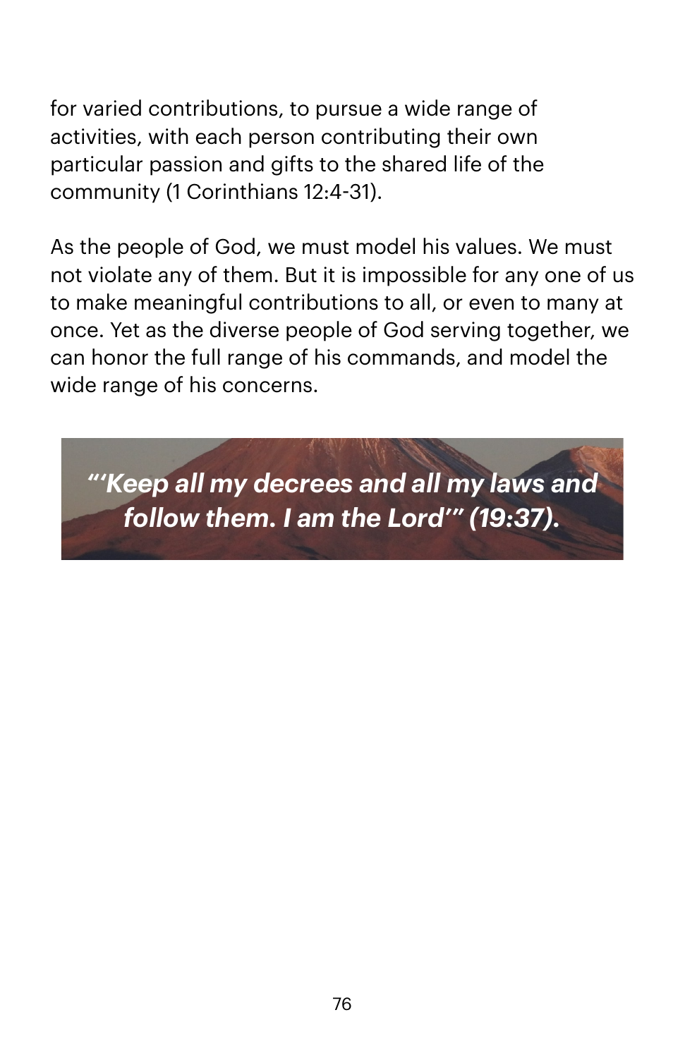for varied contributions, to pursue a wide range of activities, with each person contributing their own particular passion and gifts to the shared life of the community (1 Corinthians 12:4-31).

As the people of God, we must model his values. We must not violate any of them. But it is impossible for any one of us to make meaningful contributions to all, or even to many at once. Yet as the diverse people of God serving together, we can honor the full range of his commands, and model the wide range of his concerns.

***"'Keep all my decrees and all my laws and follow them. I am the Lord'" (19:37).***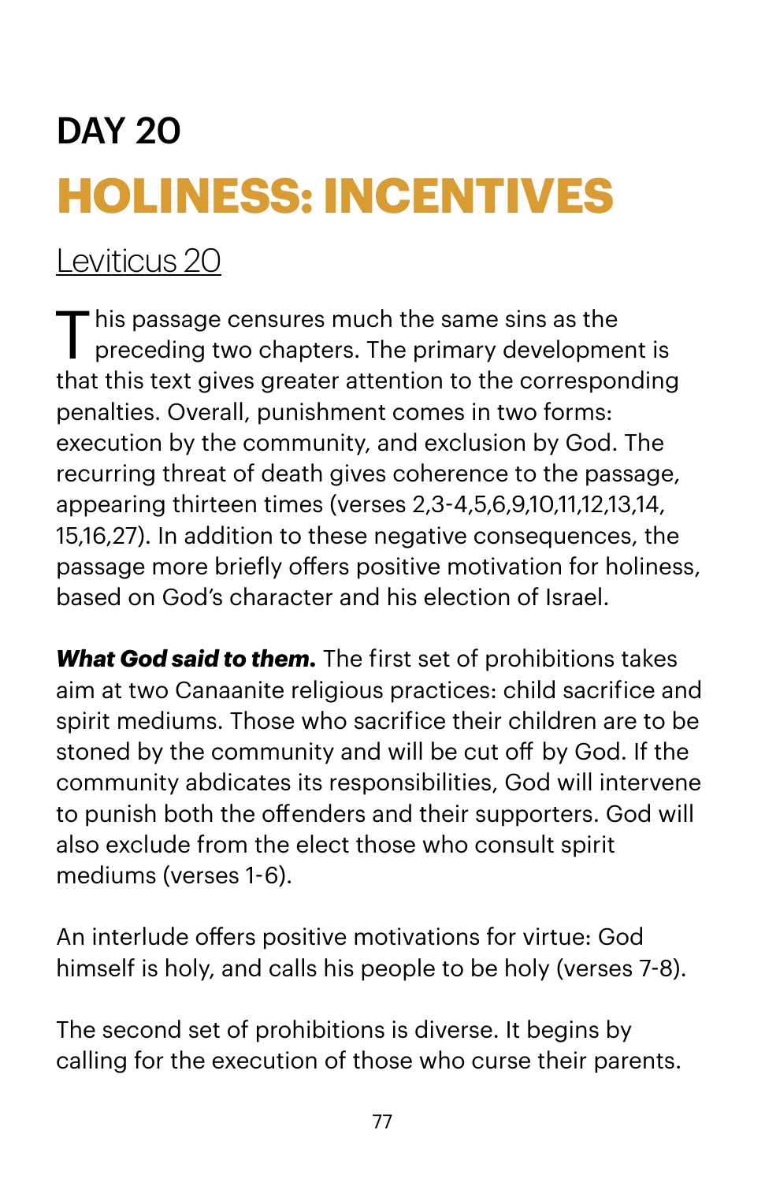# DAY 20

## HOLINESS: INCENTIVES

Leviticus 20

This passage censures much the same sins as the preceding two chapters. The primary development is that this text gives greater attention to the corresponding penalties. Overall, punishment comes in two forms: execution by the community, and exclusion by God. The recurring threat of death gives coherence to the passage, appearing thirteen times (verses 2,3-4,5,6,9,10,11,12,13,14, 15,16,27). In addition to these negative consequences, the passage more briefly offers positive motivation for holiness, based on God's character and his election of Israel.

***What God said to them.*** The first set of prohibitions takes aim at two Canaanite religious practices: child sacrifice and spirit mediums. Those who sacrifice their children are to be stoned by the community and will be cut off by God. If the community abdicates its responsibilities, God will intervene to punish both the offenders and their supporters. God will also exclude from the elect those who consult spirit mediums (verses 1-6).

An interlude offers positive motivations for virtue: God himself is holy, and calls his people to be holy (verses 7-8).

The second set of prohibitions is diverse. It begins by calling for the execution of those who curse their parents.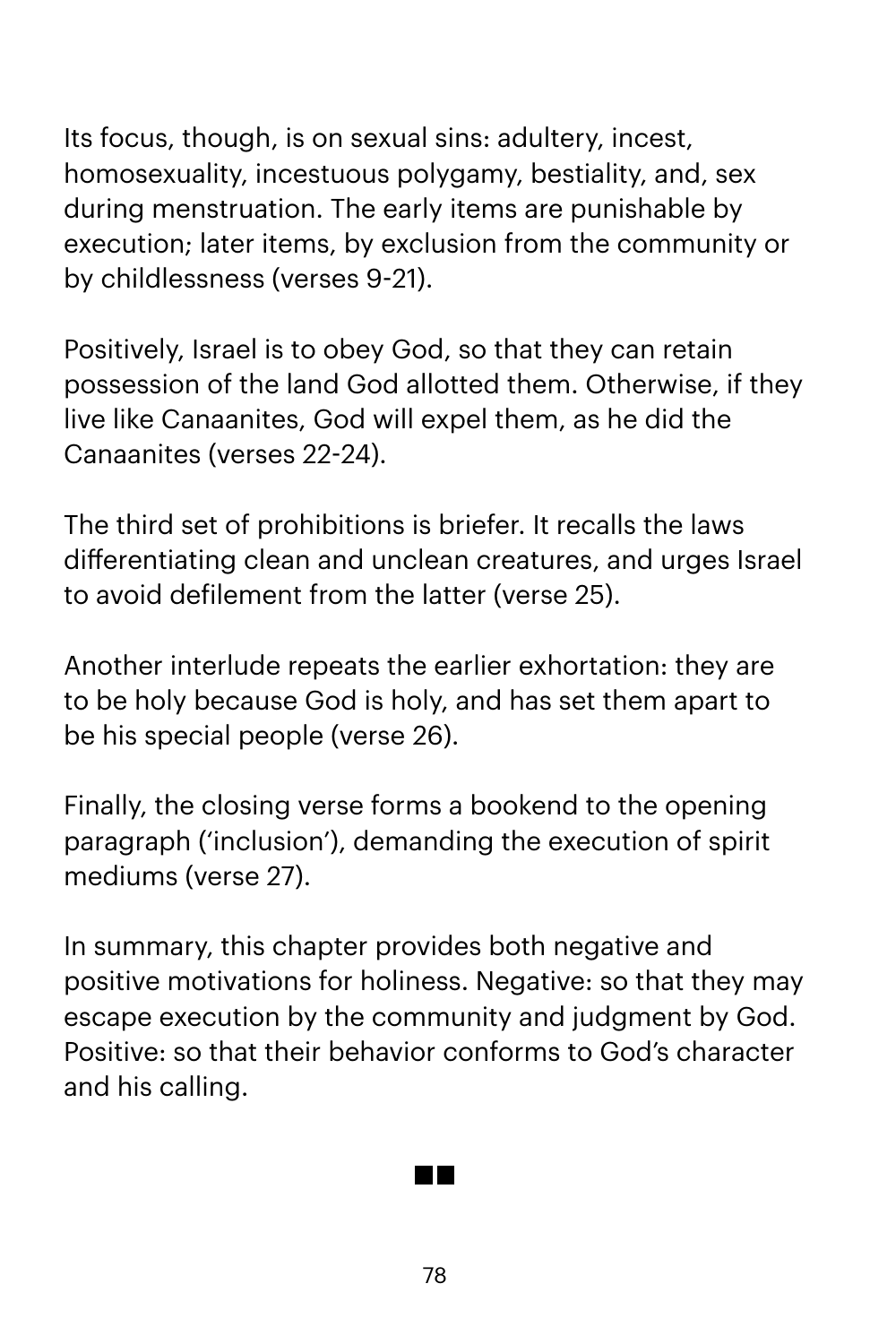Its focus, though, is on sexual sins: adultery, incest, homosexuality, incestuous polygamy, bestiality, and, sex during menstruation. The early items are punishable by execution; later items, by exclusion from the community or by childlessness (verses 9-21).

Positively, Israel is to obey God, so that they can retain possession of the land God allotted them. Otherwise, if they live like Canaanites, God will expel them, as he did the Canaanites (verses 22-24).

The third set of prohibitions is briefer. It recalls the laws differentiating clean and unclean creatures, and urges Israel to avoid defilement from the latter (verse 25).

Another interlude repeats the earlier exhortation: they are to be holy because God is holy, and has set them apart to be his special people (verse 26).

Finally, the closing verse forms a bookend to the opening paragraph ('inclusion'), demanding the execution of spirit mediums (verse 27).

In summary, this chapter provides both negative and positive motivations for holiness. Negative: so that they may escape execution by the community and judgment by God. Positive: so that their behavior conforms to God's character and his calling.

■■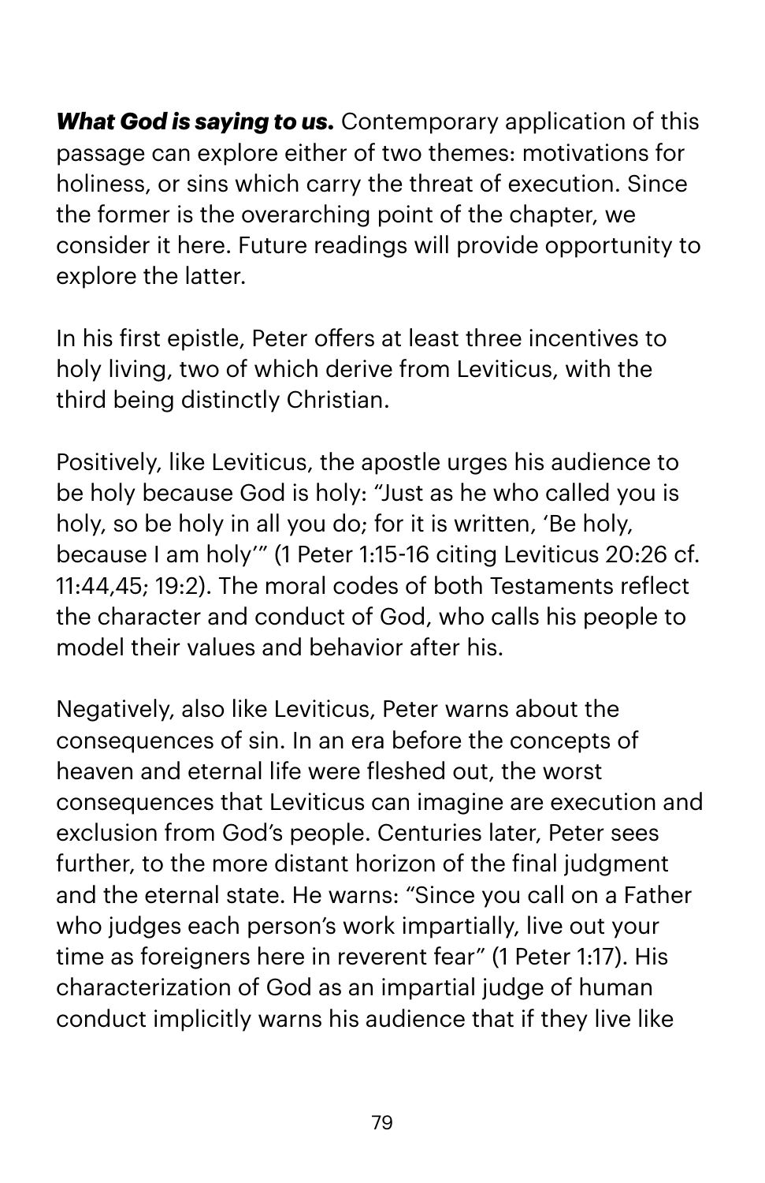***What God is saying to us.*** Contemporary application of this passage can explore either of two themes: motivations for holiness, or sins which carry the threat of execution. Since the former is the overarching point of the chapter, we consider it here. Future readings will provide opportunity to explore the latter.

In his first epistle, Peter offers at least three incentives to holy living, two of which derive from Leviticus, with the third being distinctly Christian.

Positively, like Leviticus, the apostle urges his audience to be holy because God is holy: "Just as he who called you is holy, so be holy in all you do; for it is written, 'Be holy, because I am holy'" (1 Peter 1:15-16 citing Leviticus 20:26 cf. 11:44,45; 19:2). The moral codes of both Testaments reflect the character and conduct of God, who calls his people to model their values and behavior after his.

Negatively, also like Leviticus, Peter warns about the consequences of sin. In an era before the concepts of heaven and eternal life were fleshed out, the worst consequences that Leviticus can imagine are execution and exclusion from God's people. Centuries later, Peter sees further, to the more distant horizon of the final judgment and the eternal state. He warns: "Since you call on a Father who judges each person's work impartially, live out your time as foreigners here in reverent fear" (1 Peter 1:17). His characterization of God as an impartial judge of human conduct implicitly warns his audience that if they live like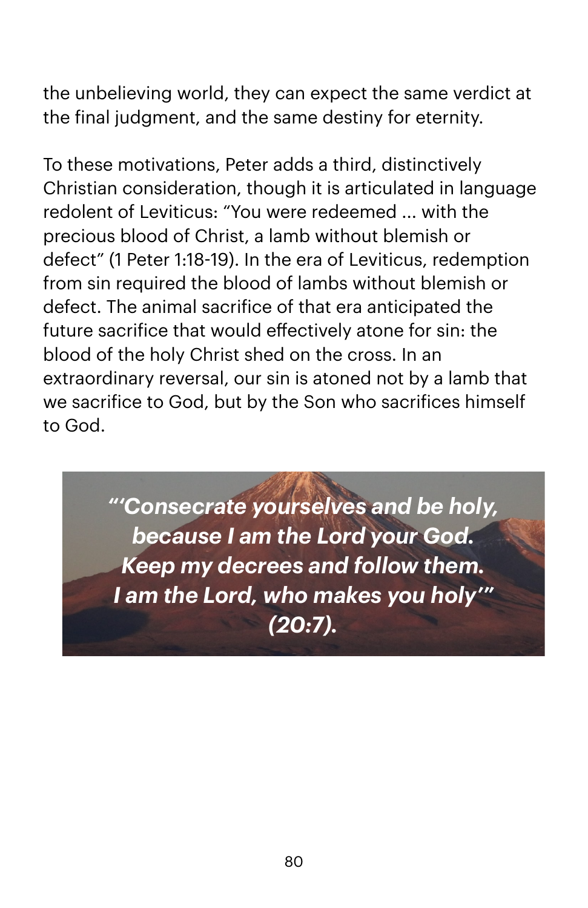the unbelieving world, they can expect the same verdict at the final judgment, and the same destiny for eternity.

To these motivations, Peter adds a third, distinctively Christian consideration, though it is articulated in language redolent of Leviticus: "You were redeemed ... with the precious blood of Christ, a lamb without blemish or defect" (1 Peter 1:18-19). In the era of Leviticus, redemption from sin required the blood of lambs without blemish or defect. The animal sacrifice of that era anticipated the future sacrifice that would effectively atone for sin: the blood of the holy Christ shed on the cross. In an extraordinary reversal, our sin is atoned not by a lamb that we sacrifice to God, but by the Son who sacrifices himself to God.

> ***"'Consecrate yourselves and be holy, because I am the Lord your God. Keep my decrees and follow them. I am the Lord, who makes you holy'" (20:7).***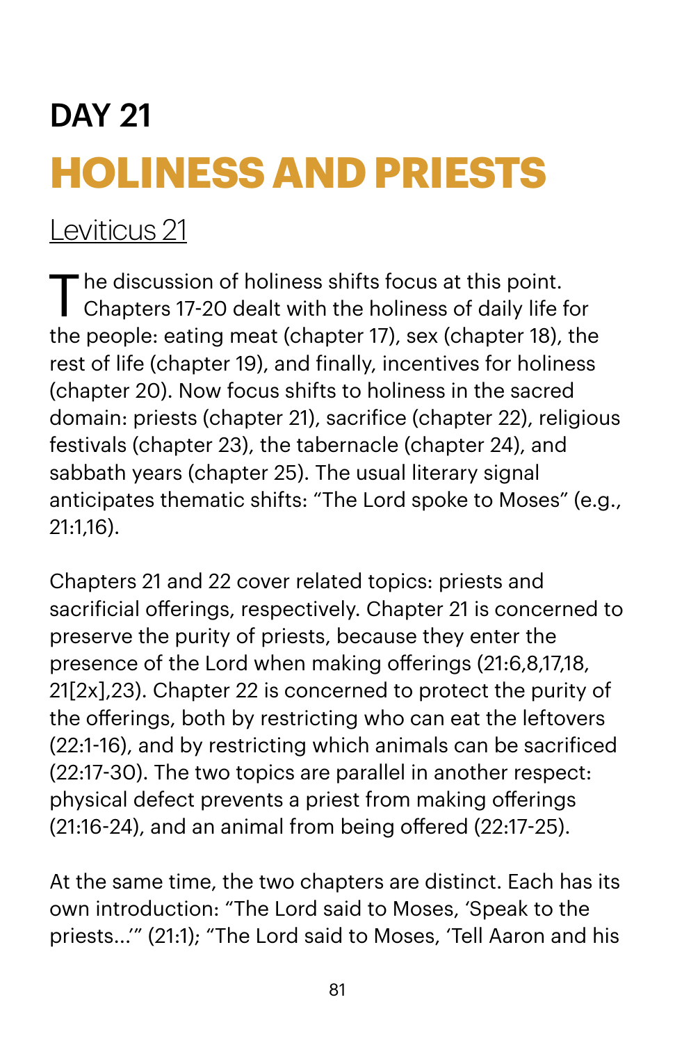# DAY 21

# HOLINESS AND PRIESTS

Leviticus 21

The discussion of holiness shifts focus at this point. Chapters 17-20 dealt with the holiness of daily life for the people: eating meat (chapter 17), sex (chapter 18), the rest of life (chapter 19), and finally, incentives for holiness (chapter 20). Now focus shifts to holiness in the sacred domain: priests (chapter 21), sacrifice (chapter 22), religious festivals (chapter 23), the tabernacle (chapter 24), and sabbath years (chapter 25). The usual literary signal anticipates thematic shifts: "The Lord spoke to Moses" (e.g., 21:1,16).

Chapters 21 and 22 cover related topics: priests and sacrificial offerings, respectively. Chapter 21 is concerned to preserve the purity of priests, because they enter the presence of the Lord when making offerings (21:6,8,17,18, 21[2x],23). Chapter 22 is concerned to protect the purity of the offerings, both by restricting who can eat the leftovers (22:1-16), and by restricting which animals can be sacrificed (22:17-30). The two topics are parallel in another respect: physical defect prevents a priest from making offerings (21:16-24), and an animal from being offered (22:17-25).

At the same time, the two chapters are distinct. Each has its own introduction: "The Lord said to Moses, 'Speak to the priests…'" (21:1); "The Lord said to Moses, 'Tell Aaron and his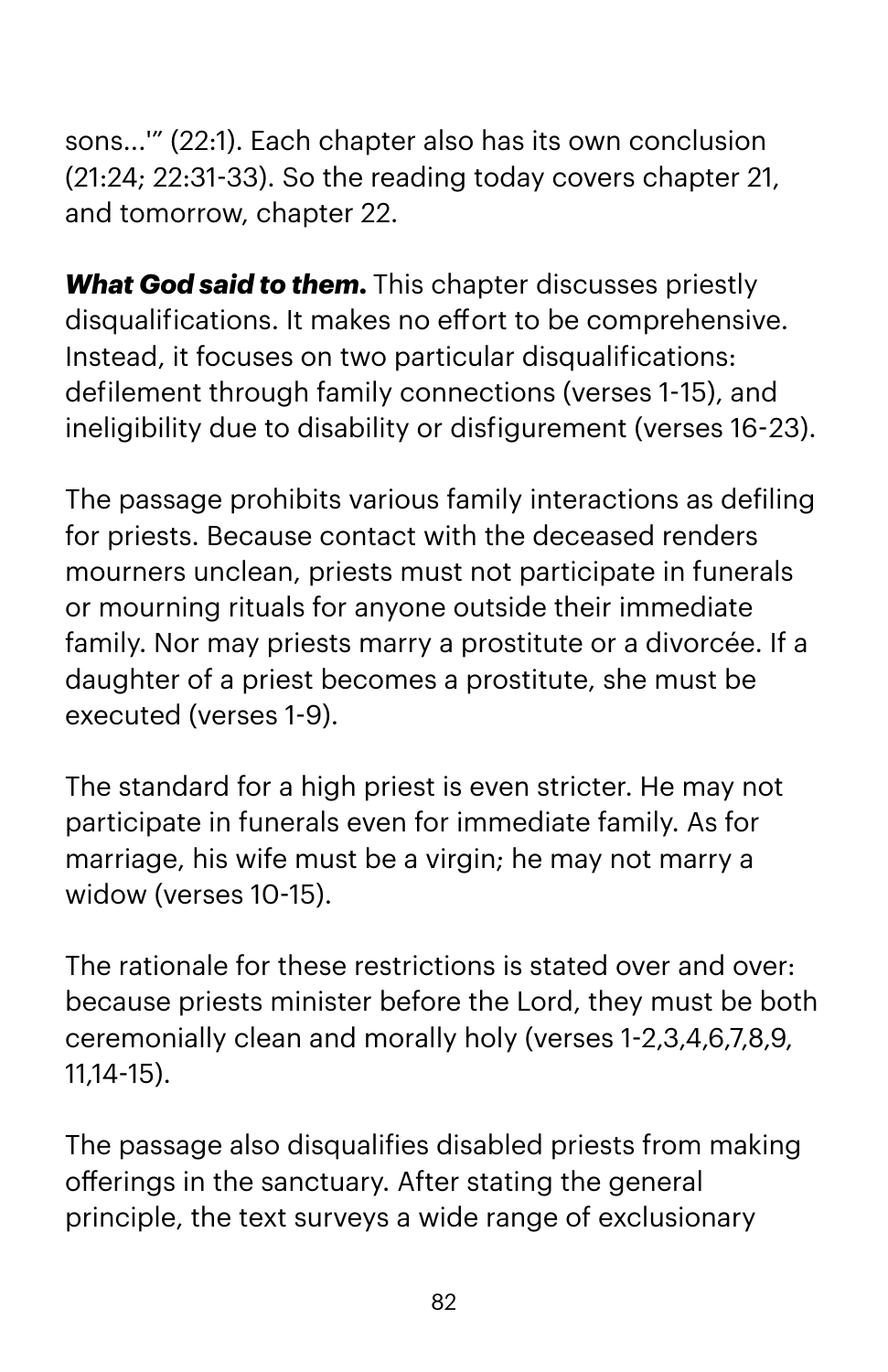sons...'" (22:1). Each chapter also has its own conclusion (21:24; 22:31-33). So the reading today covers chapter 21, and tomorrow, chapter 22.

***What God said to them.*** This chapter discusses priestly disqualifications. It makes no effort to be comprehensive. Instead, it focuses on two particular disqualifications: defilement through family connections (verses 1-15), and ineligibility due to disability or disfigurement (verses 16-23).

The passage prohibits various family interactions as defiling for priests. Because contact with the deceased renders mourners unclean, priests must not participate in funerals or mourning rituals for anyone outside their immediate family. Nor may priests marry a prostitute or a divorcée. If a daughter of a priest becomes a prostitute, she must be executed (verses 1-9).

The standard for a high priest is even stricter. He may not participate in funerals even for immediate family. As for marriage, his wife must be a virgin; he may not marry a widow (verses 10-15).

The rationale for these restrictions is stated over and over: because priests minister before the Lord, they must be both ceremonially clean and morally holy (verses 1-2,3,4,6,7,8,9, 11,14-15).

The passage also disqualifies disabled priests from making offerings in the sanctuary. After stating the general principle, the text surveys a wide range of exclusionary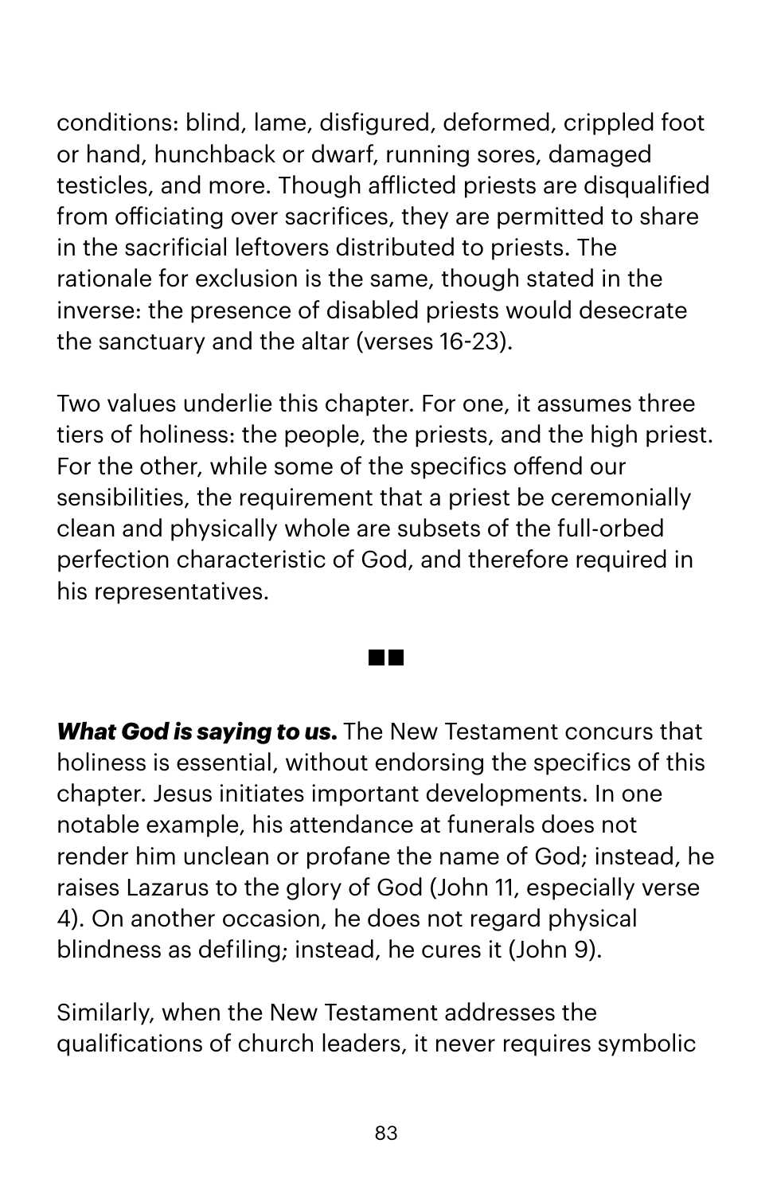conditions: blind, lame, disfigured, deformed, crippled foot or hand, hunchback or dwarf, running sores, damaged testicles, and more. Though afflicted priests are disqualified from officiating over sacrifices, they are permitted to share in the sacrificial leftovers distributed to priests. The rationale for exclusion is the same, though stated in the inverse: the presence of disabled priests would desecrate the sanctuary and the altar (verses 16-23).

Two values underlie this chapter. For one, it assumes three tiers of holiness: the people, the priests, and the high priest. For the other, while some of the specifics offend our sensibilities, the requirement that a priest be ceremonially clean and physically whole are subsets of the full-orbed perfection characteristic of God, and therefore required in his representatives.

■■

***What God is saying to us.*** The New Testament concurs that holiness is essential, without endorsing the specifics of this chapter. Jesus initiates important developments. In one notable example, his attendance at funerals does not render him unclean or profane the name of God; instead, he raises Lazarus to the glory of God (John 11, especially verse 4). On another occasion, he does not regard physical blindness as defiling; instead, he cures it (John 9).

Similarly, when the New Testament addresses the qualifications of church leaders, it never requires symbolic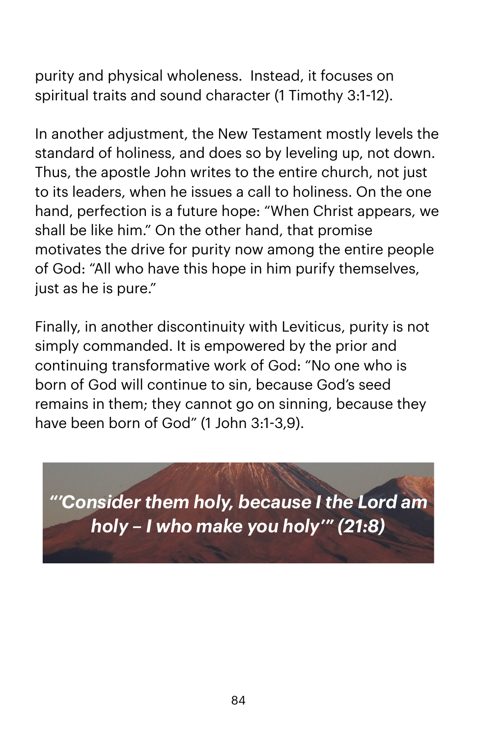purity and physical wholeness. Instead, it focuses on spiritual traits and sound character (1 Timothy 3:1-12).

In another adjustment, the New Testament mostly levels the standard of holiness, and does so by leveling up, not down. Thus, the apostle John writes to the entire church, not just to its leaders, when he issues a call to holiness. On the one hand, perfection is a future hope: "When Christ appears, we shall be like him." On the other hand, that promise motivates the drive for purity now among the entire people of God: "All who have this hope in him purify themselves, just as he is pure."

Finally, in another discontinuity with Leviticus, purity is not simply commanded. It is empowered by the prior and continuing transformative work of God: "No one who is born of God will continue to sin, because God's seed remains in them; they cannot go on sinning, because they have been born of God" (1 John 3:1-3,9).

***"'Consider them holy, because I the Lord am holy – I who make you holy'" (21:8)***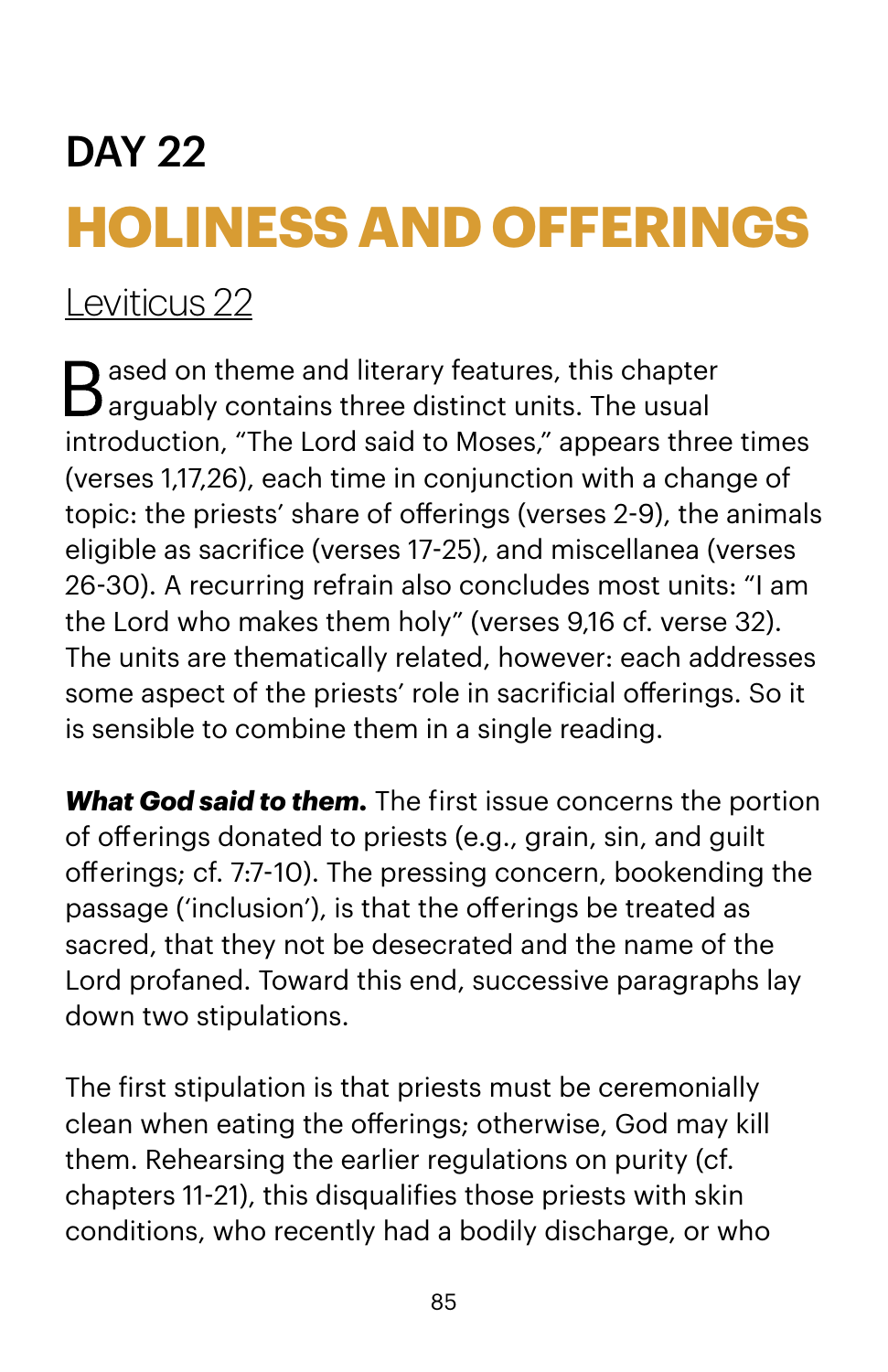# DAY 22

# HOLINESS AND OFFERINGS

Leviticus 22

Based on theme and literary features, this chapter arguably contains three distinct units. The usual introduction, “The Lord said to Moses,” appears three times (verses 1,17,26), each time in conjunction with a change of topic: the priests’ share of offerings (verses 2-9), the animals eligible as sacrifice (verses 17-25), and miscellanea (verses 26-30). A recurring refrain also concludes most units: “I am the Lord who makes them holy” (verses 9,16 cf. verse 32). The units are thematically related, however: each addresses some aspect of the priests’ role in sacrificial offerings. So it is sensible to combine them in a single reading.

***What God said to them.*** The first issue concerns the portion of offerings donated to priests (e.g., grain, sin, and guilt offerings; cf. 7:7-10). The pressing concern, bookending the passage (‘inclusion’), is that the offerings be treated as sacred, that they not be desecrated and the name of the Lord profaned. Toward this end, successive paragraphs lay down two stipulations.

The first stipulation is that priests must be ceremonially clean when eating the offerings; otherwise, God may kill them. Rehearsing the earlier regulations on purity (cf. chapters 11-21), this disqualifies those priests with skin conditions, who recently had a bodily discharge, or who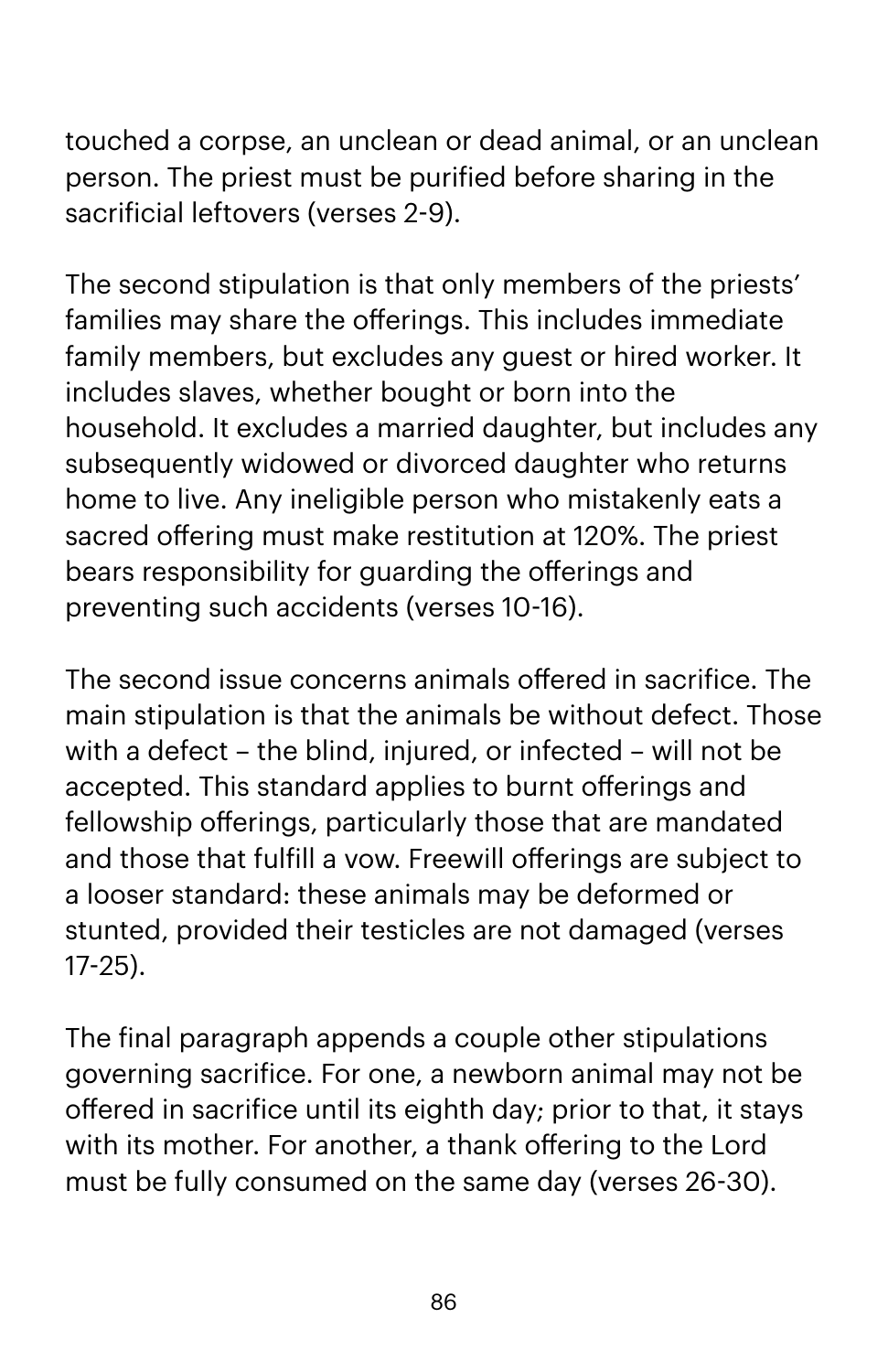touched a corpse, an unclean or dead animal, or an unclean person. The priest must be purified before sharing in the sacrificial leftovers (verses 2-9).

The second stipulation is that only members of the priests' families may share the offerings. This includes immediate family members, but excludes any guest or hired worker. It includes slaves, whether bought or born into the household. It excludes a married daughter, but includes any subsequently widowed or divorced daughter who returns home to live. Any ineligible person who mistakenly eats a sacred offering must make restitution at 120%. The priest bears responsibility for guarding the offerings and preventing such accidents (verses 10-16).

The second issue concerns animals offered in sacrifice. The main stipulation is that the animals be without defect. Those with a defect – the blind, injured, or infected – will not be accepted. This standard applies to burnt offerings and fellowship offerings, particularly those that are mandated and those that fulfill a vow. Freewill offerings are subject to a looser standard: these animals may be deformed or stunted, provided their testicles are not damaged (verses 17-25).

The final paragraph appends a couple other stipulations governing sacrifice. For one, a newborn animal may not be offered in sacrifice until its eighth day; prior to that, it stays with its mother. For another, a thank offering to the Lord must be fully consumed on the same day (verses 26-30).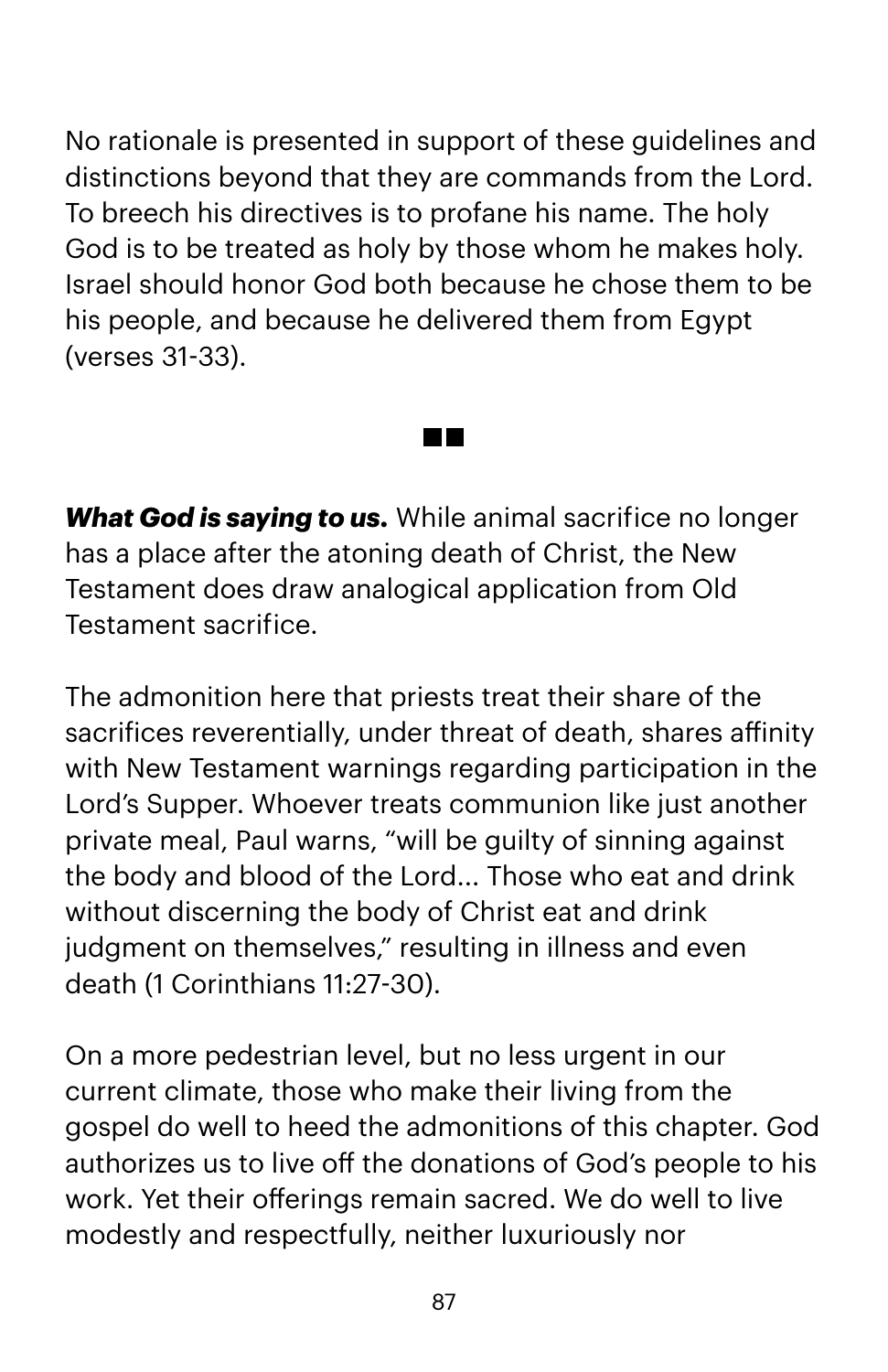No rationale is presented in support of these guidelines and distinctions beyond that they are commands from the Lord. To breech his directives is to profane his name. The holy God is to be treated as holy by those whom he makes holy. Israel should honor God both because he chose them to be his people, and because he delivered them from Egypt (verses 31-33).

■■

***What God is saying to us.*** While animal sacrifice no longer has a place after the atoning death of Christ, the New Testament does draw analogical application from Old Testament sacrifice.

The admonition here that priests treat their share of the sacrifices reverentially, under threat of death, shares affinity with New Testament warnings regarding participation in the Lord's Supper. Whoever treats communion like just another private meal, Paul warns, "will be guilty of sinning against the body and blood of the Lord... Those who eat and drink without discerning the body of Christ eat and drink judgment on themselves," resulting in illness and even death (1 Corinthians 11:27-30).

On a more pedestrian level, but no less urgent in our current climate, those who make their living from the gospel do well to heed the admonitions of this chapter. God authorizes us to live off the donations of God's people to his work. Yet their offerings remain sacred. We do well to live modestly and respectfully, neither luxuriously nor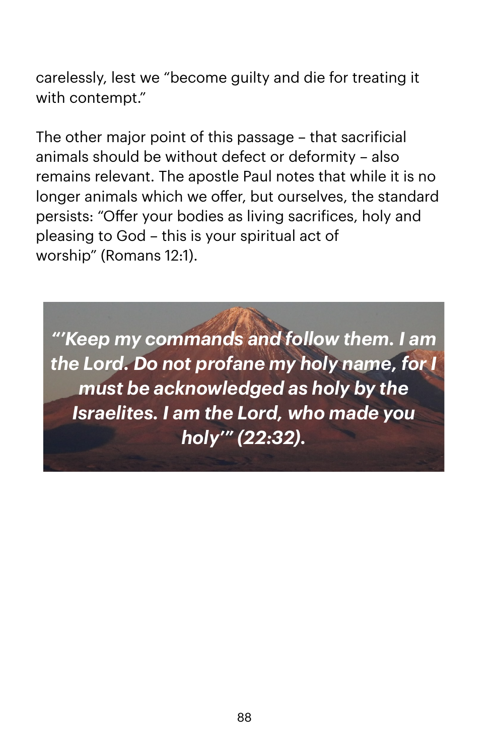carelessly, lest we "become guilty and die for treating it with contempt."

The other major point of this passage – that sacrificial animals should be without defect or deformity – also remains relevant. The apostle Paul notes that while it is no longer animals which we offer, but ourselves, the standard persists: "Offer your bodies as living sacrifices, holy and pleasing to God – this is your spiritual act of worship" (Romans 12:1).

***"'Keep my commands and follow them. I am the Lord. Do not profane my holy name, for I must be acknowledged as holy by the Israelites. I am the Lord, who made you holy'" (22:32).***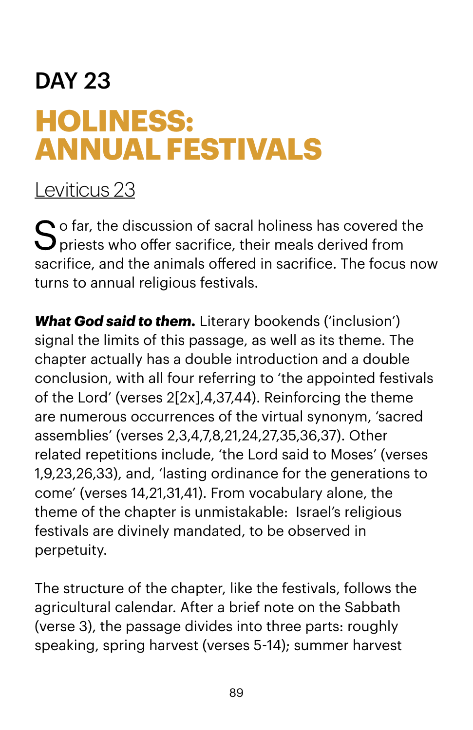# DAY 23

## HOLINESS: ANNUAL FESTIVALS

Leviticus 23

So far, the discussion of sacral holiness has covered the priests who offer sacrifice, their meals derived from sacrifice, and the animals offered in sacrifice. The focus now turns to annual religious festivals.

***What God said to them.*** Literary bookends ('inclusion') signal the limits of this passage, as well as its theme. The chapter actually has a double introduction and a double conclusion, with all four referring to 'the appointed festivals of the Lord' (verses 2[2x],4,37,44). Reinforcing the theme are numerous occurrences of the virtual synonym, 'sacred assemblies' (verses 2,3,4,7,8,21,24,27,35,36,37). Other related repetitions include, 'the Lord said to Moses' (verses 1,9,23,26,33), and, 'lasting ordinance for the generations to come' (verses 14,21,31,41). From vocabulary alone, the theme of the chapter is unmistakable: Israel's religious festivals are divinely mandated, to be observed in perpetuity.

The structure of the chapter, like the festivals, follows the agricultural calendar. After a brief note on the Sabbath (verse 3), the passage divides into three parts: roughly speaking, spring harvest (verses 5-14); summer harvest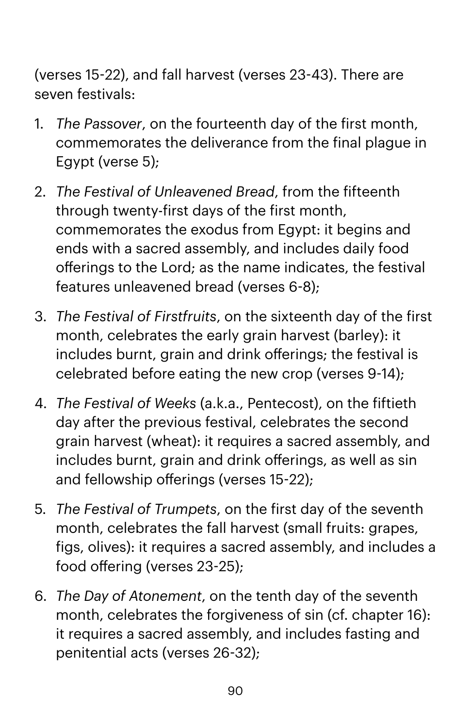(verses 15-22), and fall harvest (verses 23-43). There are seven festivals:

1. *The Passover*, on the fourteenth day of the first month, commemorates the deliverance from the final plague in Egypt (verse 5);
2. *The Festival of Unleavened Bread*, from the fifteenth through twenty-first days of the first month, commemorates the exodus from Egypt: it begins and ends with a sacred assembly, and includes daily food offerings to the Lord; as the name indicates, the festival features unleavened bread (verses 6-8);
3. *The Festival of Firstfruits*, on the sixteenth day of the first month, celebrates the early grain harvest (barley): it includes burnt, grain and drink offerings; the festival is celebrated before eating the new crop (verses 9-14);
4. *The Festival of Weeks* (a.k.a., Pentecost), on the fiftieth day after the previous festival, celebrates the second grain harvest (wheat): it requires a sacred assembly, and includes burnt, grain and drink offerings, as well as sin and fellowship offerings (verses 15-22);
5. *The Festival of Trumpets*, on the first day of the seventh month, celebrates the fall harvest (small fruits: grapes, figs, olives): it requires a sacred assembly, and includes a food offering (verses 23-25);
6. *The Day of Atonement*, on the tenth day of the seventh month, celebrates the forgiveness of sin (cf. chapter 16): it requires a sacred assembly, and includes fasting and penitential acts (verses 26-32);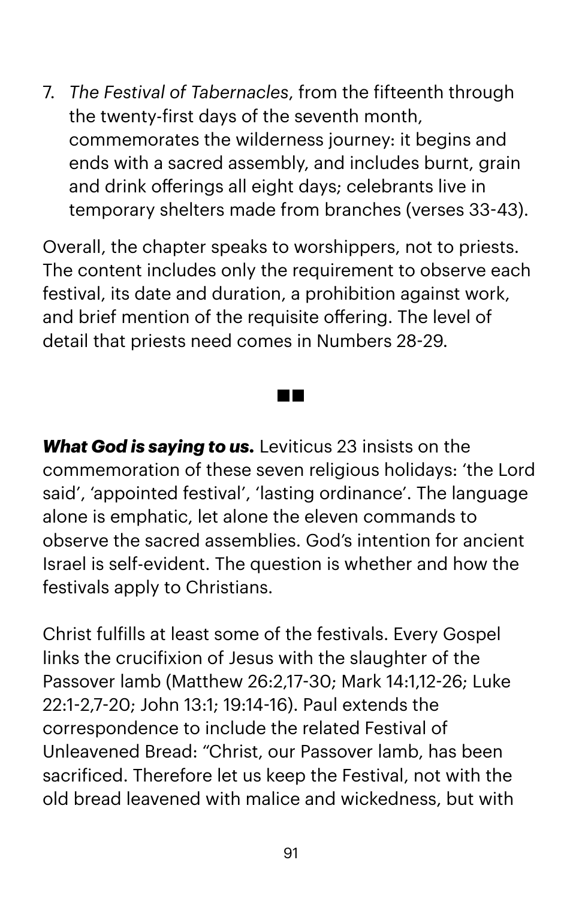7. *The Festival of Tabernacles*, from the fifteenth through the twenty-first days of the seventh month, commemorates the wilderness journey: it begins and ends with a sacred assembly, and includes burnt, grain and drink offerings all eight days; celebrants live in temporary shelters made from branches (verses 33-43).

Overall, the chapter speaks to worshippers, not to priests. The content includes only the requirement to observe each festival, its date and duration, a prohibition against work, and brief mention of the requisite offering. The level of detail that priests need comes in Numbers 28-29.

■■

***What God is saying to us.*** Leviticus 23 insists on the commemoration of these seven religious holidays: 'the Lord said', 'appointed festival', 'lasting ordinance'. The language alone is emphatic, let alone the eleven commands to observe the sacred assemblies. God's intention for ancient Israel is self-evident. The question is whether and how the festivals apply to Christians.

Christ fulfills at least some of the festivals. Every Gospel links the crucifixion of Jesus with the slaughter of the Passover lamb (Matthew 26:2,17-30; Mark 14:1,12-26; Luke 22:1-2,7-20; John 13:1; 19:14-16). Paul extends the correspondence to include the related Festival of Unleavened Bread: "Christ, our Passover lamb, has been sacrificed. Therefore let us keep the Festival, not with the old bread leavened with malice and wickedness, but with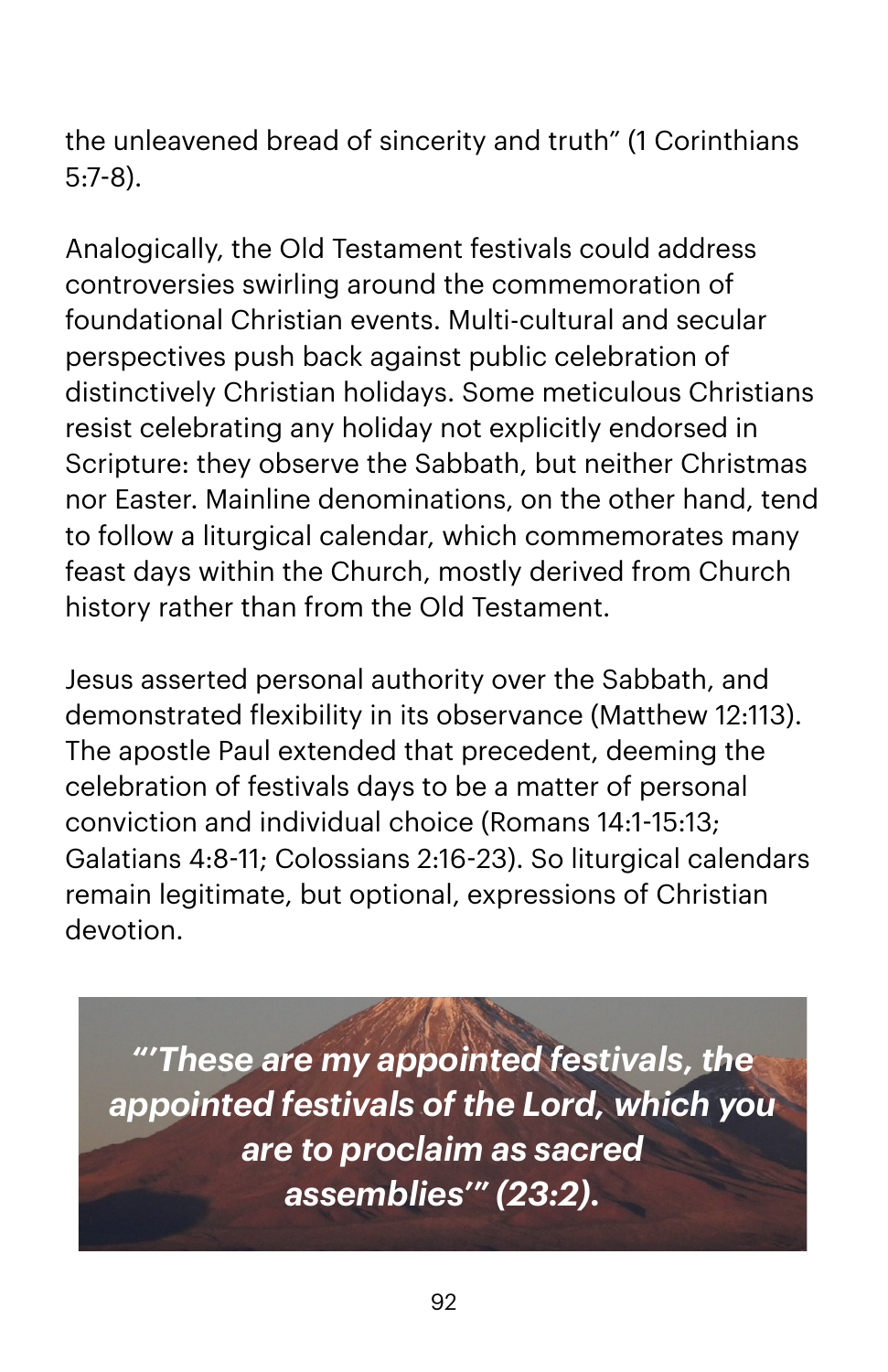the unleavened bread of sincerity and truth" (1 Corinthians 5:7-8).

Analogically, the Old Testament festivals could address controversies swirling around the commemoration of foundational Christian events. Multi-cultural and secular perspectives push back against public celebration of distinctively Christian holidays. Some meticulous Christians resist celebrating any holiday not explicitly endorsed in Scripture: they observe the Sabbath, but neither Christmas nor Easter. Mainline denominations, on the other hand, tend to follow a liturgical calendar, which commemorates many feast days within the Church, mostly derived from Church history rather than from the Old Testament.

Jesus asserted personal authority over the Sabbath, and demonstrated flexibility in its observance (Matthew 12:113). The apostle Paul extended that precedent, deeming the celebration of festivals days to be a matter of personal conviction and individual choice (Romans 14:1-15:13; Galatians 4:8-11; Colossians 2:16-23). So liturgical calendars remain legitimate, but optional, expressions of Christian devotion.

***"'These are my appointed festivals, the appointed festivals of the Lord, which you are to proclaim as sacred assemblies'" (23:2).***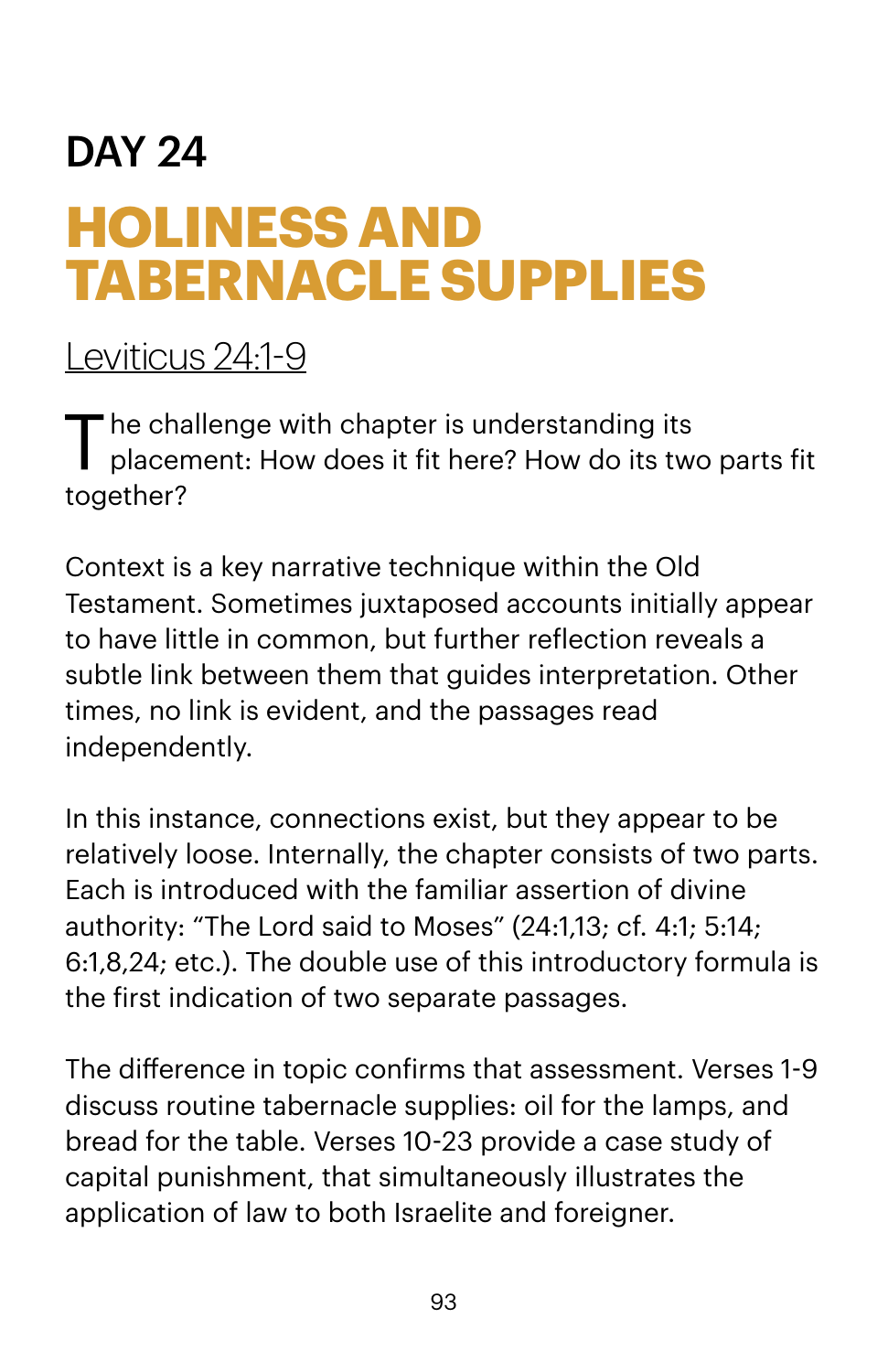## DAY 24

# HOLINESS AND TABERNACLE SUPPLIES

Leviticus 24:1-9

The challenge with chapter is understanding its placement: How does it fit here? How do its two parts fit together?

Context is a key narrative technique within the Old Testament. Sometimes juxtaposed accounts initially appear to have little in common, but further reflection reveals a subtle link between them that guides interpretation. Other times, no link is evident, and the passages read independently.

In this instance, connections exist, but they appear to be relatively loose. Internally, the chapter consists of two parts. Each is introduced with the familiar assertion of divine authority: "The Lord said to Moses" (24:1,13; cf. 4:1; 5:14; 6:1,8,24; etc.). The double use of this introductory formula is the first indication of two separate passages.

The difference in topic confirms that assessment. Verses 1-9 discuss routine tabernacle supplies: oil for the lamps, and bread for the table. Verses 10-23 provide a case study of capital punishment, that simultaneously illustrates the application of law to both Israelite and foreigner.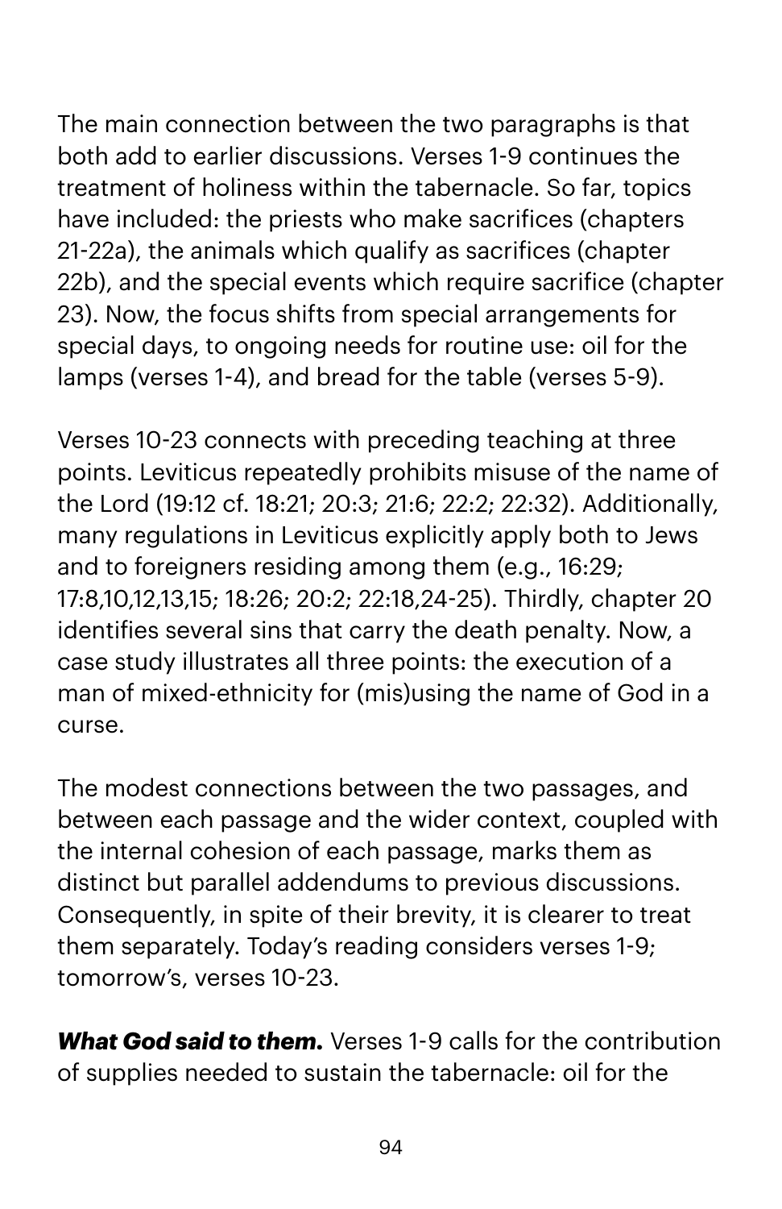The main connection between the two paragraphs is that both add to earlier discussions. Verses 1-9 continues the treatment of holiness within the tabernacle. So far, topics have included: the priests who make sacrifices (chapters 21-22a), the animals which qualify as sacrifices (chapter 22b), and the special events which require sacrifice (chapter 23). Now, the focus shifts from special arrangements for special days, to ongoing needs for routine use: oil for the lamps (verses 1-4), and bread for the table (verses 5-9).

Verses 10-23 connects with preceding teaching at three points. Leviticus repeatedly prohibits misuse of the name of the Lord (19:12 cf. 18:21; 20:3; 21:6; 22:2; 22:32). Additionally, many regulations in Leviticus explicitly apply both to Jews and to foreigners residing among them (e.g., 16:29; 17:8,10,12,13,15; 18:26; 20:2; 22:18,24-25). Thirdly, chapter 20 identifies several sins that carry the death penalty. Now, a case study illustrates all three points: the execution of a man of mixed-ethnicity for (mis)using the name of God in a curse.

The modest connections between the two passages, and between each passage and the wider context, coupled with the internal cohesion of each passage, marks them as distinct but parallel addendums to previous discussions. Consequently, in spite of their brevity, it is clearer to treat them separately. Today's reading considers verses 1-9; tomorrow's, verses 10-23.

***What God said to them.*** Verses 1-9 calls for the contribution of supplies needed to sustain the tabernacle: oil for the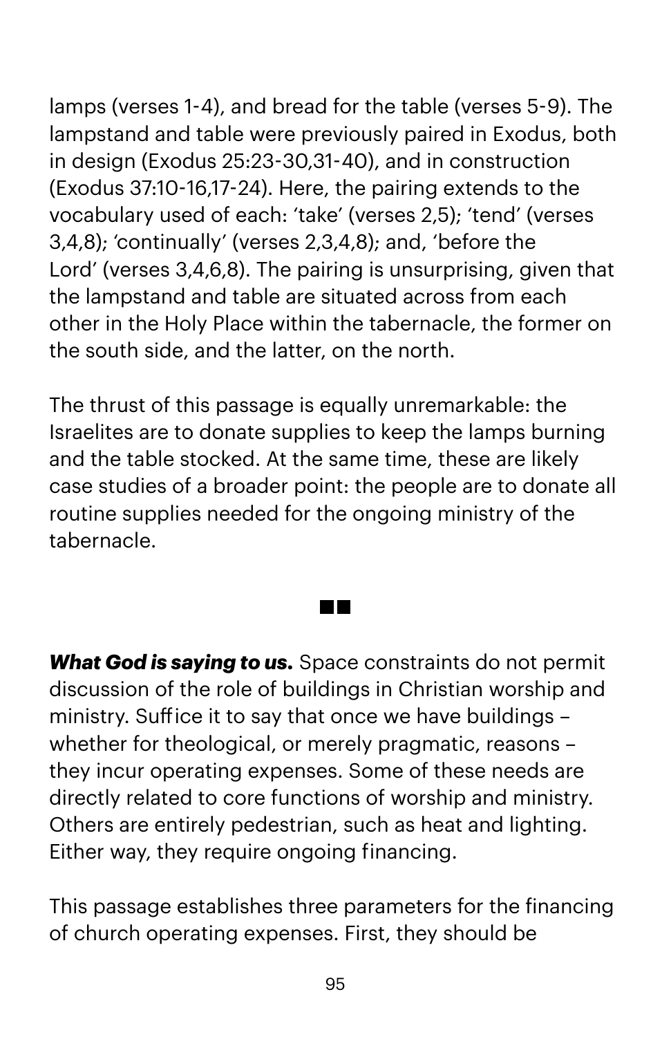lamps (verses 1-4), and bread for the table (verses 5-9). The lampstand and table were previously paired in Exodus, both in design (Exodus 25:23-30,31-40), and in construction (Exodus 37:10-16,17-24). Here, the pairing extends to the vocabulary used of each: 'take' (verses 2,5); 'tend' (verses 3,4,8); 'continually' (verses 2,3,4,8); and, 'before the Lord' (verses 3,4,6,8). The pairing is unsurprising, given that the lampstand and table are situated across from each other in the Holy Place within the tabernacle, the former on the south side, and the latter, on the north.

The thrust of this passage is equally unremarkable: the Israelites are to donate supplies to keep the lamps burning and the table stocked. At the same time, these are likely case studies of a broader point: the people are to donate all routine supplies needed for the ongoing ministry of the tabernacle.

■■

***What God is saying to us.*** Space constraints do not permit discussion of the role of buildings in Christian worship and ministry. Suffice it to say that once we have buildings – whether for theological, or merely pragmatic, reasons – they incur operating expenses. Some of these needs are directly related to core functions of worship and ministry. Others are entirely pedestrian, such as heat and lighting. Either way, they require ongoing financing.

This passage establishes three parameters for the financing of church operating expenses. First, they should be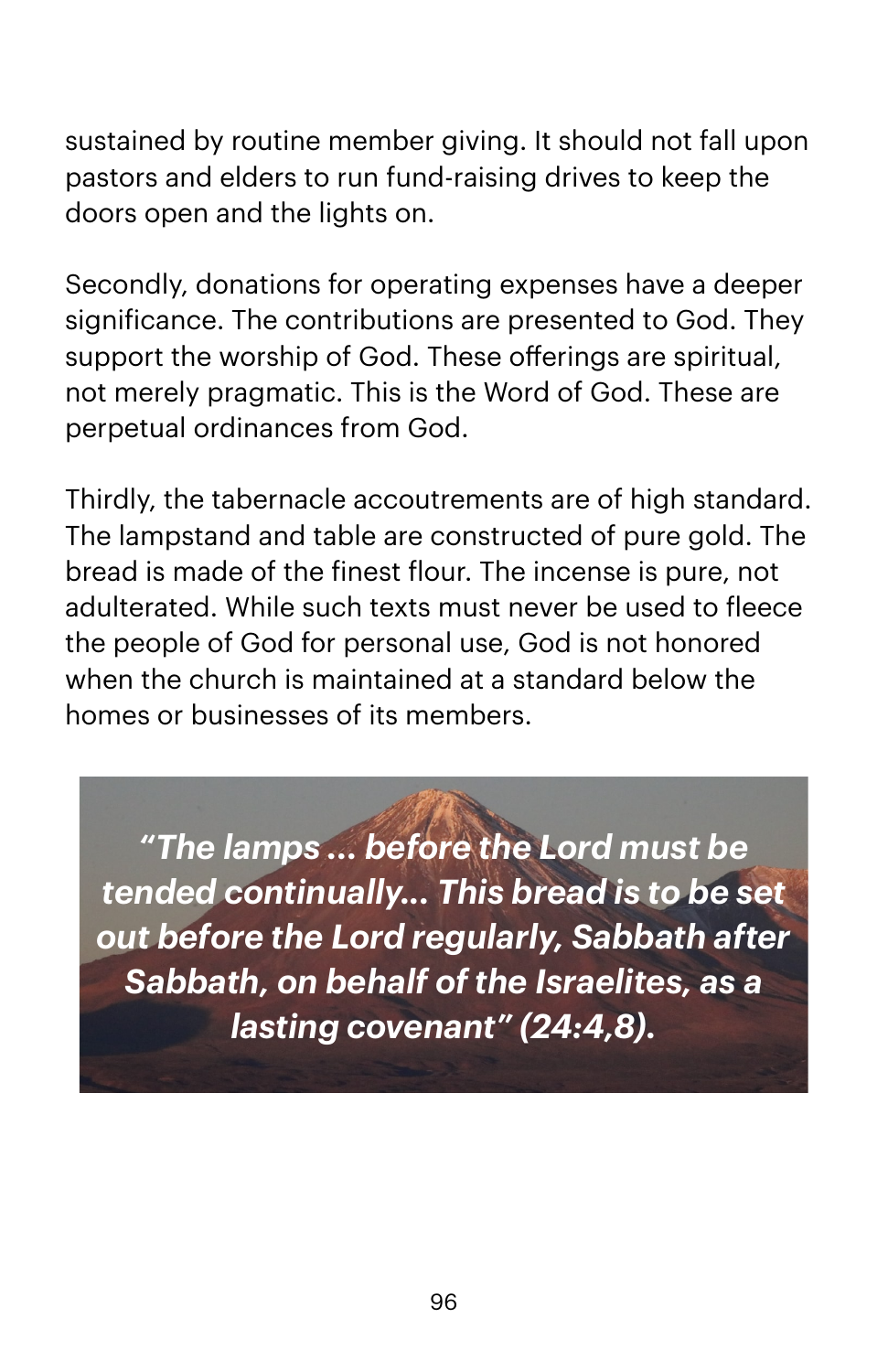sustained by routine member giving. It should not fall upon pastors and elders to run fund-raising drives to keep the doors open and the lights on.

Secondly, donations for operating expenses have a deeper significance. The contributions are presented to God. They support the worship of God. These offerings are spiritual, not merely pragmatic. This is the Word of God. These are perpetual ordinances from God.

Thirdly, the tabernacle accoutrements are of high standard. The lampstand and table are constructed of pure gold. The bread is made of the finest flour. The incense is pure, not adulterated. While such texts must never be used to fleece the people of God for personal use, God is not honored when the church is maintained at a standard below the homes or businesses of its members.

> ***"The lamps ... before the Lord must be tended continually... This bread is to be set out before the Lord regularly, Sabbath after Sabbath, on behalf of the Israelites, as a lasting covenant" (24:4,8).***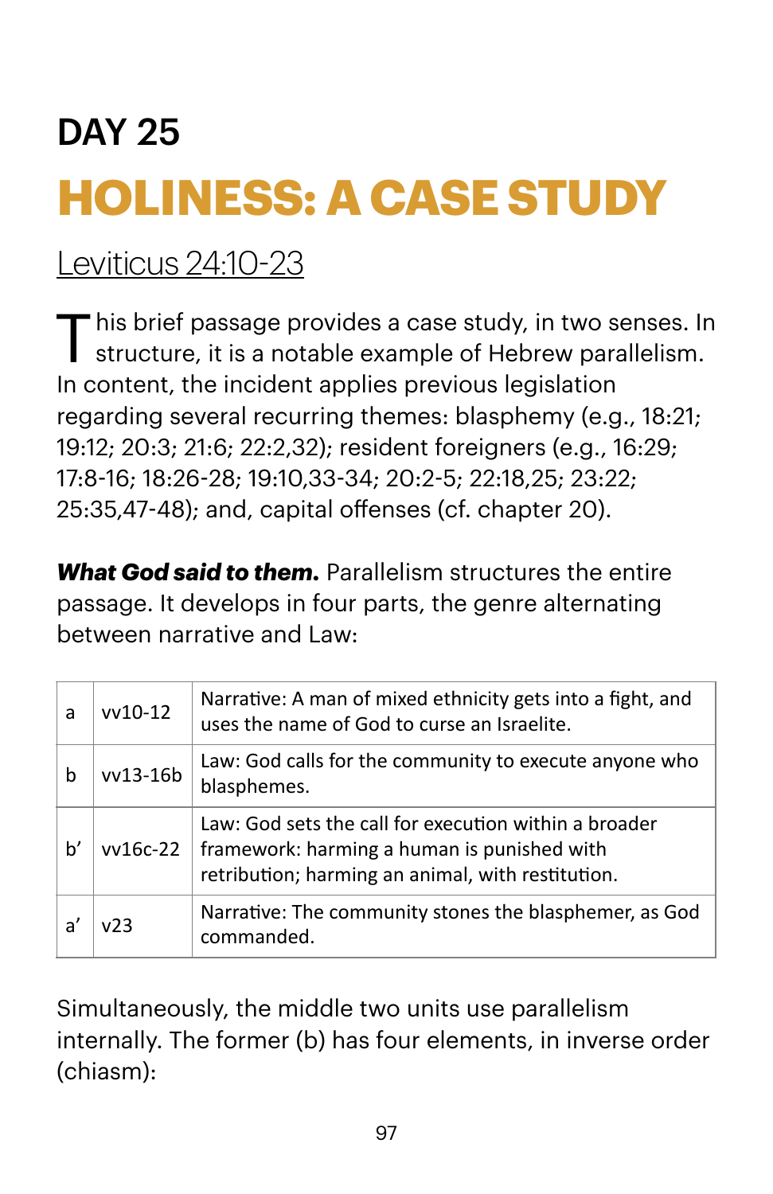## DAY 25

# HOLINESS: A CASE STUDY

Leviticus 24:10-23

This brief passage provides a case study, in two senses. In structure, it is a notable example of Hebrew parallelism. In content, the incident applies previous legislation regarding several recurring themes: blasphemy (e.g., 18:21; 19:12; 20:3; 21:6; 22:2,32); resident foreigners (e.g., 16:29; 17:8-16; 18:26-28; 19:10,33-34; 20:2-5; 22:18,25; 23:22; 25:35,47-48); and, capital offenses (cf. chapter 20).

***What God said to them.*** Parallelism structures the entire passage. It develops in four parts, the genre alternating between narrative and Law:

| | | |
|---|---|---|
| a | vv10-12 | Narrative: A man of mixed ethnicity gets into a fight, and uses the name of God to curse an Israelite. |
| b | vv13-16b | Law: God calls for the community to execute anyone who blasphemes. |
| b’ | vv16c-22 | Law: God sets the call for execution within a broader framework: harming a human is punished with retribution; harming an animal, with restitution. |
| a’ | v23 | Narrative: The community stones the blasphemer, as God commanded. |

Simultaneously, the middle two units use parallelism internally. The former (b) has four elements, in inverse order (chiasm):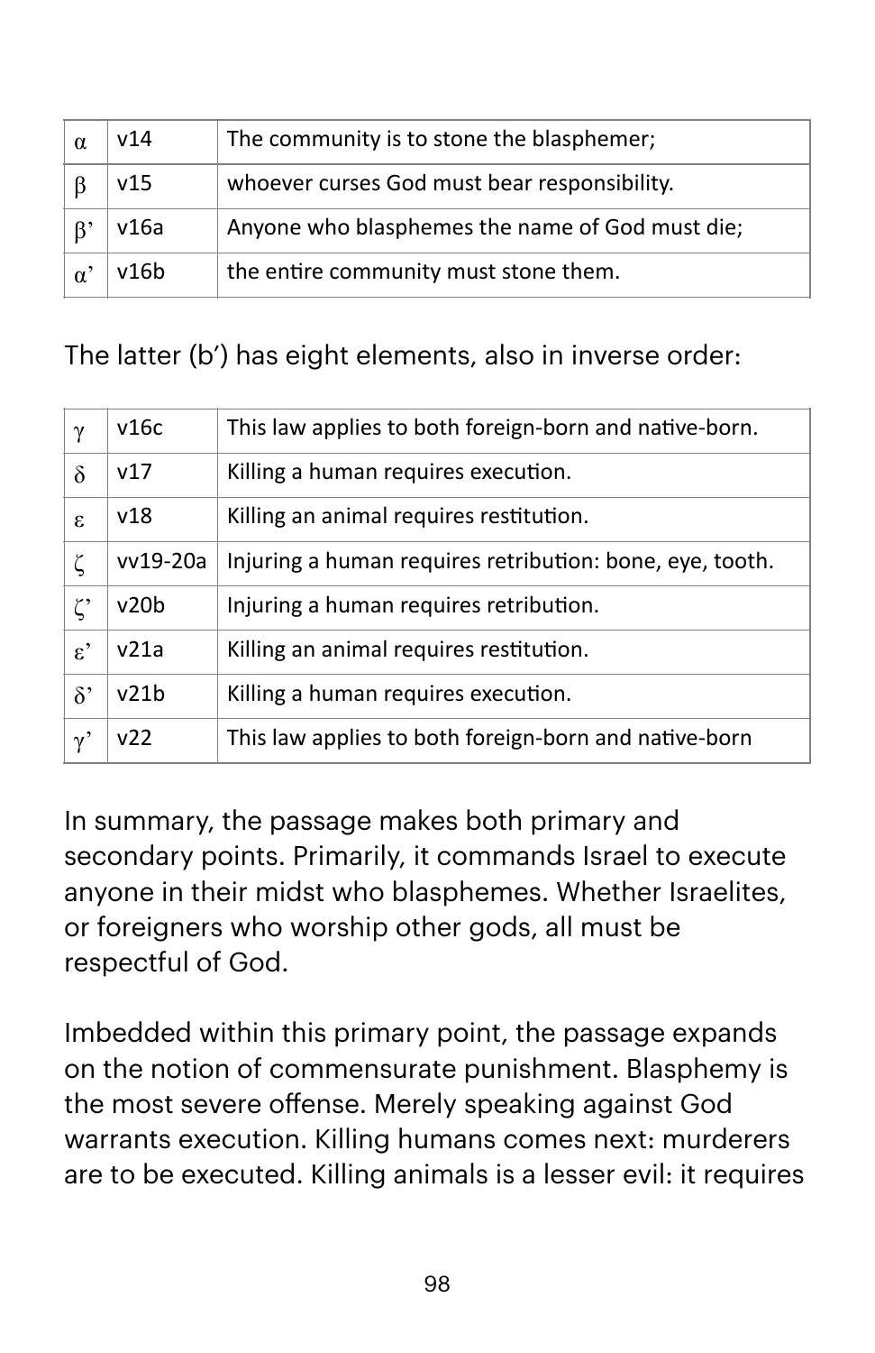| α | v14 | The community is to stone the blasphemer; |
|---|---|---|
| β | v15 | whoever curses God must bear responsibility. |
| β' | v16a | Anyone who blasphemes the name of God must die; |
| α' | v16b | the entire community must stone them. |

The latter (b′) has eight elements, also in inverse order:

| γ | v16c | This law applies to both foreign-born and native-born. |
|---|---|---|
| δ | v17 | Killing a human requires execution. |
| ε | v18 | Killing an animal requires restitution. |
| ζ | vv19-20a | Injuring a human requires retribution: bone, eye, tooth. |
| ζ' | v20b | Injuring a human requires retribution. |
| ε' | v21a | Killing an animal requires restitution. |
| δ' | v21b | Killing a human requires execution. |
| γ' | v22 | This law applies to both foreign-born and native-born |

In summary, the passage makes both primary and secondary points. Primarily, it commands Israel to execute anyone in their midst who blasphemes. Whether Israelites, or foreigners who worship other gods, all must be respectful of God.

Imbedded within this primary point, the passage expands on the notion of commensurate punishment. Blasphemy is the most severe offense. Merely speaking against God warrants execution. Killing humans comes next: murderers are to be executed. Killing animals is a lesser evil: it requires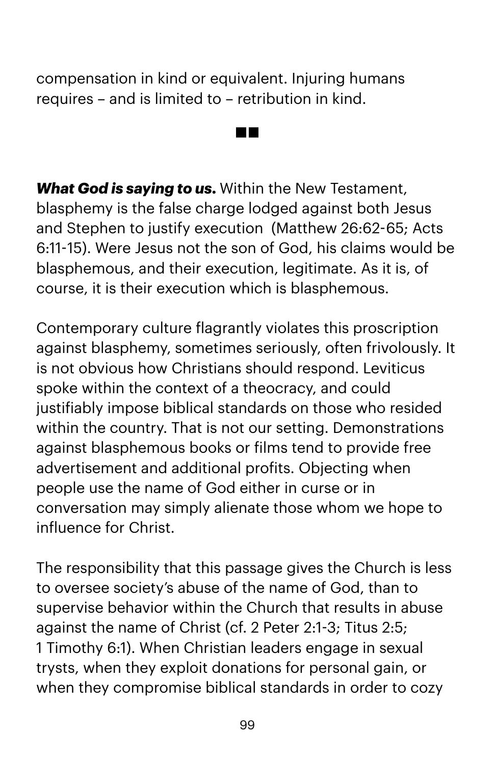compensation in kind or equivalent. Injuring humans requires – and is limited to – retribution in kind.

■■

***What God is saying to us.*** Within the New Testament, blasphemy is the false charge lodged against both Jesus and Stephen to justify execution  (Matthew 26:62-65; Acts 6:11-15). Were Jesus not the son of God, his claims would be blasphemous, and their execution, legitimate. As it is, of course, it is their execution which is blasphemous.

Contemporary culture flagrantly violates this proscription against blasphemy, sometimes seriously, often frivolously. It is not obvious how Christians should respond. Leviticus spoke within the context of a theocracy, and could justifiably impose biblical standards on those who resided within the country. That is not our setting. Demonstrations against blasphemous books or films tend to provide free advertisement and additional profits. Objecting when people use the name of God either in curse or in conversation may simply alienate those whom we hope to influence for Christ.

The responsibility that this passage gives the Church is less to oversee society's abuse of the name of God, than to supervise behavior within the Church that results in abuse against the name of Christ (cf. 2 Peter 2:1-3; Titus 2:5; 1 Timothy 6:1). When Christian leaders engage in sexual trysts, when they exploit donations for personal gain, or when they compromise biblical standards in order to cozy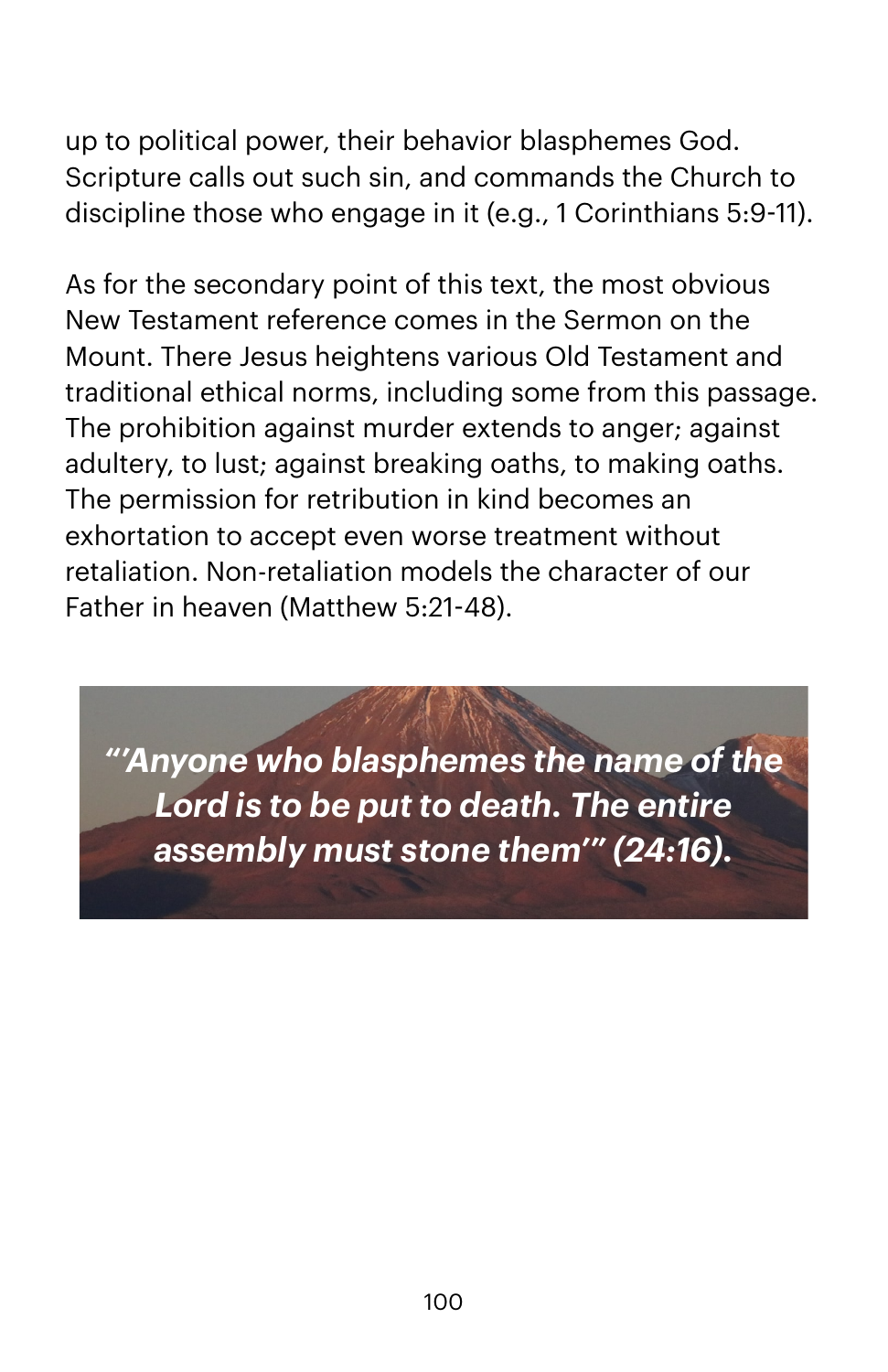up to political power, their behavior blasphemes God. Scripture calls out such sin, and commands the Church to discipline those who engage in it (e.g., 1 Corinthians 5:9-11).

As for the secondary point of this text, the most obvious New Testament reference comes in the Sermon on the Mount. There Jesus heightens various Old Testament and traditional ethical norms, including some from this passage. The prohibition against murder extends to anger; against adultery, to lust; against breaking oaths, to making oaths. The permission for retribution in kind becomes an exhortation to accept even worse treatment without retaliation. Non-retaliation models the character of our Father in heaven (Matthew 5:21-48).

***"'Anyone who blasphemes the name of the Lord is to be put to death. The entire assembly must stone them'" (24:16).***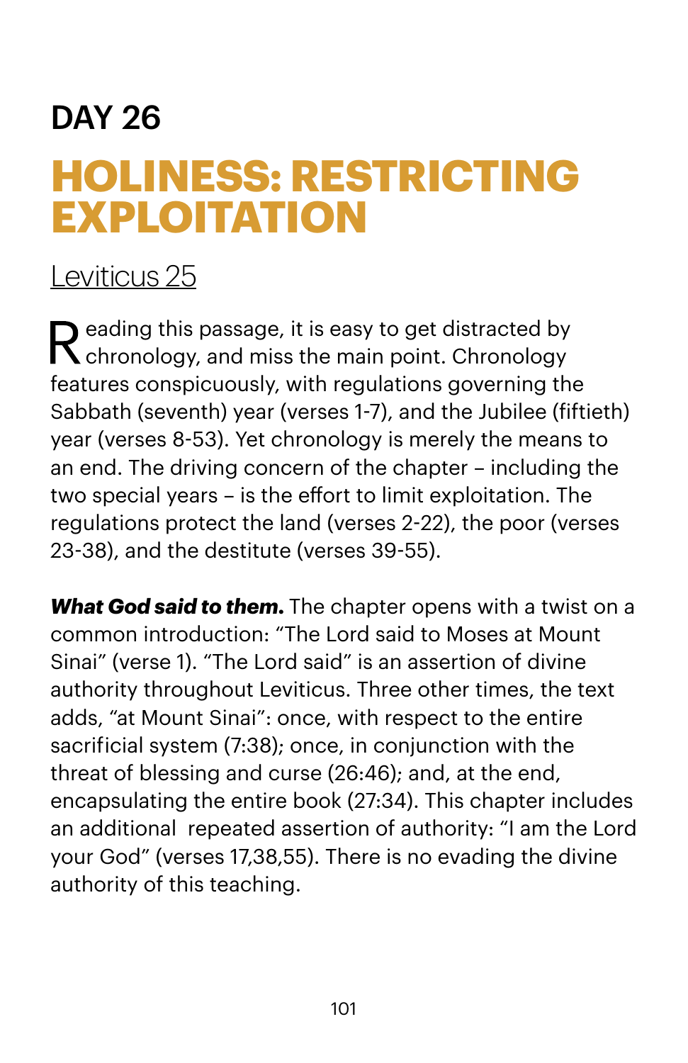# DAY 26

# HOLINESS: RESTRICTING EXPLOITATION

Leviticus 25

Reading this passage, it is easy to get distracted by chronology, and miss the main point. Chronology features conspicuously, with regulations governing the Sabbath (seventh) year (verses 1-7), and the Jubilee (fiftieth) year (verses 8-53). Yet chronology is merely the means to an end. The driving concern of the chapter – including the two special years – is the effort to limit exploitation. The regulations protect the land (verses 2-22), the poor (verses 23-38), and the destitute (verses 39-55).

***What God said to them.*** The chapter opens with a twist on a common introduction: "The Lord said to Moses at Mount Sinai" (verse 1). "The Lord said" is an assertion of divine authority throughout Leviticus. Three other times, the text adds, "at Mount Sinai": once, with respect to the entire sacrificial system (7:38); once, in conjunction with the threat of blessing and curse (26:46); and, at the end, encapsulating the entire book (27:34). This chapter includes an additional repeated assertion of authority: "I am the Lord your God" (verses 17,38,55). There is no evading the divine authority of this teaching.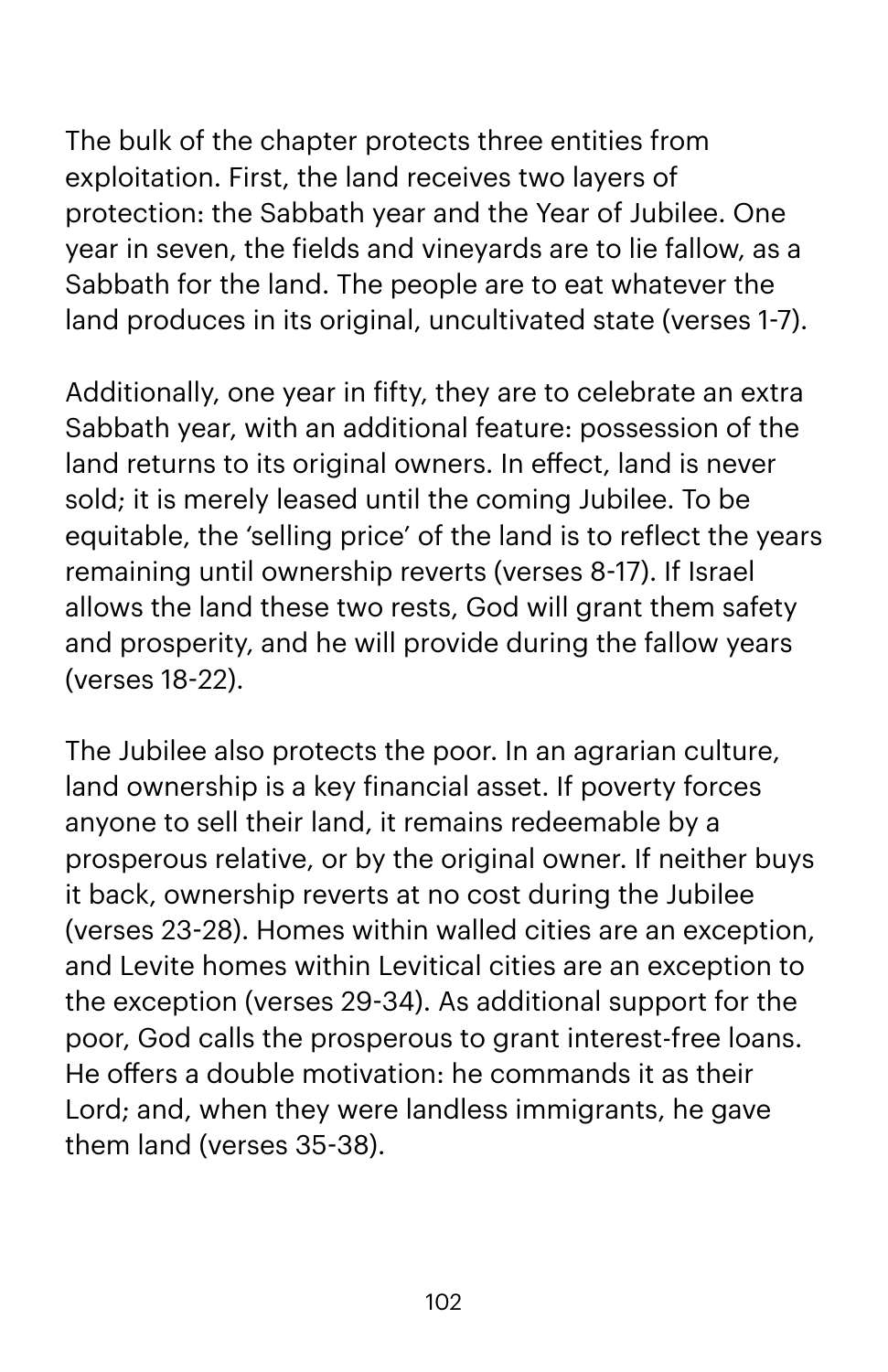The bulk of the chapter protects three entities from exploitation. First, the land receives two layers of protection: the Sabbath year and the Year of Jubilee. One year in seven, the fields and vineyards are to lie fallow, as a Sabbath for the land. The people are to eat whatever the land produces in its original, uncultivated state (verses 1-7).

Additionally, one year in fifty, they are to celebrate an extra Sabbath year, with an additional feature: possession of the land returns to its original owners. In effect, land is never sold; it is merely leased until the coming Jubilee. To be equitable, the 'selling price' of the land is to reflect the years remaining until ownership reverts (verses 8-17). If Israel allows the land these two rests, God will grant them safety and prosperity, and he will provide during the fallow years (verses 18-22).

The Jubilee also protects the poor. In an agrarian culture, land ownership is a key financial asset. If poverty forces anyone to sell their land, it remains redeemable by a prosperous relative, or by the original owner. If neither buys it back, ownership reverts at no cost during the Jubilee (verses 23-28). Homes within walled cities are an exception, and Levite homes within Levitical cities are an exception to the exception (verses 29-34). As additional support for the poor, God calls the prosperous to grant interest-free loans. He offers a double motivation: he commands it as their Lord; and, when they were landless immigrants, he gave them land (verses 35-38).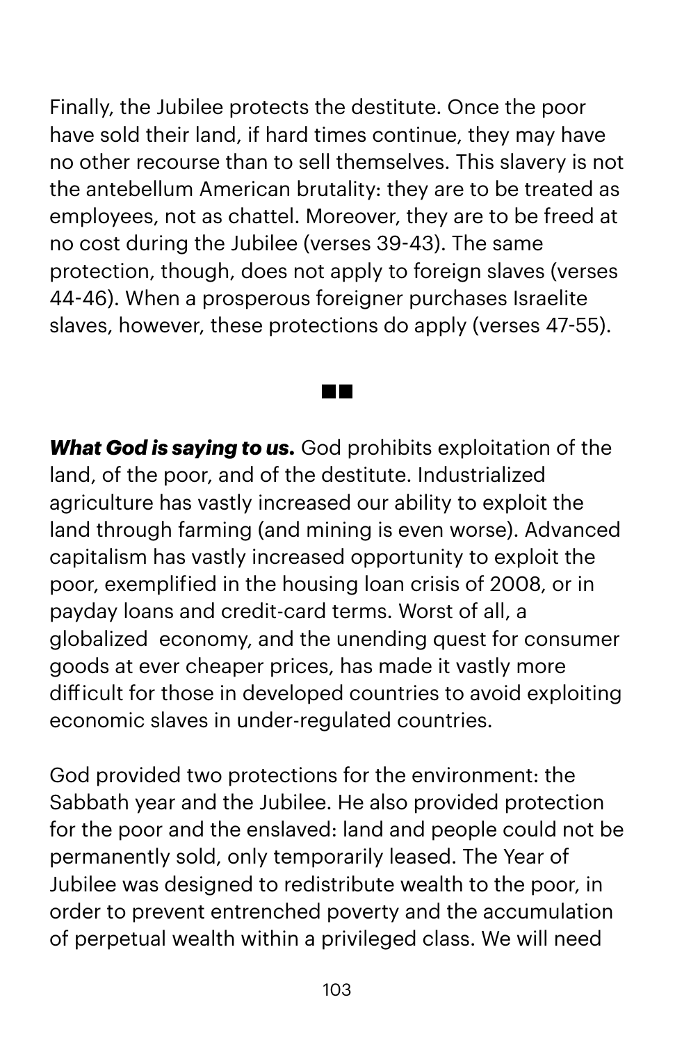Finally, the Jubilee protects the destitute. Once the poor have sold their land, if hard times continue, they may have no other recourse than to sell themselves. This slavery is not the antebellum American brutality: they are to be treated as employees, not as chattel. Moreover, they are to be freed at no cost during the Jubilee (verses 39-43). The same protection, though, does not apply to foreign slaves (verses 44-46). When a prosperous foreigner purchases Israelite slaves, however, these protections do apply (verses 47-55).

■■

***What God is saying to us.*** God prohibits exploitation of the land, of the poor, and of the destitute. Industrialized agriculture has vastly increased our ability to exploit the land through farming (and mining is even worse). Advanced capitalism has vastly increased opportunity to exploit the poor, exemplified in the housing loan crisis of 2008, or in payday loans and credit-card terms. Worst of all, a globalized economy, and the unending quest for consumer goods at ever cheaper prices, has made it vastly more difficult for those in developed countries to avoid exploiting economic slaves in under-regulated countries.

God provided two protections for the environment: the Sabbath year and the Jubilee. He also provided protection for the poor and the enslaved: land and people could not be permanently sold, only temporarily leased. The Year of Jubilee was designed to redistribute wealth to the poor, in order to prevent entrenched poverty and the accumulation of perpetual wealth within a privileged class. We will need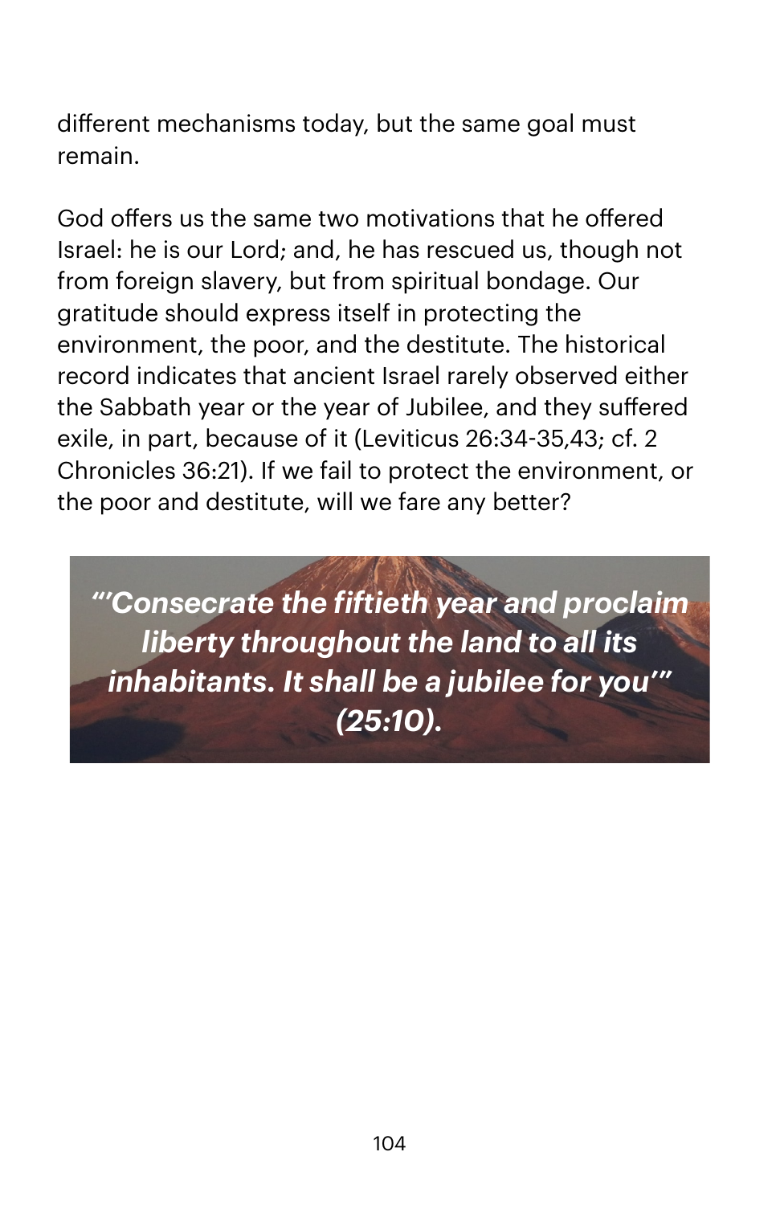different mechanisms today, but the same goal must remain.

God offers us the same two motivations that he offered Israel: he is our Lord; and, he has rescued us, though not from foreign slavery, but from spiritual bondage. Our gratitude should express itself in protecting the environment, the poor, and the destitute. The historical record indicates that ancient Israel rarely observed either the Sabbath year or the year of Jubilee, and they suffered exile, in part, because of it (Leviticus 26:34-35,43; cf. 2 Chronicles 36:21). If we fail to protect the environment, or the poor and destitute, will we fare any better?

***"'Consecrate the fiftieth year and proclaim liberty throughout the land to all its inhabitants. It shall be a jubilee for you'" (25:10).***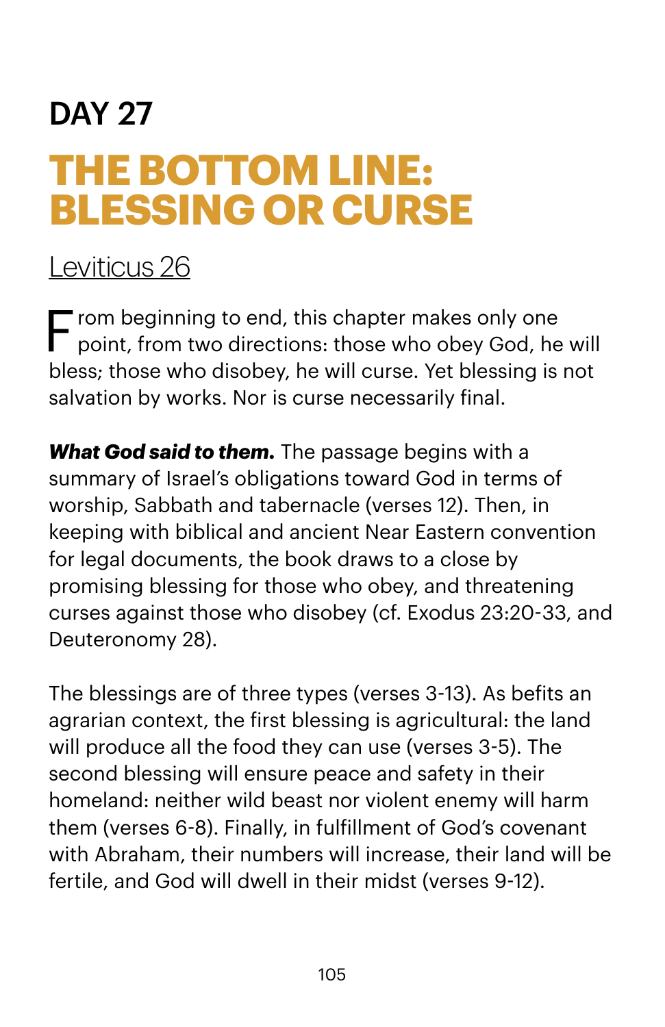# DAY 27

## THE BOTTOM LINE: BLESSING OR CURSE

Leviticus 26

From beginning to end, this chapter makes only one point, from two directions: those who obey God, he will bless; those who disobey, he will curse. Yet blessing is not salvation by works. Nor is curse necessarily final.

***What God said to them.*** The passage begins with a summary of Israel's obligations toward God in terms of worship, Sabbath and tabernacle (verses 12). Then, in keeping with biblical and ancient Near Eastern convention for legal documents, the book draws to a close by promising blessing for those who obey, and threatening curses against those who disobey (cf. Exodus 23:20-33, and Deuteronomy 28).

The blessings are of three types (verses 3-13). As befits an agrarian context, the first blessing is agricultural: the land will produce all the food they can use (verses 3-5). The second blessing will ensure peace and safety in their homeland: neither wild beast nor violent enemy will harm them (verses 6-8). Finally, in fulfillment of God's covenant with Abraham, their numbers will increase, their land will be fertile, and God will dwell in their midst (verses 9-12).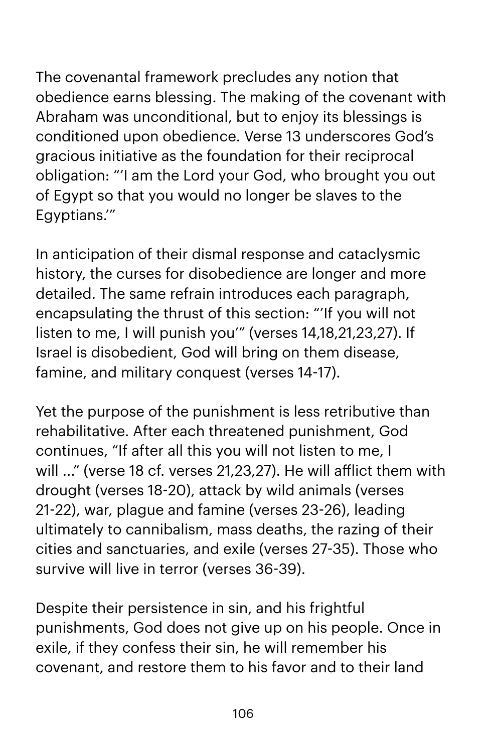The covenantal framework precludes any notion that obedience earns blessing. The making of the covenant with Abraham was unconditional, but to enjoy its blessings is conditioned upon obedience. Verse 13 underscores God's gracious initiative as the foundation for their reciprocal obligation: "'I am the Lord your God, who brought you out of Egypt so that you would no longer be slaves to the Egyptians.'"

In anticipation of their dismal response and cataclysmic history, the curses for disobedience are longer and more detailed. The same refrain introduces each paragraph, encapsulating the thrust of this section: "'If you will not listen to me, I will punish you'" (verses 14,18,21,23,27). If Israel is disobedient, God will bring on them disease, famine, and military conquest (verses 14-17).

Yet the purpose of the punishment is less retributive than rehabilitative. After each threatened punishment, God continues, "If after all this you will not listen to me, I will ..." (verse 18 cf. verses 21,23,27). He will afflict them with drought (verses 18-20), attack by wild animals (verses 21-22), war, plague and famine (verses 23-26), leading ultimately to cannibalism, mass deaths, the razing of their cities and sanctuaries, and exile (verses 27-35). Those who survive will live in terror (verses 36-39).

Despite their persistence in sin, and his frightful punishments, God does not give up on his people. Once in exile, if they confess their sin, he will remember his covenant, and restore them to his favor and to their land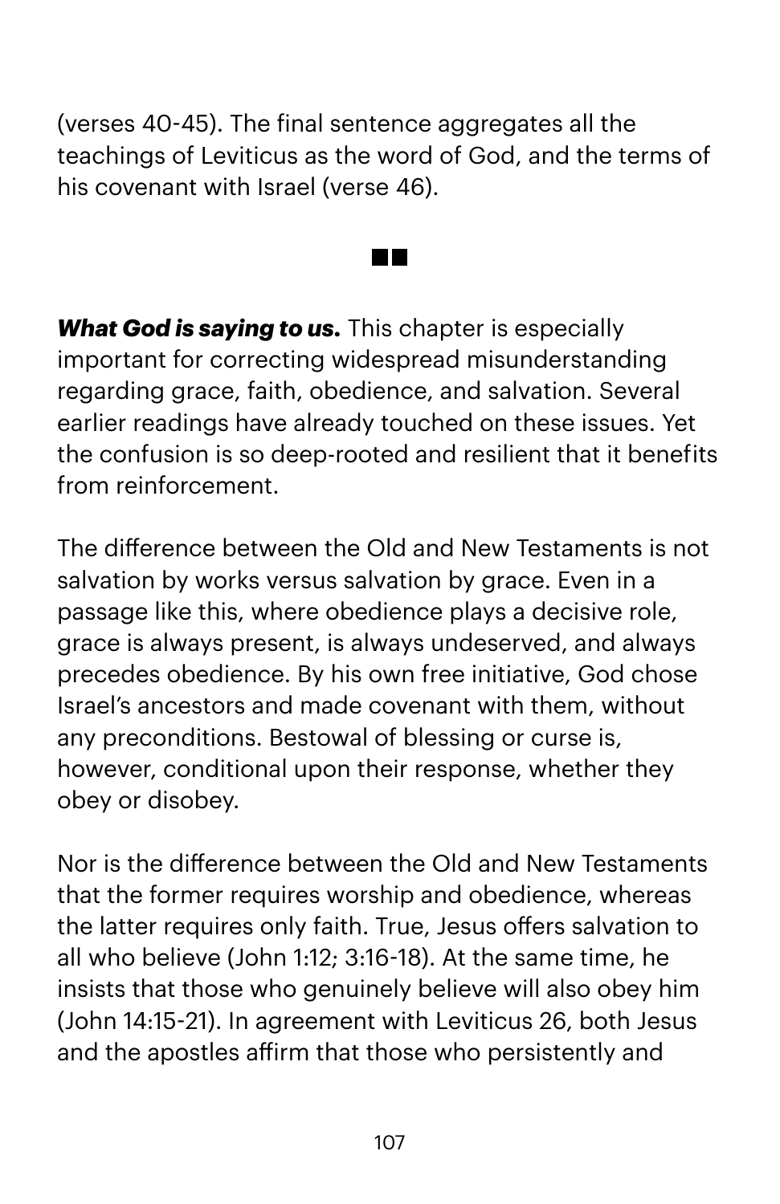(verses 40-45). The final sentence aggregates all the teachings of Leviticus as the word of God, and the terms of his covenant with Israel (verse 46).

■■

***What God is saying to us.*** This chapter is especially important for correcting widespread misunderstanding regarding grace, faith, obedience, and salvation. Several earlier readings have already touched on these issues. Yet the confusion is so deep-rooted and resilient that it benefits from reinforcement.

The difference between the Old and New Testaments is not salvation by works versus salvation by grace. Even in a passage like this, where obedience plays a decisive role, grace is always present, is always undeserved, and always precedes obedience. By his own free initiative, God chose Israel's ancestors and made covenant with them, without any preconditions. Bestowal of blessing or curse is, however, conditional upon their response, whether they obey or disobey.

Nor is the difference between the Old and New Testaments that the former requires worship and obedience, whereas the latter requires only faith. True, Jesus offers salvation to all who believe (John 1:12; 3:16-18). At the same time, he insists that those who genuinely believe will also obey him (John 14:15-21). In agreement with Leviticus 26, both Jesus and the apostles affirm that those who persistently and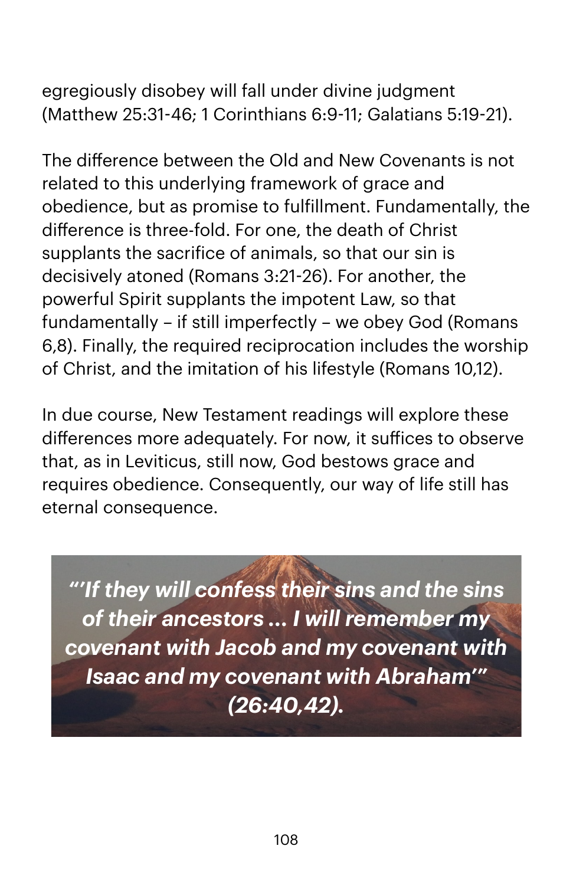egregiously disobey will fall under divine judgment (Matthew 25:31-46; 1 Corinthians 6:9-11; Galatians 5:19-21).

The difference between the Old and New Covenants is not related to this underlying framework of grace and obedience, but as promise to fulfillment. Fundamentally, the difference is three-fold. For one, the death of Christ supplants the sacrifice of animals, so that our sin is decisively atoned (Romans 3:21-26). For another, the powerful Spirit supplants the impotent Law, so that fundamentally – if still imperfectly – we obey God (Romans 6,8). Finally, the required reciprocation includes the worship of Christ, and the imitation of his lifestyle (Romans 10,12).

In due course, New Testament readings will explore these differences more adequately. For now, it suffices to observe that, as in Leviticus, still now, God bestows grace and requires obedience. Consequently, our way of life still has eternal consequence.

***"'If they will confess their sins and the sins of their ancestors ... I will remember my covenant with Jacob and my covenant with Isaac and my covenant with Abraham'" (26:40,42).***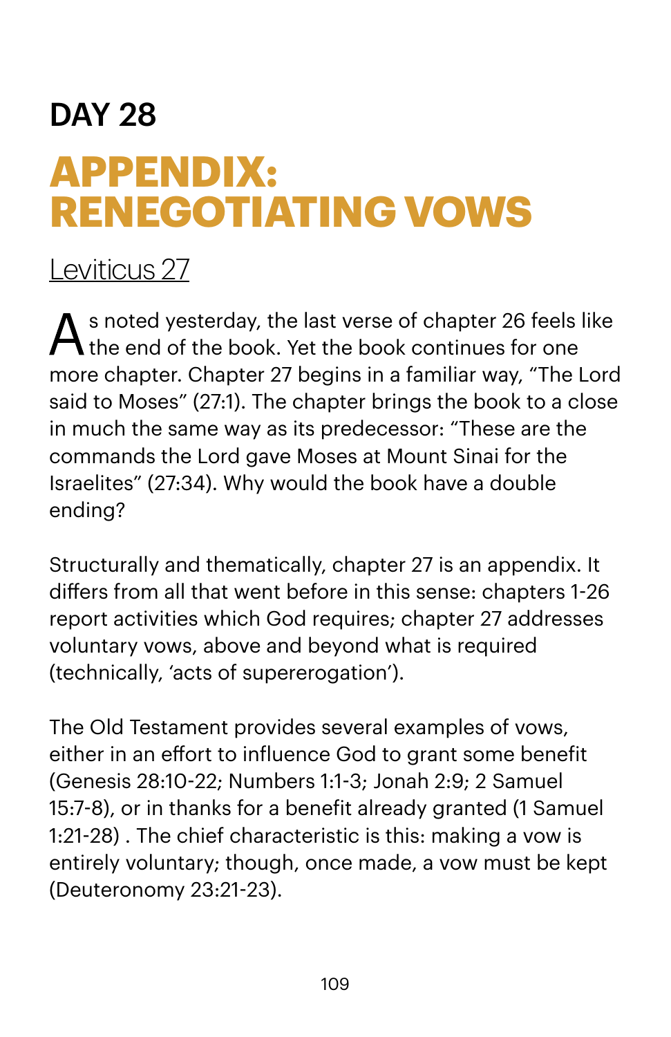# DAY 28

## APPENDIX: RENEGOTIATING VOWS

Leviticus 27

As noted yesterday, the last verse of chapter 26 feels like the end of the book. Yet the book continues for one more chapter. Chapter 27 begins in a familiar way, “The Lord said to Moses” (27:1). The chapter brings the book to a close in much the same way as its predecessor: “These are the commands the Lord gave Moses at Mount Sinai for the Israelites” (27:34). Why would the book have a double ending?

Structurally and thematically, chapter 27 is an appendix. It differs from all that went before in this sense: chapters 1-26 report activities which God requires; chapter 27 addresses voluntary vows, above and beyond what is required (technically, ‘acts of supererogation’).

The Old Testament provides several examples of vows, either in an effort to influence God to grant some benefit (Genesis 28:10-22; Numbers 1:1-3; Jonah 2:9; 2 Samuel 15:7-8), or in thanks for a benefit already granted (1 Samuel 1:21-28) . The chief characteristic is this: making a vow is entirely voluntary; though, once made, a vow must be kept (Deuteronomy 23:21-23).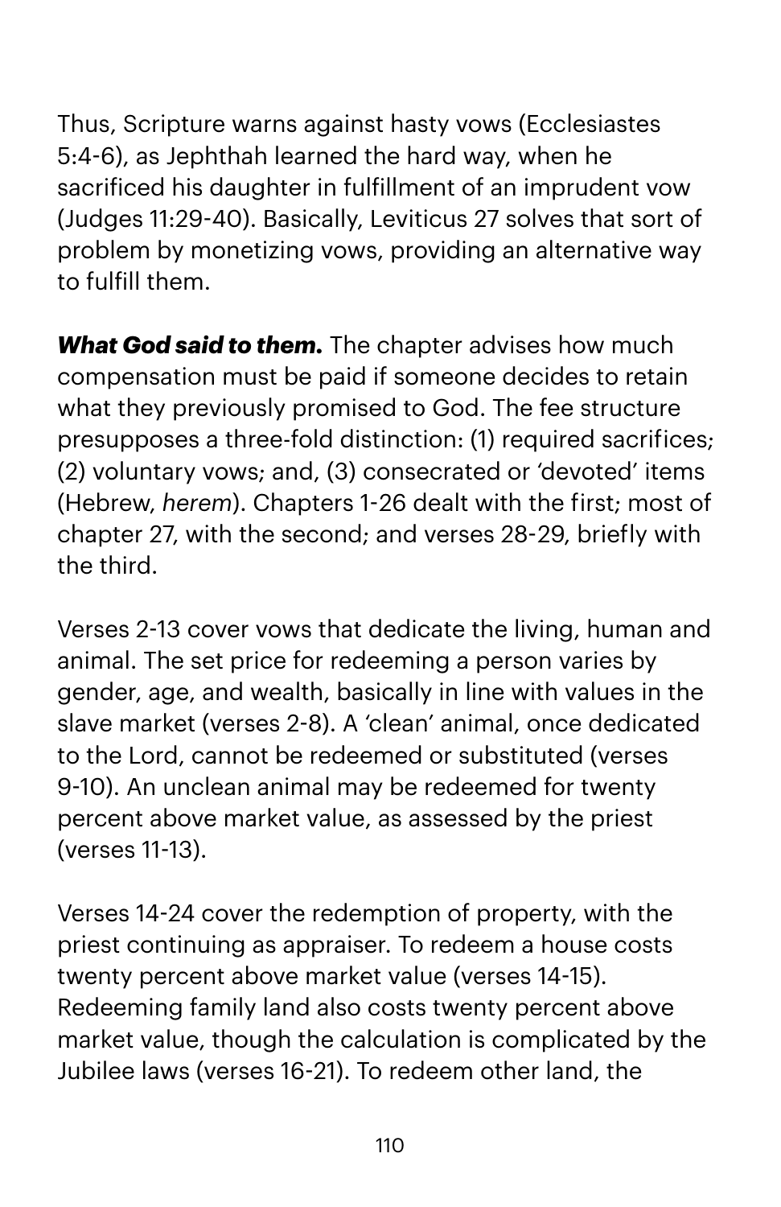Thus, Scripture warns against hasty vows (Ecclesiastes 5:4-6), as Jephthah learned the hard way, when he sacrificed his daughter in fulfillment of an imprudent vow (Judges 11:29-40). Basically, Leviticus 27 solves that sort of problem by monetizing vows, providing an alternative way to fulfill them.

***What God said to them.*** The chapter advises how much compensation must be paid if someone decides to retain what they previously promised to God. The fee structure presupposes a three-fold distinction: (1) required sacrifices; (2) voluntary vows; and, (3) consecrated or 'devoted' items (Hebrew, *herem*). Chapters 1-26 dealt with the first; most of chapter 27, with the second; and verses 28-29, briefly with the third.

Verses 2-13 cover vows that dedicate the living, human and animal. The set price for redeeming a person varies by gender, age, and wealth, basically in line with values in the slave market (verses 2-8). A 'clean' animal, once dedicated to the Lord, cannot be redeemed or substituted (verses 9-10). An unclean animal may be redeemed for twenty percent above market value, as assessed by the priest (verses 11-13).

Verses 14-24 cover the redemption of property, with the priest continuing as appraiser. To redeem a house costs twenty percent above market value (verses 14-15). Redeeming family land also costs twenty percent above market value, though the calculation is complicated by the Jubilee laws (verses 16-21). To redeem other land, the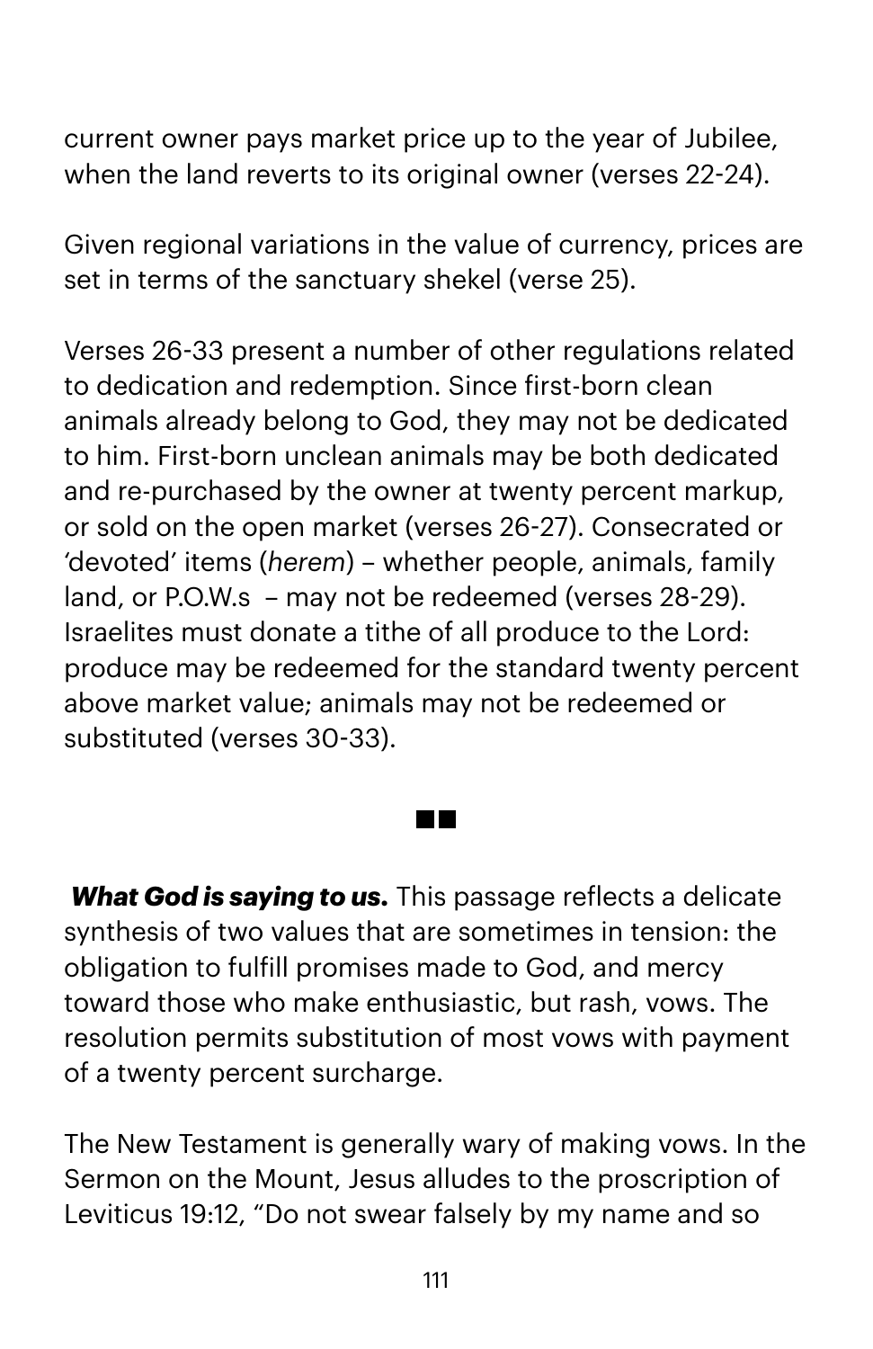current owner pays market price up to the year of Jubilee, when the land reverts to its original owner (verses 22-24).

Given regional variations in the value of currency, prices are set in terms of the sanctuary shekel (verse 25).

Verses 26-33 present a number of other regulations related to dedication and redemption. Since first-born clean animals already belong to God, they may not be dedicated to him. First-born unclean animals may be both dedicated and re-purchased by the owner at twenty percent markup, or sold on the open market (verses 26-27). Consecrated or 'devoted' items (*herem*) – whether people, animals, family land, or P.O.W.s – may not be redeemed (verses 28-29). Israelites must donate a tithe of all produce to the Lord: produce may be redeemed for the standard twenty percent above market value; animals may not be redeemed or substituted (verses 30-33).

■■

***What God is saying to us.*** This passage reflects a delicate synthesis of two values that are sometimes in tension: the obligation to fulfill promises made to God, and mercy toward those who make enthusiastic, but rash, vows. The resolution permits substitution of most vows with payment of a twenty percent surcharge.

The New Testament is generally wary of making vows. In the Sermon on the Mount, Jesus alludes to the proscription of Leviticus 19:12, "Do not swear falsely by my name and so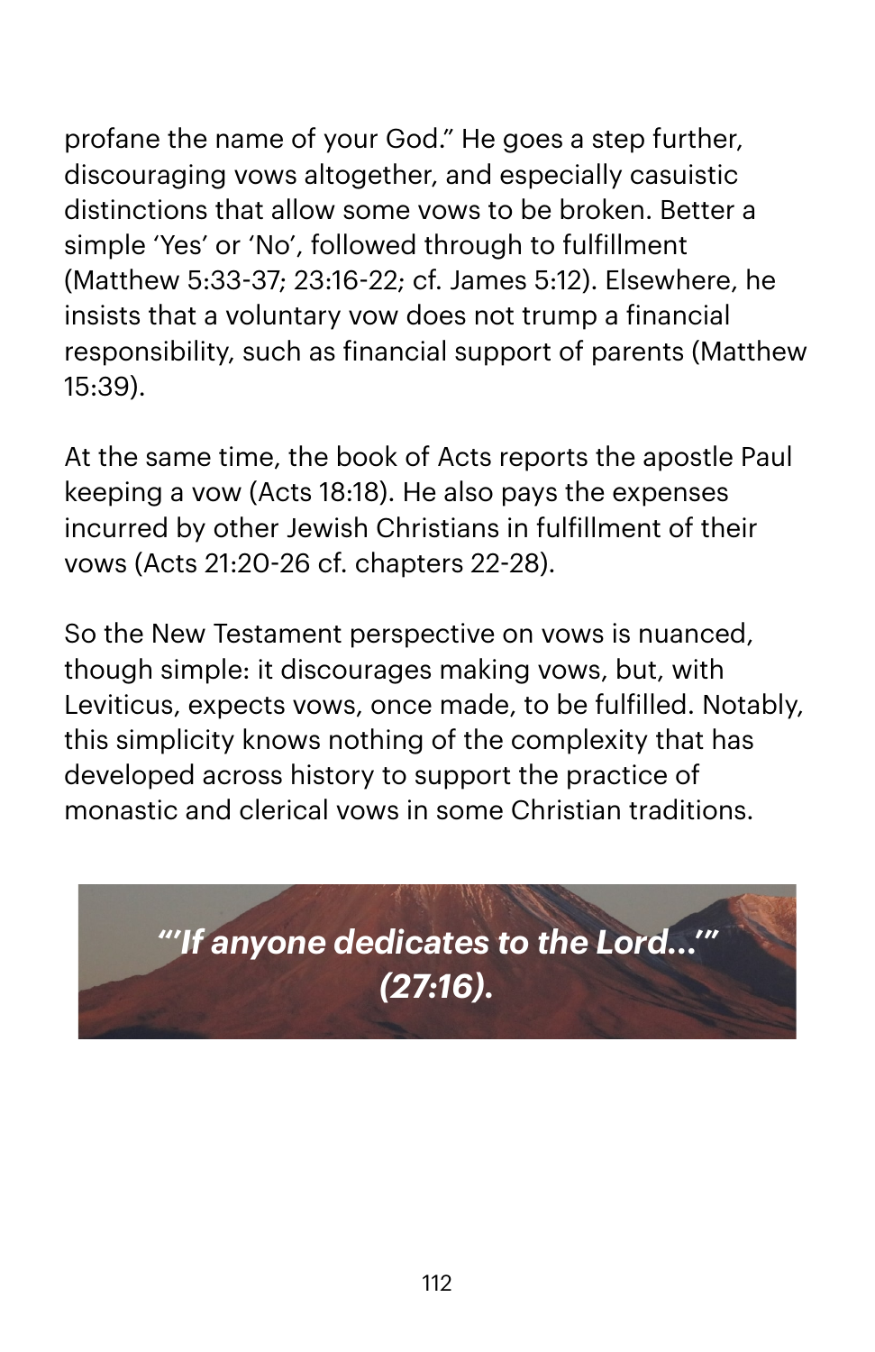profane the name of your God." He goes a step further, discouraging vows altogether, and especially casuistic distinctions that allow some vows to be broken. Better a simple 'Yes' or 'No', followed through to fulfillment (Matthew 5:33-37; 23:16-22; cf. James 5:12). Elsewhere, he insists that a voluntary vow does not trump a financial responsibility, such as financial support of parents (Matthew 15:39).

At the same time, the book of Acts reports the apostle Paul keeping a vow (Acts 18:18). He also pays the expenses incurred by other Jewish Christians in fulfillment of their vows (Acts 21:20-26 cf. chapters 22-28).

So the New Testament perspective on vows is nuanced, though simple: it discourages making vows, but, with Leviticus, expects vows, once made, to be fulfilled. Notably, this simplicity knows nothing of the complexity that has developed across history to support the practice of monastic and clerical vows in some Christian traditions.

***"'If anyone dedicates to the Lord...'" (27:16).***